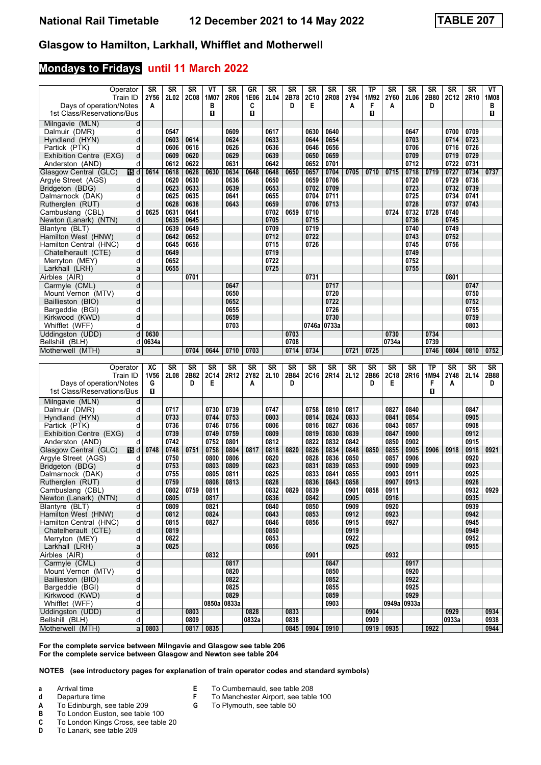# National Rail Timetable — 12 December 2021 to 14 May 2022 — TABLE 207

## Glasgow to Hamilton, Larkhall, Whifflet and Motherwell

### Mondays to Fridays until 11 March 2022

| Operator | | SR | SR | SR | VT | SR | GR | SR | SR | SR | SR | SR | TP | SR | SR | SR | SR | SR | VT |
|---|---|---|---|---|---|---|---|---|---|---|---|---|---|---|---|---|---|---|---|
| Train ID | | 2Y56 | 2L02 | 2C08 | 1M07 | 2R06 | 1E06 | 2L04 | 2B78 | 2C10 | 2R08 | 2Y94 | 1M92 | 2Y60 | 2L06 | 2B80 | 2C12 | 2R10 | 1M08 |
| Days of operation/Notes | | A | | | B | | C | | D | E | | A | F | A | | D | | | B |
| 1st Class/Reservations/Bus | | | | | ■ | | ■ | | | | | | ■ | | | | | | ■ |
| Milngavie (MLN) | d | | | | | | | | | | | | | | | | | | |
| Dalmuir (DMR) | d | | 0547 | | | 0609 | | 0617 | | 0630 | 0640 | | | | 0647 | | 0700 | 0709 | |
| Hyndland (HYN) | d | | 0603 | 0614 | | 0624 | | 0633 | | 0644 | 0654 | | | | 0703 | | 0714 | 0723 | |
| Partick (PTK) | d | | 0606 | 0616 | | 0626 | | 0636 | | 0646 | 0656 | | | | 0706 | | 0716 | 0726 | |
| Exhibition Centre (EXG) | d | | 0609 | 0620 | | 0629 | | 0639 | | 0650 | 0659 | | | | 0709 | | 0719 | 0729 | |
| Anderston (AND) | d | | 0612 | 0622 | | 0631 | | 0642 | | 0652 | 0701 | | | | 0712 | | 0722 | 0731 | |
| Glasgow Central (GLC) | d | 0614 | 0618 | 0628 | 0630 | 0634 | 0648 | 0648 | 0650 | 0657 | 0704 | 0705 | 0710 | 0715 | 0718 | 0719 | 0727 | 0734 | 0737 |
| Argyle Street (AGS) | d | | 0620 | 0630 | | 0636 | | 0650 | | 0659 | 0706 | | | | 0720 | | 0729 | 0736 | |
| Bridgeton (BDG) | d | | 0623 | 0633 | | 0639 | | 0653 | | 0702 | 0709 | | | | 0723 | | 0732 | 0739 | |
| Dalmarnock (DAK) | d | | 0625 | 0635 | | 0641 | | 0655 | | 0704 | 0711 | | | | 0725 | | 0734 | 0741 | |
| Rutherglen (RUT) | d | | 0628 | 0638 | | 0643 | | 0659 | | 0706 | 0713 | | | | 0728 | | 0737 | 0743 | |
| Cambuslang (CBL) | d | 0625 | 0631 | 0641 | | | | 0702 | 0659 | 0710 | | | | 0724 | 0732 | 0728 | 0740 | | |
| Newton (Lanark) (NTN) | d | | 0635 | 0645 | | | | 0705 | | 0715 | | | | | 0736 | | 0745 | | |
| Blantyre (BLT) | d | | 0639 | 0649 | | | | 0709 | | 0719 | | | | | 0740 | | 0749 | | |
| Hamilton West (HNW) | d | | 0642 | 0652 | | | | 0712 | | 0722 | | | | | 0743 | | 0752 | | |
| Hamilton Central (HNC) | d | | 0645 | 0656 | | | | 0715 | | 0726 | | | | | 0745 | | 0756 | | |
| Chatelherault (CTE) | d | | 0649 | | | | | 0719 | | | | | | | 0749 | | | | |
| Merryton (MEY) | d | | 0652 | | | | | 0722 | | | | | | | 0752 | | | | |
| Larkhall (LRH) | a | | 0655 | | | | | 0725 | | | | | | | 0755 | | | | |
| Airbles (AIR) | d | | | 0701 | | | | | | 0731 | | | | | | | 0801 | | |
| Carmyle (CML) | d | | | | | 0647 | | | | | 0717 | | | | | | | 0747 | |
| Mount Vernon (MTV) | d | | | | | 0650 | | | | | 0720 | | | | | | | 0750 | |
| Baillieston (BIO) | d | | | | | 0652 | | | | | 0722 | | | | | | | 0752 | |
| Bargeddie (BGI) | d | | | | | 0655 | | | | | 0726 | | | | | | | 0755 | |
| Kirkwood (KWD) | d | | | | | 0659 | | | | | 0730 | | | | | | | 0759 | |
| Whifflet (WFF) | d | | | | | 0703 | | | | 0746a | 0733a | | | | | | | 0803 | |
| Uddingston (UDD) | d | 0630 | | | | | | | 0703 | | | | | 0730 | | 0734 | | | |
| Bellshill (BLH) | d | 0634a | | | | | | | 0708 | | | | | 0734a | | 0739 | | | |
| Motherwell (MTH) | a | | | 0704 | 0644 | 0710 | 0703 | | 0714 | 0734 | | 0721 | 0725 | | | 0746 | 0804 | 0810 | 0752 |

| Operator | | XC | SR | SR | SR | SR | SR | SR | SR | SR | SR | SR | SR | SR | SR | TP | SR | SR | SR |
|---|---|---|---|---|---|---|---|---|---|---|---|---|---|---|---|---|---|---|---|
| Train ID | | 1V56 | 2L08 | 2B82 | 2C14 | 2R12 | 2Y82 | 2L10 | 2B84 | 2C16 | 2R14 | 2L12 | 2B86 | 2C18 | 2R16 | 1M94 | 2Y48 | 2L14 | 2B88 |
| Days of operation/Notes | | G | | D | E | | A | | D | | | | D | E | | F | A | | D |
| 1st Class/Reservations/Bus | | ■ | | | | | | | | | | | | | | ■ | | | |
| Milngavie (MLN) | d | | | | | | | | | | | | | | | | | | |
| Dalmuir (DMR) | d | | 0717 | | 0730 | 0739 | | 0747 | | 0758 | 0810 | 0817 | | 0827 | 0840 | | | 0847 | |
| Hyndland (HYN) | d | | 0733 | | 0744 | 0753 | | 0803 | | 0814 | 0824 | 0833 | | 0841 | 0854 | | | 0905 | |
| Partick (PTK) | d | | 0736 | | 0746 | 0756 | | 0806 | | 0816 | 0827 | 0836 | | 0843 | 0857 | | | 0908 | |
| Exhibition Centre (EXG) | d | | 0739 | | 0749 | 0759 | | 0809 | | 0819 | 0830 | 0839 | | 0847 | 0900 | | | 0912 | |
| Anderston (AND) | d | | 0742 | | 0752 | 0801 | | 0812 | | 0822 | 0832 | 0842 | | 0850 | 0902 | | | 0915 | |
| Glasgow Central (GLC) | d | 0748 | 0748 | 0751 | 0758 | 0804 | 0817 | 0818 | 0820 | 0826 | 0834 | 0848 | 0850 | 0855 | 0905 | 0906 | 0918 | 0918 | 0921 |
| Argyle Street (AGS) | d | | 0750 | | 0800 | 0806 | | 0820 | | 0828 | 0836 | 0850 | | 0857 | 0906 | | | 0920 | |
| Bridgeton (BDG) | d | | 0753 | | 0803 | 0809 | | 0823 | | 0831 | 0839 | 0853 | | 0900 | 0909 | | | 0923 | |
| Dalmarnock (DAK) | d | | 0755 | | 0805 | 0811 | | 0825 | | 0833 | 0841 | 0855 | | 0903 | 0911 | | | 0925 | |
| Rutherglen (RUT) | d | | 0759 | | 0808 | 0813 | | 0828 | | 0836 | 0843 | 0858 | | 0907 | 0913 | | | 0928 | |
| Cambuslang (CBL) | d | | 0802 | 0759 | 0811 | | | 0832 | 0829 | 0839 | | 0901 | 0858 | 0911 | | | | 0932 | 0929 |
| Newton (Lanark) (NTN) | d | | 0805 | | 0817 | | | 0836 | | 0842 | | 0905 | | 0916 | | | | 0935 | |
| Blantyre (BLT) | d | | 0809 | | 0821 | | | 0840 | | 0850 | | 0909 | | 0920 | | | | 0939 | |
| Hamilton West (HNW) | d | | 0812 | | 0824 | | | 0843 | | 0853 | | 0912 | | 0923 | | | | 0942 | |
| Hamilton Central (HNC) | d | | 0815 | | 0827 | | | 0846 | | 0856 | | 0915 | | 0927 | | | | 0945 | |
| Chatelherault (CTE) | d | | 0819 | | | | | 0850 | | | | 0919 | | | | | | 0949 | |
| Merryton (MEY) | d | | 0822 | | | | | 0853 | | | | 0922 | | | | | | 0952 | |
| Larkhall (LRH) | a | | 0825 | | | | | 0856 | | | | 0925 | | | | | | 0955 | |
| Airbles (AIR) | d | | | | 0832 | | | | | 0901 | | | | 0932 | | | | | |
| Carmyle (CML) | d | | | | | 0817 | | | | | 0847 | | | | 0917 | | | | |
| Mount Vernon (MTV) | d | | | | | 0820 | | | | | 0850 | | | | 0920 | | | | |
| Baillieston (BIO) | d | | | | | 0822 | | | | | 0852 | | | | 0922 | | | | |
| Bargeddie (BGI) | d | | | | | 0825 | | | | | 0855 | | | | 0925 | | | | |
| Kirkwood (KWD) | d | | | | | 0829 | | | | | 0859 | | | | 0929 | | | | |
| Whifflet (WFF) | d | | | | 0850a | 0833a | | | | | 0903 | | | 0949a | 0933a | | | | |
| Uddingston (UDD) | d | | | 0803 | | | 0828 | | 0833 | | | | 0904 | | | | 0929 | | 0934 |
| Bellshill (BLH) | d | | | 0809 | | | 0832a | | 0838 | | | | 0909 | | | | 0933a | | 0938 |
| Motherwell (MTH) | a | 0803 | | 0817 | 0835 | | | | 0845 | 0904 | 0910 | | 0919 | 0935 | | 0922 | | | 0944 |

**For the complete service between Milngavie and Glasgow see table 206**
**For the complete service between Glasgow and Newton see table 204**

**NOTES (see introductory pages for explanation of train operator codes and standard symbols)**

- **a** Arrival time
- **d** Departure time
- **A** To Edinburgh, see table 209
- **B** To London Euston, see table 100
- **C** To London Kings Cross, see table 20
- **D** To Lanark, see table 209
- **E** To Cumbernauld, see table 208
- **F** To Manchester Airport, see table 100
- **G** To Plymouth, see table 50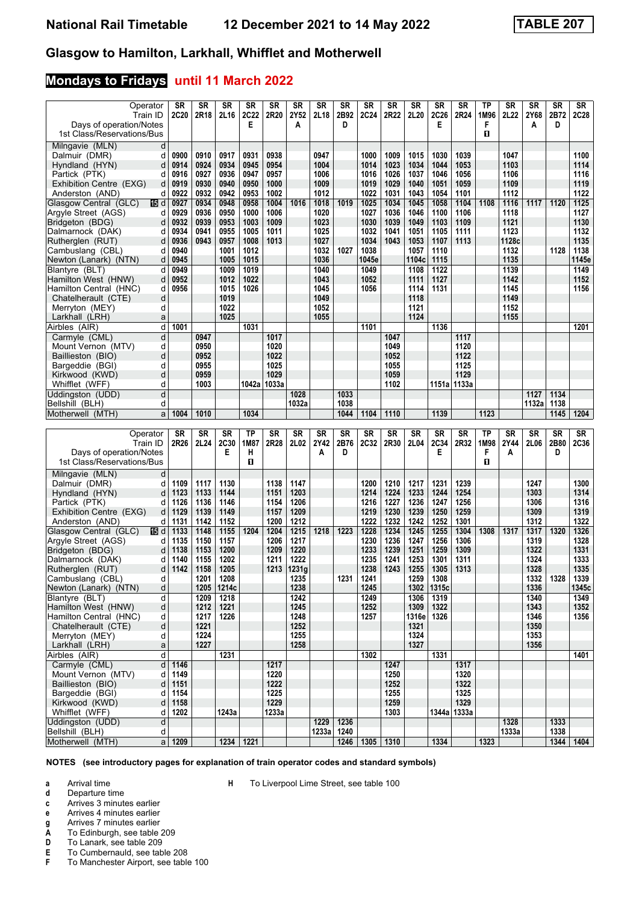# Glasgow to Hamilton, Larkhall, Whifflet and Motherwell

## Mondays to Fridays until 11 March 2022

| Operator | SR | SR | SR | SR | SR | SR | SR | SR | SR | SR | SR | SR | SR | TP | SR | SR | SR | SR |
|---|---|---|---|---|---|---|---|---|---|---|---|---|---|---|---|---|---|---|
| Train ID | 2C20 | 2R18 | 2L16 | 2C22 | 2R20 | 2Y52 | 2L18 | 2B92 | 2C24 | 2R22 | 2L20 | 2C26 | 2R24 | 1M96 | 2L22 | 2Y68 | 2B72 | 2C28 |
| Days of operation/Notes | | | | E | | A | | D | | | | E | | F | | A | D | |
| 1st Class/Reservations/Bus | | | | | | | | | | | | | | ◼ | | | | |
| Milngavie (MLN) d | | | | | | | | | | | | | | | | | | |
| Dalmuir (DMR) d | 0900 | 0910 | 0917 | 0931 | 0938 | | 0947 | | 1000 | 1009 | 1015 | 1030 | 1039 | | 1047 | | | 1100 |
| Hyndland (HYN) d | 0914 | 0924 | 0934 | 0945 | 0954 | | 1004 | | 1014 | 1023 | 1034 | 1044 | 1053 | | 1103 | | | 1114 |
| Partick (PTK) d | 0916 | 0927 | 0936 | 0947 | 0957 | | 1006 | | 1016 | 1026 | 1037 | 1046 | 1056 | | 1106 | | | 1116 |
| Exhibition Centre (EXG) d | 0919 | 0930 | 0940 | 0950 | 1000 | | 1009 | | 1019 | 1029 | 1040 | 1051 | 1059 | | 1109 | | | 1119 |
| Anderston (AND) d | 0922 | 0932 | 0942 | 0953 | 1002 | | 1012 | | 1022 | 1031 | 1043 | 1054 | 1101 | | 1112 | | | 1122 |
| Glasgow Central (GLC) 15 d | 0927 | 0934 | 0948 | 0958 | 1004 | 1016 | 1018 | 1019 | 1025 | 1034 | 1045 | 1058 | 1104 | 1108 | 1116 | 1117 | 1120 | 1125 |
| Argyle Street (AGS) d | 0929 | 0936 | 0950 | 1000 | 1006 | | 1020 | | 1027 | 1036 | 1046 | 1100 | 1106 | | 1118 | | | 1127 |
| Bridgeton (BDG) d | 0932 | 0939 | 0953 | 1003 | 1009 | | 1023 | | 1030 | 1039 | 1049 | 1103 | 1109 | | 1121 | | | 1130 |
| Dalmarnock (DAK) d | 0934 | 0941 | 0955 | 1005 | 1011 | | 1025 | | 1032 | 1041 | 1051 | 1105 | 1111 | | 1123 | | | 1132 |
| Rutherglen (RUT) d | 0936 | 0943 | 0957 | 1008 | 1013 | | 1027 | | 1034 | 1043 | 1053 | 1107 | 1113 | | 1128c | | | 1135 |
| Cambuslang (CBL) d | 0940 | | 1001 | 1012 | | | 1032 | 1027 | 1038 | | 1057 | 1110 | | | 1132 | | 1128 | 1138 |
| Newton (Lanark) (NTN) d | 0945 | | 1005 | 1015 | | | 1036 | | 1045e | | 1104c | 1115 | | | 1135 | | | 1145e |
| Blantyre (BLT) d | 0949 | | 1009 | 1019 | | | 1040 | | 1049 | | 1108 | 1122 | | | 1139 | | | 1149 |
| Hamilton West (HNW) d | 0952 | | 1012 | 1022 | | | 1043 | | 1052 | | 1111 | 1127 | | | 1142 | | | 1152 |
| Hamilton Central (HNC) d | 0956 | | 1015 | 1026 | | | 1045 | | 1056 | | 1114 | 1131 | | | 1145 | | | 1156 |
| Chatelherault (CTE) d | | | 1019 | | | | 1049 | | | | 1118 | | | | 1149 | | | |
| Merryton (MEY) d | | | 1022 | | | | 1052 | | | | 1121 | | | | 1152 | | | |
| Larkhall (LRH) a | | | 1025 | | | | 1055 | | | | 1124 | | | | 1155 | | | |
| Airbles (AIR) d | 1001 | | | 1031 | | | | | 1101 | | | 1136 | | | | | | 1201 |
| Carmyle (CML) d | | 0947 | | | 1017 | | | | | 1047 | | | 1117 | | | | | |
| Mount Vernon (MTV) d | | 0950 | | | 1020 | | | | | 1049 | | | 1120 | | | | | |
| Baillieston (BIO) d | | 0952 | | | 1022 | | | | | 1052 | | | 1122 | | | | | |
| Bargeddie (BGI) d | | 0955 | | | 1025 | | | | | 1055 | | | 1125 | | | | | |
| Kirkwood (KWD) d | | 0959 | | | 1029 | | | | | 1059 | | | 1129 | | | | | |
| Whifflet (WFF) d | | 1003 | | 1042a | 1033a | | | | | 1102 | | 1151a | 1133a | | | | | |
| Uddingston (UDD) d | | | | | | 1028 | | 1033 | | | | | | | | 1127 | 1134 | |
| Bellshill (BLH) d | | | | | | 1032a | | 1038 | | | | | | | | 1132a | 1138 | |
| Motherwell (MTH) a | 1004 | 1010 | | 1034 | | | | 1044 | 1104 | 1110 | | 1139 | | 1123 | | | 1145 | 1204 |

| Operator | SR | SR | SR | TP | SR | SR | SR | SR | SR | SR | SR | SR | SR | TP | SR | SR | SR | SR |
|---|---|---|---|---|---|---|---|---|---|---|---|---|---|---|---|---|---|---|
| Train ID | 2R26 | 2L24 | 2C30 | 1M87 | 2R28 | 2L02 | 2Y42 | 2B76 | 2C32 | 2R30 | 2L04 | 2C34 | 2R32 | 1M98 | 2Y44 | 2L06 | 2B80 | 2C36 |
| Days of operation/Notes | | | E | H | | | A | D | | | | E | | F | A | | D | |
| 1st Class/Reservations/Bus | | | | ◼ | | | | | | | | | | ◼ | | | | |
| Milngavie (MLN) d | | | | | | | | | | | | | | | | | | |
| Dalmuir (DMR) d | 1109 | 1117 | 1130 | | 1138 | 1147 | | | 1200 | 1210 | 1217 | 1231 | 1239 | | | 1247 | | 1300 |
| Hyndland (HYN) d | 1123 | 1133 | 1144 | | 1151 | 1203 | | | 1214 | 1224 | 1233 | 1244 | 1254 | | | 1303 | | 1314 |
| Partick (PTK) d | 1126 | 1136 | 1146 | | 1154 | 1206 | | | 1216 | 1227 | 1236 | 1247 | 1256 | | | 1306 | | 1316 |
| Exhibition Centre (EXG) d | 1129 | 1139 | 1149 | | 1157 | 1209 | | | 1219 | 1230 | 1239 | 1250 | 1259 | | | 1309 | | 1319 |
| Anderston (AND) d | 1131 | 1142 | 1152 | | 1200 | 1212 | | | 1222 | 1232 | 1242 | 1252 | 1301 | | | 1312 | | 1322 |
| Glasgow Central (GLC) 15 d | 1133 | 1148 | 1155 | 1204 | 1204 | 1215 | 1218 | 1223 | 1228 | 1234 | 1245 | 1255 | 1304 | 1308 | 1317 | 1317 | 1320 | 1326 |
| Argyle Street (AGS) d | 1135 | 1150 | 1157 | | 1206 | 1217 | | | 1230 | 1236 | 1246 | 1256 | 1306 | | | 1319 | | 1328 |
| Bridgeton (BDG) d | 1138 | 1153 | 1200 | | 1209 | 1220 | | | 1233 | 1239 | 1251 | 1259 | 1309 | | | 1322 | | 1331 |
| Dalmarnock (DAK) d | 1140 | 1155 | 1202 | | 1211 | 1222 | | | 1235 | 1241 | 1253 | 1301 | 1311 | | | 1324 | | 1333 |
| Rutherglen (RUT) d | 1142 | 1158 | 1205 | | 1213 | 1231g | | | 1238 | 1243 | 1255 | 1305 | 1313 | | | 1328 | | 1335 |
| Cambuslang (CBL) d | | 1201 | 1208 | | | 1235 | | 1231 | 1241 | | 1259 | 1308 | | | | 1332 | 1328 | 1339 |
| Newton (Lanark) (NTN) d | | 1205 | 1214c | | | 1238 | | | 1245 | | 1302 | 1315c | | | | 1336 | | 1345c |
| Blantyre (BLT) d | | 1209 | 1218 | | | 1242 | | | 1249 | | 1306 | 1319 | | | | 1340 | | 1349 |
| Hamilton West (HNW) d | | 1212 | 1221 | | | 1245 | | | 1252 | | 1309 | 1322 | | | | 1343 | | 1352 |
| Hamilton Central (HNC) d | | 1217 | 1226 | | | 1248 | | | 1257 | | 1316e | 1326 | | | | 1346 | | 1356 |
| Chatelherault (CTE) d | | 1221 | | | | 1252 | | | | | 1321 | | | | | 1350 | | |
| Merryton (MEY) d | | 1224 | | | | 1255 | | | | | 1324 | | | | | 1353 | | |
| Larkhall (LRH) a | | 1227 | | | | 1258 | | | | | 1327 | | | | | 1356 | | |
| Airbles (AIR) d | | | 1231 | | | | | | 1302 | | | 1331 | | | | | | 1401 |
| Carmyle (CML) d | 1146 | | | | 1217 | | | | | 1247 | | | 1317 | | | | | |
| Mount Vernon (MTV) d | 1149 | | | | 1220 | | | | | 1250 | | | 1320 | | | | | |
| Baillieston (BIO) d | 1151 | | | | 1222 | | | | | 1252 | | | 1322 | | | | | |
| Bargeddie (BGI) d | 1154 | | | | 1225 | | | | | 1255 | | | 1325 | | | | | |
| Kirkwood (KWD) d | 1158 | | | | 1229 | | | | | 1259 | | | 1329 | | | | | |
| Whifflet (WFF) d | 1202 | | 1243a | | 1233a | | | | | 1303 | | 1344a | 1333a | | | | | |
| Uddingston (UDD) d | | | | | | | 1229 | 1236 | | | | | | | 1328 | | 1333 | |
| Bellshill (BLH) d | | | | | | | 1233a | 1240 | | | | | | | 1333a | | 1338 | |
| Motherwell (MTH) a | 1209 | | 1234 | 1221 | | | | 1246 | 1305 | 1310 | | 1334 | | 1323 | | | 1344 | 1404 |

**NOTES (see introductory pages for explanation of train operator codes and standard symbols)**

- **a** Arrival time
- **d** Departure time
- **c** Arrives 3 minutes earlier
- **e** Arrives 4 minutes earlier
- **g** Arrives 7 minutes earlier
- **A** To Edinburgh, see table 209
- **D** To Lanark, see table 209
- **E** To Cumbernauld, see table 208
- **F** To Manchester Airport, see table 100
- **H** To Liverpool Lime Street, see table 100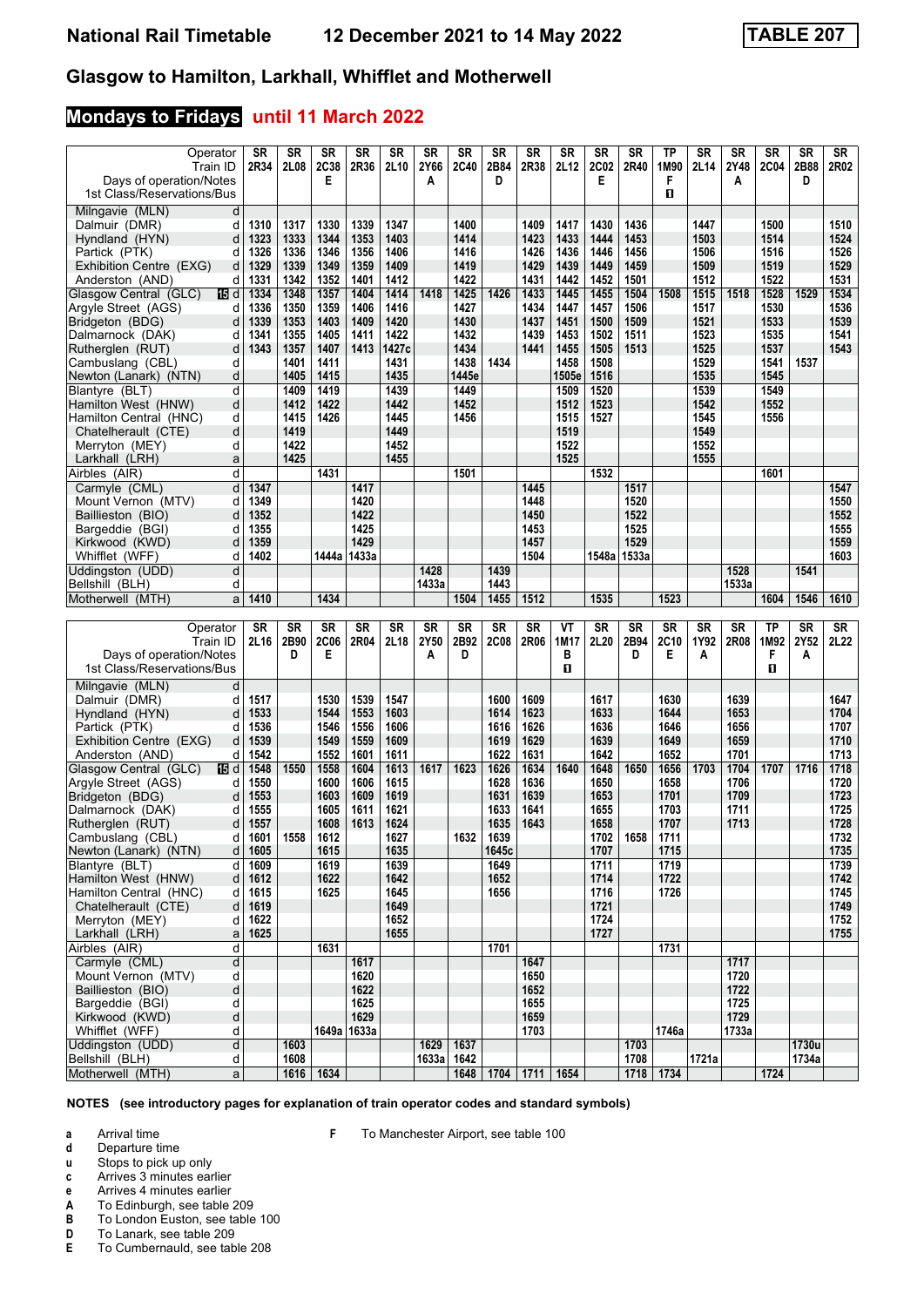# Glasgow to Hamilton, Larkhall, Whifflet and Motherwell

## Mondays to Fridays until 11 March 2022

| Operator | | SR | SR | SR | SR | SR | SR | SR | SR | SR | SR | SR | SR | TP | SR | SR | SR | SR | SR |
|---|---|---|---|---|---|---|---|---|---|---|---|---|---|---|---|---|---|---|---|
| Train ID | | 2R34 | 2L08 | 2C38 | 2R36 | 2L10 | 2Y66 | 2C40 | 2B84 | 2R38 | 2L12 | 2C02 | 2R40 | 1M90 | 2L14 | 2Y48 | 2C04 | 2B88 | 2R02 |
| Days of operation/Notes | | | | E | | | A | | D | | | E | | F | | A | | D | |
| 1st Class/Reservations/Bus | | | | | | | | | | | | | | 1 | | | | | |
| Milngavie (MLN) | d | | | | | | | | | | | | | | | | | | |
| Dalmuir (DMR) | d | 1310 | 1317 | 1330 | 1339 | 1347 | | 1400 | | 1409 | 1417 | 1430 | 1436 | | 1447 | | 1500 | | 1510 |
| Hyndland (HYN) | d | 1323 | 1333 | 1344 | 1353 | 1403 | | 1414 | | 1423 | 1433 | 1444 | 1453 | | 1503 | | 1514 | | 1524 |
| Partick (PTK) | d | 1326 | 1336 | 1346 | 1356 | 1406 | | 1416 | | 1426 | 1436 | 1446 | 1456 | | 1506 | | 1516 | | 1526 |
| Exhibition Centre (EXG) | d | 1329 | 1339 | 1349 | 1359 | 1409 | | 1419 | | 1429 | 1439 | 1449 | 1459 | | 1509 | | 1519 | | 1529 |
| Anderston (AND) | d | 1331 | 1342 | 1352 | 1401 | 1412 | | 1422 | | 1431 | 1442 | 1452 | 1501 | | 1512 | | 1522 | | 1531 |
| Glasgow Central (GLC) | d | 1334 | 1348 | 1357 | 1404 | 1414 | 1418 | 1425 | 1426 | 1433 | 1445 | 1455 | 1504 | 1508 | 1515 | 1518 | 1528 | 1529 | 1534 |
| Argyle Street (AGS) | d | 1336 | 1350 | 1359 | 1406 | 1416 | | 1427 | | 1434 | 1447 | 1457 | 1506 | | 1517 | | 1530 | | 1536 |
| Bridgeton (BDG) | d | 1339 | 1353 | 1403 | 1409 | 1420 | | 1430 | | 1437 | 1451 | 1500 | 1509 | | 1521 | | 1533 | | 1539 |
| Dalmarnock (DAK) | d | 1341 | 1355 | 1405 | 1411 | 1422 | | 1432 | | 1439 | 1453 | 1502 | 1511 | | 1523 | | 1535 | | 1541 |
| Rutherglen (RUT) | d | 1343 | 1357 | 1407 | 1413 | 1427c | | 1434 | | 1441 | 1455 | 1505 | 1513 | | 1525 | | 1537 | | 1543 |
| Cambuslang (CBL) | d | | 1401 | 1411 | | 1431 | | 1438 | 1434 | | 1458 | 1508 | | | 1529 | | 1541 | 1537 | |
| Newton (Lanark) (NTN) | d | | 1405 | 1415 | | 1435 | | 1445e | | | 1505e | 1516 | | | 1535 | | 1545 | | |
| Blantyre (BLT) | d | | 1409 | 1419 | | 1439 | | 1449 | | | 1509 | 1520 | | | 1539 | | 1549 | | |
| Hamilton West (HNW) | d | | 1412 | 1422 | | 1442 | | 1452 | | | 1512 | 1523 | | | 1542 | | 1552 | | |
| Hamilton Central (HNC) | d | | 1415 | 1426 | | 1445 | | 1456 | | | 1515 | 1527 | | | 1545 | | 1556 | | |
| Chatelherault (CTE) | d | | 1419 | | | 1449 | | | | | 1519 | | | | 1549 | | | | |
| Merryton (MEY) | d | | 1422 | | | 1452 | | | | | 1522 | | | | 1552 | | | | |
| Larkhall (LRH) | a | | 1425 | | | 1455 | | | | | 1525 | | | | 1555 | | | | |
| Airbles (AIR) | d | | | 1431 | | | | 1501 | | | | 1532 | | | | | 1601 | | |
| Carmyle (CML) | d | 1347 | | | 1417 | | | | | 1445 | | | 1517 | | | | | | 1547 |
| Mount Vernon (MTV) | d | 1349 | | | 1420 | | | | | 1448 | | | 1520 | | | | | | 1550 |
| Baillieston (BIO) | d | 1352 | | | 1422 | | | | | 1450 | | | 1522 | | | | | | 1552 |
| Bargeddie (BGI) | d | 1355 | | | 1425 | | | | | 1453 | | | 1525 | | | | | | 1555 |
| Kirkwood (KWD) | d | 1359 | | | 1429 | | | | | 1457 | | | 1529 | | | | | | 1559 |
| Whifflet (WFF) | d | 1402 | | 1444a | 1433a | | | | | 1504 | | 1548a | 1533a | | | | | | 1603 |
| Uddingston (UDD) | d | | | | | | 1428 | | 1439 | | | | | | | 1528 | | 1541 | |
| Bellshill (BLH) | d | | | | | | 1433a | | 1443 | | | | | | | 1533a | | | |
| Motherwell (MTH) | a | 1410 | | 1434 | | | | 1504 | 1455 | 1512 | | 1535 | | 1523 | | | 1604 | 1546 | 1610 |

| Operator | | SR | SR | SR | SR | SR | SR | SR | SR | SR | VT | SR | SR | SR | SR | SR | TP | SR | SR |
|---|---|---|---|---|---|---|---|---|---|---|---|---|---|---|---|---|---|---|---|
| Train ID | | 2L16 | 2B90 | 2C06 | 2R04 | 2L18 | 2Y50 | 2B92 | 2C08 | 2R06 | 1M17 | 2L20 | 2B94 | 2C10 | 1Y92 | 2R08 | 1M92 | 2Y52 | 2L22 |
| Days of operation/Notes | | | D | E | | | A | D | | | B | | D | E | A | | F | A | |
| 1st Class/Reservations/Bus | | | | | | | | | | | 1 | | | | | | 1 | | |
| Milngavie (MLN) | d | | | | | | | | | | | | | | | | | | |
| Dalmuir (DMR) | d | 1517 | | 1530 | 1539 | 1547 | | | 1600 | 1609 | | 1617 | | 1630 | | 1639 | | | 1647 |
| Hyndland (HYN) | d | 1533 | | 1544 | 1553 | 1603 | | | 1614 | 1623 | | 1633 | | 1644 | | 1653 | | | 1704 |
| Partick (PTK) | d | 1536 | | 1546 | 1556 | 1606 | | | 1616 | 1626 | | 1636 | | 1646 | | 1656 | | | 1707 |
| Exhibition Centre (EXG) | d | 1539 | | 1549 | 1559 | 1609 | | | 1619 | 1629 | | 1639 | | 1649 | | 1659 | | | 1710 |
| Anderston (AND) | d | 1542 | | 1552 | 1601 | 1611 | | | 1622 | 1631 | | 1642 | | 1652 | | 1701 | | | 1713 |
| Glasgow Central (GLC) | d | 1548 | 1550 | 1558 | 1604 | 1613 | 1617 | 1623 | 1626 | 1634 | 1640 | 1648 | 1650 | 1656 | 1703 | 1704 | 1707 | 1716 | 1718 |
| Argyle Street (AGS) | d | 1550 | | 1600 | 1606 | 1615 | | | 1628 | 1636 | | 1650 | | 1658 | | 1706 | | | 1720 |
| Bridgeton (BDG) | d | 1553 | | 1603 | 1609 | 1619 | | | 1631 | 1639 | | 1653 | | 1701 | | 1709 | | | 1723 |
| Dalmarnock (DAK) | d | 1555 | | 1605 | 1611 | 1621 | | | 1633 | 1641 | | 1655 | | 1703 | | 1711 | | | 1725 |
| Rutherglen (RUT) | d | 1557 | | 1608 | 1613 | 1624 | | | 1635 | 1643 | | 1658 | | 1707 | | 1713 | | | 1728 |
| Cambuslang (CBL) | d | 1601 | 1558 | 1612 | | 1627 | | 1632 | 1639 | | | 1702 | 1658 | 1711 | | | | | 1732 |
| Newton (Lanark) (NTN) | d | 1605 | | 1615 | | 1635 | | | 1645c | | | 1707 | | 1715 | | | | | 1735 |
| Blantyre (BLT) | d | 1609 | | 1619 | | 1639 | | | 1649 | | | 1711 | | 1719 | | | | | 1739 |
| Hamilton West (HNW) | d | 1612 | | 1622 | | 1642 | | | 1652 | | | 1714 | | 1722 | | | | | 1742 |
| Hamilton Central (HNC) | d | 1615 | | 1625 | | 1645 | | | 1656 | | | 1716 | | 1726 | | | | | 1745 |
| Chatelherault (CTE) | d | 1619 | | | | 1649 | | | | | | 1721 | | | | | | | 1749 |
| Merryton (MEY) | d | 1622 | | | | 1652 | | | | | | 1724 | | | | | | | 1752 |
| Larkhall (LRH) | a | 1625 | | | | 1655 | | | | | | 1727 | | | | | | | 1755 |
| Airbles (AIR) | d | | | 1631 | | | | | 1701 | | | | | 1731 | | | | | |
| Carmyle (CML) | d | | | | 1617 | | | | | 1647 | | | | | | 1717 | | | |
| Mount Vernon (MTV) | d | | | | 1620 | | | | | 1650 | | | | | | 1720 | | | |
| Baillieston (BIO) | d | | | | 1622 | | | | | 1652 | | | | | | 1722 | | | |
| Bargeddie (BGI) | d | | | | 1625 | | | | | 1655 | | | | | | 1725 | | | |
| Kirkwood (KWD) | d | | | | 1629 | | | | | 1659 | | | | | | 1729 | | | |
| Whifflet (WFF) | d | | | 1649a | 1633a | | | | | 1703 | | | | 1746a | | 1733a | | | |
| Uddingston (UDD) | d | | 1603 | | | | 1629 | 1637 | | | | | 1703 | | | | | 1730u | |
| Bellshill (BLH) | d | | 1608 | | | | 1633a | 1642 | | | | | 1708 | | 1721a | | | 1734a | |
| Motherwell (MTH) | a | | 1616 | 1634 | | | | 1648 | 1704 | 1711 | 1654 | | 1718 | 1734 | | | 1724 | | |

**NOTES (see introductory pages for explanation of train operator codes and standard symbols)**

- **a** Arrival time
- **d** Departure time
- **u** Stops to pick up only
- **c** Arrives 3 minutes earlier
- **e** Arrives 4 minutes earlier
- **A** To Edinburgh, see table 209
- **B** To London Euston, see table 100
- **D** To Lanark, see table 209
- **E** To Cumbernauld, see table 208
- **F** To Manchester Airport, see table 100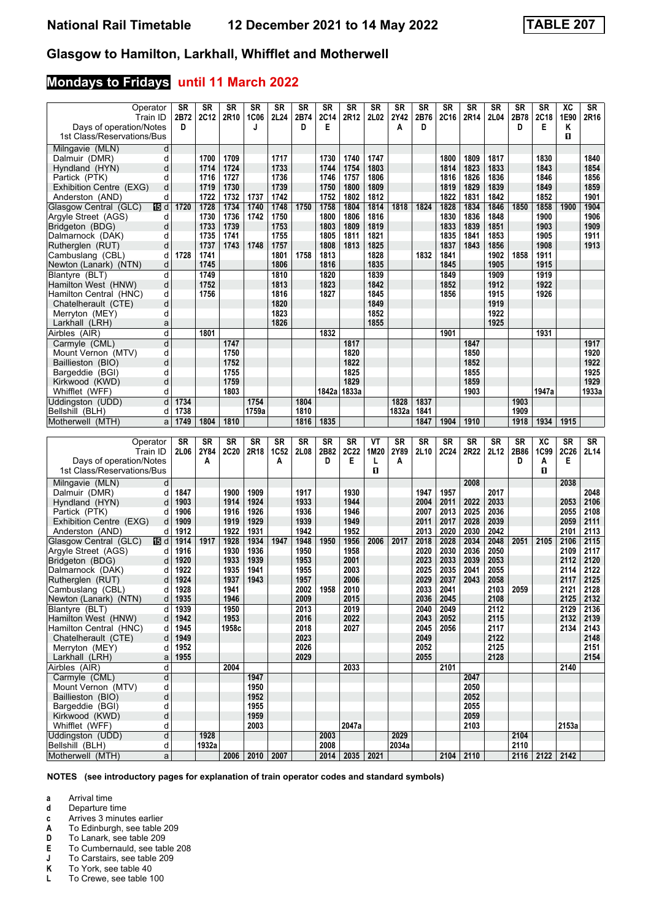# Glasgow to Hamilton, Larkhall, Whifflet and Motherwell

## Mondays to Fridays until 11 March 2022

| Operator | | SR | SR | SR | SR | SR | SR | SR | SR | SR | SR | SR | SR | SR | SR | SR | SR | XC | SR |
|---|---|---|---|---|---|---|---|---|---|---|---|---|---|---|---|---|---|---|---|
| Train ID | | 2B72 | 2C12 | 2R10 | 1C06 | 2L24 | 2B74 | 2C14 | 2R12 | 2L02 | 2Y42 | 2B76 | 2C16 | 2R14 | 2L04 | 2B78 | 2C18 | 1E90 | 2R16 |
| Days of operation/Notes | | D | | | J | | D | E | | | A | D | | | | D | E | K | |
| 1st Class/Reservations/Bus | | | | | | | | | | | | | | | | | | ■ | |
| Milngavie (MLN) | d | | | | | | | | | | | | | | | | | | |
| Dalmuir (DMR) | d | | 1700 | 1709 | | 1717 | | 1730 | 1740 | 1747 | | | 1800 | 1809 | 1817 | | 1830 | | 1840 |
| Hyndland (HYN) | d | | 1714 | 1724 | | 1733 | | 1744 | 1754 | 1803 | | | 1814 | 1823 | 1833 | | 1843 | | 1854 |
| Partick (PTK) | d | | 1716 | 1727 | | 1736 | | 1746 | 1757 | 1806 | | | 1816 | 1826 | 1836 | | 1846 | | 1856 |
| Exhibition Centre (EXG) | d | | 1719 | 1730 | | 1739 | | 1750 | 1800 | 1809 | | | 1819 | 1829 | 1839 | | 1849 | | 1859 |
| Anderston (AND) | d | | 1722 | 1732 | 1737 | 1742 | | 1752 | 1802 | 1812 | | | 1822 | 1831 | 1842 | | 1852 | | 1901 |
| Glasgow Central (GLC) | 15 d | 1720 | 1728 | 1734 | 1740 | 1748 | 1750 | 1758 | 1804 | 1814 | 1818 | 1824 | 1828 | 1834 | 1846 | 1850 | 1858 | 1900 | 1904 |
| Argyle Street (AGS) | d | | 1730 | 1736 | 1742 | 1750 | | 1800 | 1806 | 1816 | | | 1830 | 1836 | 1848 | | 1900 | | 1906 |
| Bridgeton (BDG) | d | | 1733 | 1739 | | 1753 | | 1803 | 1809 | 1819 | | | 1833 | 1839 | 1851 | | 1903 | | 1909 |
| Dalmarnock (DAK) | d | | 1735 | 1741 | | 1755 | | 1805 | 1811 | 1821 | | | 1835 | 1841 | 1853 | | 1905 | | 1911 |
| Rutherglen (RUT) | d | | 1737 | 1743 | 1748 | 1757 | | 1808 | 1813 | 1825 | | | 1837 | 1843 | 1856 | | 1908 | | 1913 |
| Cambuslang (CBL) | d | 1728 | 1741 | | | 1801 | 1758 | 1813 | | 1828 | | 1832 | 1841 | | 1902 | 1858 | 1911 | | |
| Newton (Lanark) (NTN) | d | | 1745 | | | 1806 | | 1816 | | 1835 | | | 1845 | | 1905 | | 1915 | | |
| Blantyre (BLT) | d | | 1749 | | | 1810 | | 1820 | | 1839 | | | 1849 | | 1909 | | 1919 | | |
| Hamilton West (HNW) | d | | 1752 | | | 1813 | | 1823 | | 1842 | | | 1852 | | 1912 | | 1922 | | |
| Hamilton Central (HNC) | d | | 1756 | | | 1816 | | 1827 | | 1845 | | | 1856 | | 1915 | | 1926 | | |
| Chatelherault (CTE) | d | | | | | 1820 | | | | 1849 | | | | | 1919 | | | | |
| Merryton (MEY) | d | | | | | 1823 | | | | 1852 | | | | | 1922 | | | | |
| Larkhall (LRH) | a | | | | | 1826 | | | | 1855 | | | | | 1925 | | | | |
| Airbles (AIR) | d | | 1801 | | | | | 1832 | | | | | 1901 | | | | 1931 | | |
| Carmyle (CML) | d | | | 1747 | | | | | 1817 | | | | | 1847 | | | | | 1917 |
| Mount Vernon (MTV) | d | | | 1750 | | | | | 1820 | | | | | 1850 | | | | | 1920 |
| Baillieston (BIO) | d | | | 1752 | | | | | 1822 | | | | | 1852 | | | | | 1922 |
| Bargeddie (BGI) | d | | | 1755 | | | | | 1825 | | | | | 1855 | | | | | 1925 |
| Kirkwood (KWD) | d | | | 1759 | | | | | 1829 | | | | | 1859 | | | | | 1929 |
| Whifflet (WFF) | d | | | 1803 | | | | 1842a | 1833a | | | | | 1903 | | | 1947a | | 1933a |
| Uddingston (UDD) | d | 1734 | | | 1754 | | 1804 | | | | 1828 | 1837 | | | | 1903 | | | |
| Bellshill (BLH) | d | 1738 | | | 1759a | | 1810 | | | | 1832a | 1841 | | | | 1909 | | | |
| Motherwell (MTH) | a | 1749 | 1804 | 1810 | | | 1816 | 1835 | | | | 1847 | 1904 | 1910 | | 1918 | 1934 | 1915 | |

| Operator | | SR | SR | SR | SR | SR | SR | SR | SR | VT | SR | SR | SR | SR | SR | SR | XC | SR | SR |
|---|---|---|---|---|---|---|---|---|---|---|---|---|---|---|---|---|---|---|---|
| Train ID | | 2L06 | 2Y84 | 2C20 | 2R18 | 1C52 | 2L08 | 2B82 | 2C22 | 1M20 | 2Y89 | 2L10 | 2C24 | 2R22 | 2L12 | 2B86 | 1C99 | 2C26 | 2L14 |
| Days of operation/Notes | | | A | | | A | | D | E | L | A | | | | | D | A | E | |
| 1st Class/Reservations/Bus | | | | | | | | | | ■ | | | | | | | ■ | | |
| Milngavie (MLN) | d | | | | | | | | | | | | | 2008 | | | | 2038 | |
| Dalmuir (DMR) | d | 1847 | | 1900 | 1909 | | 1917 | | 1930 | | | 1947 | 1957 | | 2017 | | | | 2048 |
| Hyndland (HYN) | d | 1903 | | 1914 | 1924 | | 1933 | | 1944 | | | 2004 | 2011 | 2022 | 2033 | | | 2053 | 2106 |
| Partick (PTK) | d | 1906 | | 1916 | 1926 | | 1936 | | 1946 | | | 2007 | 2013 | 2025 | 2036 | | | 2055 | 2108 |
| Exhibition Centre (EXG) | d | 1909 | | 1919 | 1929 | | 1939 | | 1949 | | | 2011 | 2017 | 2028 | 2039 | | | 2059 | 2111 |
| Anderston (AND) | d | 1912 | | 1922 | 1931 | | 1942 | | 1952 | | | 2013 | 2020 | 2030 | 2042 | | | 2101 | 2113 |
| Glasgow Central (GLC) | 15 d | 1914 | 1917 | 1928 | 1934 | 1947 | 1948 | 1950 | 1956 | 2006 | 2017 | 2018 | 2028 | 2034 | 2048 | 2051 | 2105 | 2106 | 2115 |
| Argyle Street (AGS) | d | 1916 | | 1930 | 1936 | | 1950 | | 1958 | | | 2020 | 2030 | 2036 | 2050 | | | 2109 | 2117 |
| Bridgeton (BDG) | d | 1920 | | 1933 | 1939 | | 1953 | | 2001 | | | 2023 | 2033 | 2039 | 2053 | | | 2112 | 2120 |
| Dalmarnock (DAK) | d | 1922 | | 1935 | 1941 | | 1955 | | 2003 | | | 2025 | 2035 | 2041 | 2055 | | | 2114 | 2122 |
| Rutherglen (RUT) | d | 1924 | | 1937 | 1943 | | 1957 | | 2006 | | | 2029 | 2037 | 2043 | 2058 | | | 2117 | 2125 |
| Cambuslang (CBL) | d | 1928 | | 1941 | | | 2002 | 1958 | 2010 | | | 2033 | 2041 | | 2103 | 2059 | | 2121 | 2128 |
| Newton (Lanark) (NTN) | d | 1935 | | 1946 | | | 2009 | | 2015 | | | 2036 | 2045 | | 2108 | | | 2125 | 2132 |
| Blantyre (BLT) | d | 1939 | | 1950 | | | 2013 | | 2019 | | | 2040 | 2049 | | 2112 | | | 2129 | 2136 |
| Hamilton West (HNW) | d | 1942 | | 1953 | | | 2016 | | 2022 | | | 2043 | 2052 | | 2115 | | | 2132 | 2139 |
| Hamilton Central (HNC) | d | 1945 | | 1958c | | | 2018 | | 2027 | | | 2045 | 2056 | | 2117 | | | 2134 | 2143 |
| Chatelherault (CTE) | d | 1949 | | | | | 2023 | | | | | 2049 | | | 2122 | | | | 2148 |
| Merryton (MEY) | d | 1952 | | | | | 2026 | | | | | 2052 | | | 2125 | | | | 2151 |
| Larkhall (LRH) | a | 1955 | | | | | 2029 | | | | | 2055 | | | 2128 | | | | 2154 |
| Airbles (AIR) | d | | | 2004 | | | | | 2033 | | | | 2101 | | | | | 2140 | |
| Carmyle (CML) | d | | | | 1947 | | | | | | | | | 2047 | | | | | |
| Mount Vernon (MTV) | d | | | | 1950 | | | | | | | | | 2050 | | | | | |
| Baillieston (BIO) | d | | | | 1952 | | | | | | | | | 2052 | | | | | |
| Bargeddie (BGI) | d | | | | 1955 | | | | | | | | | 2055 | | | | | |
| Kirkwood (KWD) | d | | | | 1959 | | | | | | | | | 2059 | | | | | |
| Whifflet (WFF) | d | | | | 2003 | | | | 2047a | | | | | 2103 | | | | 2153a | |
| Uddingston (UDD) | d | | 1928 | | | | | 2003 | | | 2029 | | | | | 2104 | | | |
| Bellshill (BLH) | d | | 1932a | | | | | 2008 | | | 2034a | | | | | 2110 | | | |
| Motherwell (MTH) | a | | | 2006 | 2010 | 2007 | | 2014 | 2035 | 2021 | | | 2104 | 2110 | | 2116 | 2122 | 2142 | |

**NOTES (see introductory pages for explanation of train operator codes and standard symbols)**

- **a** Arrival time
- **d** Departure time
- **c** Arrives 3 minutes earlier
- **A** To Edinburgh, see table 209
- **D** To Lanark, see table 209
- **E** To Cumbernauld, see table 208
- **J** To Carstairs, see table 209
- **K** To York, see table 40
- **L** To Crewe, see table 100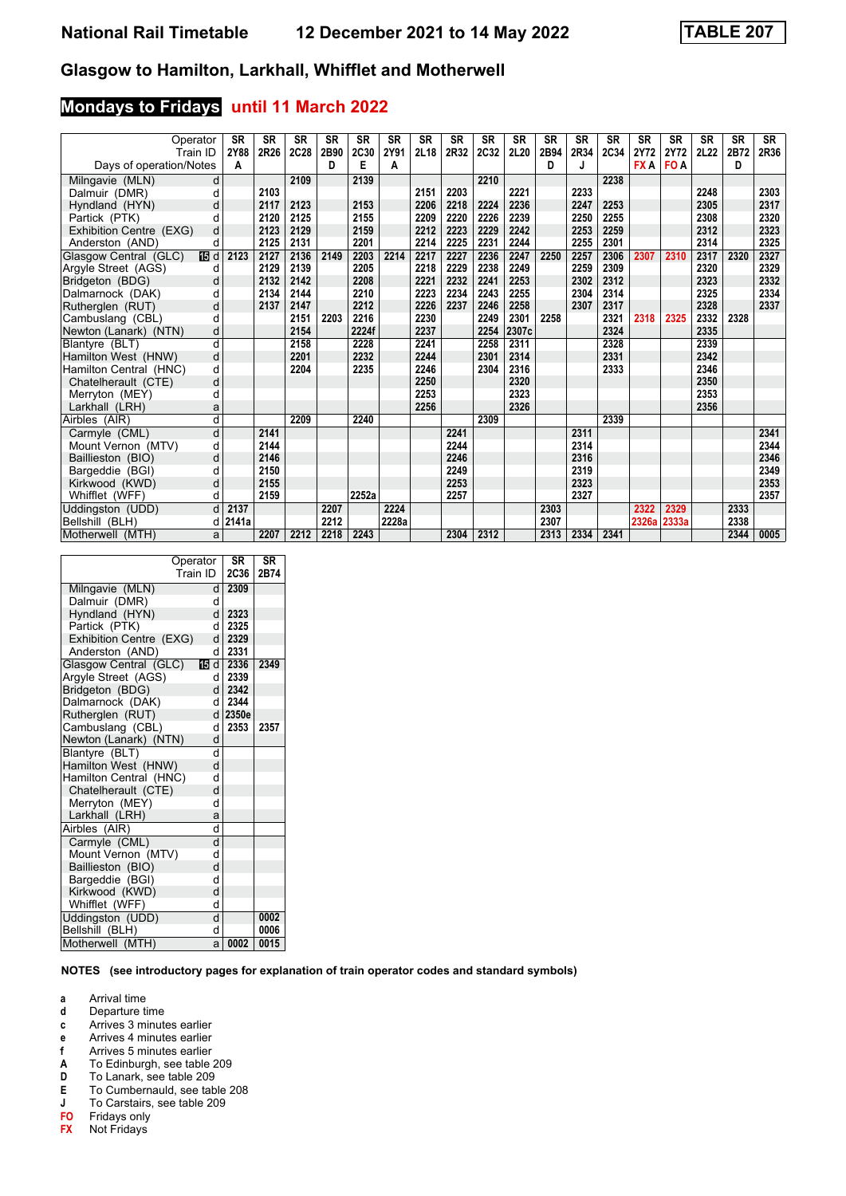# National Rail Timetable 12 December 2021 to 14 May 2022

**TABLE 207**

## Glasgow to Hamilton, Larkhall, Whifflet and Motherwell

### Mondays to Fridays until 11 March 2022

| Operator | | SR | SR | SR | SR | SR | SR | SR | SR | SR | SR | SR | SR | SR | SR | SR | SR | SR | SR |
|---|---|---|---|---|---|---|---|---|---|---|---|---|---|---|---|---|---|---|---|
| Train ID | | 2Y88 | 2R26 | 2C28 | 2B90 | 2C30 | 2Y91 | 2L18 | 2R32 | 2C32 | 2L20 | 2B94 | 2R34 | 2C34 | 2Y72 | 2Y72 | 2L22 | 2B72 | 2R36 |
| Days of operation/Notes | | A | | | D | E | A | | | | | D | J | | FX A | FO A | | D | |
| Milngavie (MLN) | d | | | 2109 | | 2139 | | | | 2210 | | | | 2238 | | | | | |
| Dalmuir (DMR) | d | | 2103 | | | | | 2151 | 2203 | | 2221 | | 2233 | | | | 2248 | | 2303 |
| Hyndland (HYN) | d | | 2117 | 2123 | | 2153 | | 2206 | 2218 | 2224 | 2236 | | 2247 | 2253 | | | 2305 | | 2317 |
| Partick (PTK) | d | | 2120 | 2125 | | 2155 | | 2209 | 2220 | 2226 | 2239 | | 2250 | 2255 | | | 2308 | | 2320 |
| Exhibition Centre (EXG) | d | | 2123 | 2129 | | 2159 | | 2212 | 2223 | 2229 | 2242 | | 2253 | 2259 | | | 2312 | | 2323 |
| Anderston (AND) | d | | 2125 | 2131 | | 2201 | | 2214 | 2225 | 2231 | 2244 | | 2255 | 2301 | | | 2314 | | 2325 |
| Glasgow Central (GLC) | 15 d | 2123 | 2127 | 2136 | 2149 | 2203 | 2214 | 2217 | 2227 | 2236 | 2247 | 2250 | 2257 | 2306 | 2307 | 2310 | 2317 | 2320 | 2327 |
| Argyle Street (AGS) | d | | 2129 | 2139 | | 2205 | | 2218 | 2229 | 2238 | 2249 | | 2259 | 2309 | | | 2320 | | 2329 |
| Bridgeton (BDG) | d | | 2132 | 2142 | | 2208 | | 2221 | 2232 | 2241 | 2253 | | 2302 | 2312 | | | 2323 | | 2332 |
| Dalmarnock (DAK) | d | | 2134 | 2144 | | 2210 | | 2223 | 2234 | 2243 | 2255 | | 2304 | 2314 | | | 2325 | | 2334 |
| Rutherglen (RUT) | d | | 2137 | 2147 | | 2212 | | 2226 | 2237 | 2246 | 2258 | | 2307 | 2317 | | | 2328 | | 2337 |
| Cambuslang (CBL) | d | | | 2151 | 2203 | 2216 | | 2230 | | 2249 | 2301 | 2258 | | 2321 | 2318 | 2325 | 2332 | 2328 | |
| Newton (Lanark) (NTN) | d | | | 2154 | | 2224f | | 2237 | | 2254 | 2307c | | | 2324 | | | 2335 | | |
| Blantyre (BLT) | d | | | 2158 | | 2228 | | 2241 | | 2258 | 2311 | | | 2328 | | | 2339 | | |
| Hamilton West (HNW) | d | | | 2201 | | 2232 | | 2244 | | 2301 | 2314 | | | 2331 | | | 2342 | | |
| Hamilton Central (HNC) | d | | | 2204 | | 2235 | | 2246 | | 2304 | 2316 | | | 2333 | | | 2346 | | |
| Chatelherault (CTE) | d | | | | | | | 2250 | | | 2320 | | | | | | 2350 | | |
| Merryton (MEY) | d | | | | | | | 2253 | | | 2323 | | | | | | 2353 | | |
| Larkhall (LRH) | a | | | | | | | 2256 | | | 2326 | | | | | | 2356 | | |
| Airbles (AIR) | d | | | 2209 | | 2240 | | | | 2309 | | | | 2339 | | | | | |
| Carmyle (CML) | d | | 2141 | | | | | | 2241 | | | | 2311 | | | | | | 2341 |
| Mount Vernon (MTV) | d | | 2144 | | | | | | 2244 | | | | 2314 | | | | | | 2344 |
| Baillieston (BIO) | d | | 2146 | | | | | | 2246 | | | | 2316 | | | | | | 2346 |
| Bargeddie (BGI) | d | | 2150 | | | | | | 2249 | | | | 2319 | | | | | | 2349 |
| Kirkwood (KWD) | d | | 2155 | | | | | | 2253 | | | | 2323 | | | | | | 2353 |
| Whifflet (WFF) | d | | 2159 | | | 2252a | | | 2257 | | | | 2327 | | | | | | 2357 |
| Uddingston (UDD) | d | 2137 | | | 2207 | | 2224 | | | | | 2303 | | | 2322 | 2329 | | 2333 | |
| Bellshill (BLH) | d | 2141a | | | 2212 | | 2228a | | | | | 2307 | | | 2326a | 2333a | | 2338 | |
| Motherwell (MTH) | a | | 2207 | 2212 | 2218 | 2243 | | | 2304 | 2312 | | 2313 | 2334 | 2341 | | | | 2344 | 0005 |

| Operator | | SR | SR |
|---|---|---|---|
| Train ID | | 2C36 | 2B74 |
| Milngavie (MLN) | d | 2309 | |
| Dalmuir (DMR) | d | | |
| Hyndland (HYN) | d | 2323 | |
| Partick (PTK) | d | 2325 | |
| Exhibition Centre (EXG) | d | 2329 | |
| Anderston (AND) | d | 2331 | |
| Glasgow Central (GLC) | 15 d | 2336 | 2349 |
| Argyle Street (AGS) | d | 2339 | |
| Bridgeton (BDG) | d | 2342 | |
| Dalmarnock (DAK) | d | 2344 | |
| Rutherglen (RUT) | d | 2350e | |
| Cambuslang (CBL) | d | 2353 | 2357 |
| Newton (Lanark) (NTN) | d | | |
| Blantyre (BLT) | d | | |
| Hamilton West (HNW) | d | | |
| Hamilton Central (HNC) | d | | |
| Chatelherault (CTE) | d | | |
| Merryton (MEY) | d | | |
| Larkhall (LRH) | a | | |
| Airbles (AIR) | d | | |
| Carmyle (CML) | d | | |
| Mount Vernon (MTV) | d | | |
| Baillieston (BIO) | d | | |
| Bargeddie (BGI) | d | | |
| Kirkwood (KWD) | d | | |
| Whifflet (WFF) | d | | |
| Uddingston (UDD) | d | | 0002 |
| Bellshill (BLH) | d | | 0006 |
| Motherwell (MTH) | a | 0002 | 0015 |

**NOTES (see introductory pages for explanation of train operator codes and standard symbols)**

- **a** Arrival time
- **d** Departure time
- **c** Arrives 3 minutes earlier
- **e** Arrives 4 minutes earlier
- **f** Arrives 5 minutes earlier
- **A** To Edinburgh, see table 209
- **D** To Lanark, see table 209
- **E** To Cumbernauld, see table 208
- **J** To Carstairs, see table 209
- **FO** Fridays only
- **FX** Not Fridays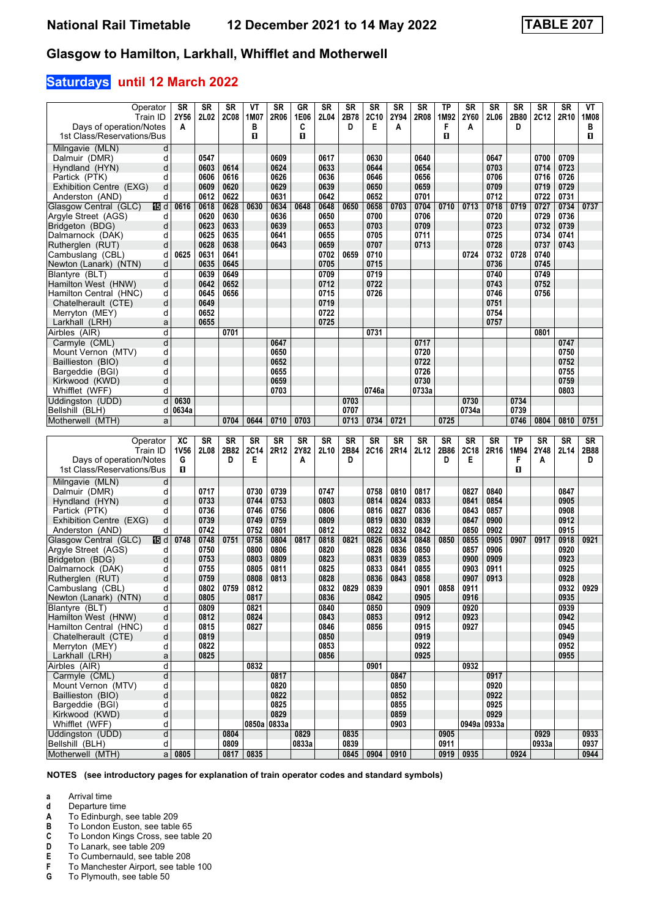# National Rail Timetable 12 December 2021 to 14 May 2022

**TABLE 207**

## Glasgow to Hamilton, Larkhall, Whifflet and Motherwell

### Saturdays until 12 March 2022

| Operator | SR | SR | SR | VT | SR | GR | SR | SR | SR | SR | SR | TP | SR | SR | SR | SR | SR | VT |
|---|---|---|---|---|---|---|---|---|---|---|---|---|---|---|---|---|---|---|
| Train ID | 2Y56 | 2L02 | 2C08 | 1M07 | 2R06 | 1E06 | 2L04 | 2B78 | 2C10 | 2Y94 | 2R08 | 1M92 | 2Y60 | 2L06 | 2B80 | 2C12 | 2R10 | 1M08 |
| Days of operation/Notes | A | | | B | | C | | D | E | A | | F | A | | D | | | B |
| 1st Class/Reservations/Bus | | | | 1 | | 1 | | | | | | 1 | | | | | | 1 |
| Milngavie (MLN) d | | | | | | | | | | | | | | | | | | |
| Dalmuir (DMR) d | | 0547 | | | 0609 | | 0617 | | 0630 | | 0640 | | | 0647 | | 0700 | 0709 | |
| Hyndland (HYN) d | | 0603 | 0614 | | 0624 | | 0633 | | 0644 | | 0654 | | | 0703 | | 0714 | 0723 | |
| Partick (PTK) d | | 0606 | 0616 | | 0626 | | 0636 | | 0646 | | 0656 | | | 0706 | | 0716 | 0726 | |
| Exhibition Centre (EXG) d | | 0609 | 0620 | | 0629 | | 0639 | | 0650 | | 0659 | | | 0709 | | 0719 | 0729 | |
| Anderston (AND) d | | 0612 | 0622 | | 0631 | | 0642 | | 0652 | | 0701 | | | 0712 | | 0722 | 0731 | |
| Glasgow Central (GLC) 15 d | 0616 | 0618 | 0628 | 0630 | 0634 | 0648 | 0648 | 0650 | 0658 | 0703 | 0704 | 0710 | 0713 | 0718 | 0719 | 0727 | 0734 | 0737 |
| Argyle Street (AGS) d | | 0620 | 0630 | | 0636 | | 0650 | | 0700 | | 0706 | | | 0720 | | 0729 | 0736 | |
| Bridgeton (BDG) d | | 0623 | 0633 | | 0639 | | 0653 | | 0703 | | 0709 | | | 0723 | | 0732 | 0739 | |
| Dalmarnock (DAK) d | | 0625 | 0635 | | 0641 | | 0655 | | 0705 | | 0711 | | | 0725 | | 0734 | 0741 | |
| Rutherglen (RUT) d | | 0628 | 0638 | | 0643 | | 0659 | | 0707 | | 0713 | | | 0728 | | 0737 | 0743 | |
| Cambuslang (CBL) d | 0625 | 0631 | 0641 | | | | 0702 | 0659 | 0710 | | | | 0724 | 0732 | 0728 | 0740 | | |
| Newton (Lanark) (NTN) d | | 0635 | 0645 | | | | 0705 | | 0715 | | | | | 0736 | | 0745 | | |
| Blantyre (BLT) d | | 0639 | 0649 | | | | 0709 | | 0719 | | | | | 0740 | | 0749 | | |
| Hamilton West (HNW) d | | 0642 | 0652 | | | | 0712 | | 0722 | | | | | 0743 | | 0752 | | |
| Hamilton Central (HNC) d | | 0645 | 0656 | | | | 0715 | | 0726 | | | | | 0746 | | 0756 | | |
| Chatelherault (CTE) d | | 0649 | | | | | 0719 | | | | | | | 0751 | | | | |
| Merryton (MEY) d | | 0652 | | | | | 0722 | | | | | | | 0754 | | | | |
| Larkhall (LRH) a | | 0655 | | | | | 0725 | | | | | | | 0757 | | | | |
| Airbles (AIR) d | | | 0701 | | | | | | 0731 | | | | | | | 0801 | | |
| Carmyle (CML) d | | | | | 0647 | | | | | | 0717 | | | | | | 0747 | |
| Mount Vernon (MTV) d | | | | | 0650 | | | | | | 0720 | | | | | | 0750 | |
| Baillieston (BIO) d | | | | | 0652 | | | | | | 0722 | | | | | | 0752 | |
| Bargeddie (BGI) d | | | | | 0655 | | | | | | 0726 | | | | | | 0755 | |
| Kirkwood (KWD) d | | | | | 0659 | | | | | | 0730 | | | | | | 0759 | |
| Whifflet (WFF) d | | | | | 0703 | | | | 0746a | | 0733a | | | | | | 0803 | |
| Uddingston (UDD) d | 0630 | | | | | | | 0703 | | | | | 0730 | | 0734 | | | |
| Bellshill (BLH) d | 0634a | | | | | | | 0707 | | | | | 0734a | | 0739 | | | |
| Motherwell (MTH) a | | | 0704 | 0644 | 0710 | 0703 | | 0713 | 0734 | 0721 | | 0725 | | | 0746 | 0804 | 0810 | 0751 |

| Operator | XC | SR | SR | SR | SR | SR | SR | SR | SR | SR | SR | SR | SR | SR | TP | SR | SR | SR |
|---|---|---|---|---|---|---|---|---|---|---|---|---|---|---|---|---|---|---|
| Train ID | 1V56 | 2L08 | 2B82 | 2C14 | 2R12 | 2Y82 | 2L10 | 2B84 | 2C16 | 2R14 | 2L12 | 2B86 | 2C18 | 2R16 | 1M94 | 2Y48 | 2L14 | 2B88 |
| Days of operation/Notes | G | | D | E | | A | | D | | | | D | E | | F | A | | D |
| 1st Class/Reservations/Bus | 1 | | | | | | | | | | | | | | 1 | | | |
| Milngavie (MLN) d | | | | | | | | | | | | | | | | | | |
| Dalmuir (DMR) d | | 0717 | | 0730 | 0739 | | 0747 | | 0758 | 0810 | 0817 | | 0827 | 0840 | | | 0847 | |
| Hyndland (HYN) d | | 0733 | | 0744 | 0753 | | 0803 | | 0814 | 0824 | 0833 | | 0841 | 0854 | | | 0905 | |
| Partick (PTK) d | | 0736 | | 0746 | 0756 | | 0806 | | 0816 | 0827 | 0836 | | 0843 | 0857 | | | 0908 | |
| Exhibition Centre (EXG) d | | 0739 | | 0749 | 0759 | | 0809 | | 0819 | 0830 | 0839 | | 0847 | 0900 | | | 0912 | |
| Anderston (AND) d | | 0742 | | 0752 | 0801 | | 0812 | | 0822 | 0832 | 0842 | | 0850 | 0902 | | | 0915 | |
| Glasgow Central (GLC) 15 d | 0748 | 0748 | 0751 | 0758 | 0804 | 0817 | 0818 | 0821 | 0826 | 0834 | 0848 | 0850 | 0855 | 0905 | 0907 | 0917 | 0918 | 0921 |
| Argyle Street (AGS) d | | 0750 | | 0800 | 0806 | | 0820 | | 0828 | 0836 | 0850 | | 0857 | 0906 | | | 0920 | |
| Bridgeton (BDG) d | | 0753 | | 0803 | 0809 | | 0823 | | 0831 | 0839 | 0853 | | 0900 | 0909 | | | 0923 | |
| Dalmarnock (DAK) d | | 0755 | | 0805 | 0811 | | 0825 | | 0833 | 0841 | 0855 | | 0903 | 0911 | | | 0925 | |
| Rutherglen (RUT) d | | 0759 | | 0808 | 0813 | | 0828 | | 0836 | 0843 | 0858 | | 0907 | 0913 | | | 0928 | |
| Cambuslang (CBL) d | | 0802 | 0759 | 0812 | | | 0832 | 0829 | 0839 | | 0901 | 0858 | 0911 | | | | 0932 | 0929 |
| Newton (Lanark) (NTN) d | | 0805 | | 0817 | | | 0836 | | 0842 | | 0905 | | 0916 | | | | 0935 | |
| Blantyre (BLT) d | | 0809 | | 0821 | | | 0840 | | 0850 | | 0909 | | 0920 | | | | 0939 | |
| Hamilton West (HNW) d | | 0812 | | 0824 | | | 0843 | | 0853 | | 0912 | | 0923 | | | | 0942 | |
| Hamilton Central (HNC) d | | 0815 | | 0827 | | | 0846 | | 0856 | | 0915 | | 0927 | | | | 0945 | |
| Chatelherault (CTE) d | | 0819 | | | | | 0850 | | | | 0919 | | | | | | 0949 | |
| Merryton (MEY) d | | 0822 | | | | | 0853 | | | | 0922 | | | | | | 0952 | |
| Larkhall (LRH) a | | 0825 | | | | | 0856 | | | | 0925 | | | | | | 0955 | |
| Airbles (AIR) d | | | | 0832 | | | | | 0901 | | | | 0932 | | | | | |
| Carmyle (CML) d | | | | | 0817 | | | | | 0847 | | | | 0917 | | | | |
| Mount Vernon (MTV) d | | | | | 0820 | | | | | 0850 | | | | 0920 | | | | |
| Baillieston (BIO) d | | | | | 0822 | | | | | 0852 | | | | 0922 | | | | |
| Bargeddie (BGI) d | | | | | 0825 | | | | | 0855 | | | | 0925 | | | | |
| Kirkwood (KWD) d | | | | | 0829 | | | | | 0859 | | | | 0929 | | | | |
| Whifflet (WFF) d | | | | 0850a | 0833a | | | | | 0903 | | | 0949a | 0933a | | | | |
| Uddingston (UDD) d | | | 0804 | | | 0829 | | 0835 | | | | 0905 | | | | 0929 | | 0933 |
| Bellshill (BLH) d | | | 0809 | | | 0833a | | 0839 | | | | 0911 | | | | 0933a | | 0937 |
| Motherwell (MTH) a | 0805 | | 0817 | 0835 | | | | 0845 | 0904 | 0910 | | 0919 | 0935 | | 0924 | | | 0944 |

**NOTES (see introductory pages for explanation of train operator codes and standard symbols)**

- **a** Arrival time
- **d** Departure time
- **A** To Edinburgh, see table 209
- **B** To London Euston, see table 65
- **C** To London Kings Cross, see table 20
- **D** To Lanark, see table 209
- **E** To Cumbernauld, see table 208
- **F** To Manchester Airport, see table 100
- **G** To Plymouth, see table 50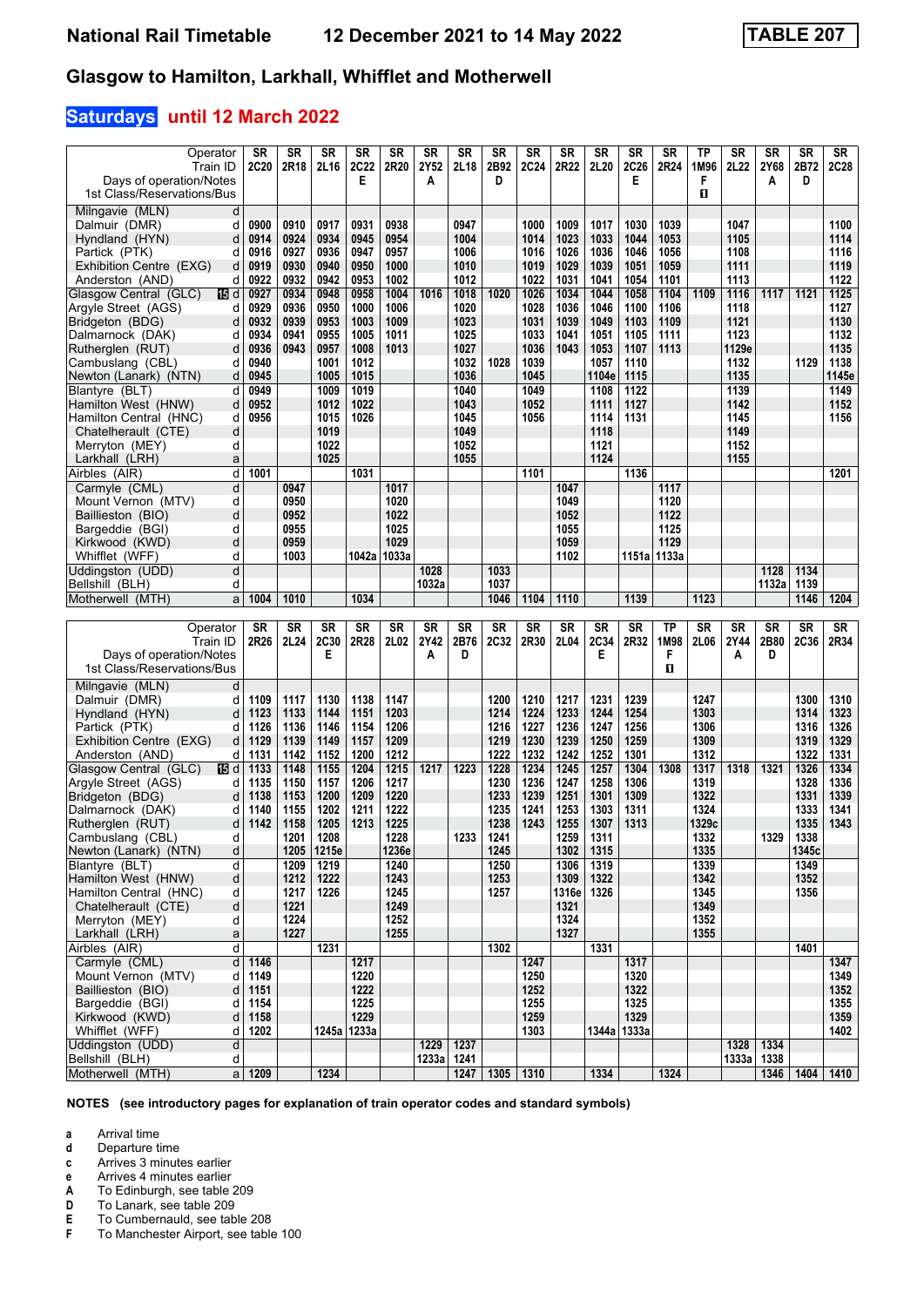# National Rail Timetable 12 December 2021 to 14 May 2022 TABLE 207

## Glasgow to Hamilton, Larkhall, Whifflet and Motherwell

### Saturdays until 12 March 2022

| Operator | | SR | SR | SR | SR | SR | SR | SR | SR | SR | SR | SR | SR | SR | TP | SR | SR | SR | SR |
|---|---|---|---|---|---|---|---|---|---|---|---|---|---|---|---|---|---|---|---|
| Train ID | | 2C20 | 2R18 | 2L16 | 2C22 | 2R20 | 2Y52 | 2L18 | 2B92 | 2C24 | 2R22 | 2L20 | 2C26 | 2R24 | 1M96 | 2L22 | 2Y68 | 2B72 | 2C28 |
| Days of operation/Notes | | | | | E | | A | | D | | | | E | | F | | A | D | |
| 1st Class/Reservations/Bus | | | | | | | | | | | | | | | 🅱 | | | | |
| Milngavie (MLN) | d | | | | | | | | | | | | | | | | | | |
| Dalmuir (DMR) | d | 0900 | 0910 | 0917 | 0931 | 0938 | | 0947 | | 1000 | 1009 | 1017 | 1030 | 1039 | | 1047 | | | 1100 |
| Hyndland (HYN) | d | 0914 | 0924 | 0934 | 0945 | 0954 | | 1004 | | 1014 | 1023 | 1033 | 1044 | 1053 | | 1105 | | | 1114 |
| Partick (PTK) | d | 0916 | 0927 | 0936 | 0947 | 0957 | | 1006 | | 1016 | 1026 | 1036 | 1046 | 1056 | | 1108 | | | 1116 |
| Exhibition Centre (EXG) | d | 0919 | 0930 | 0940 | 0950 | 1000 | | 1010 | | 1019 | 1029 | 1039 | 1051 | 1059 | | 1111 | | | 1119 |
| Anderston (AND) | d | 0922 | 0932 | 0942 | 0953 | 1002 | | 1012 | | 1022 | 1031 | 1041 | 1054 | 1101 | | 1113 | | | 1122 |
| Glasgow Central (GLC) 15 | d | 0927 | 0934 | 0948 | 0958 | 1004 | 1016 | 1018 | 1020 | 1026 | 1034 | 1044 | 1058 | 1104 | 1109 | 1116 | 1117 | 1121 | 1125 |
| Argyle Street (AGS) | d | 0929 | 0936 | 0950 | 1000 | 1006 | | 1020 | | 1028 | 1036 | 1046 | 1100 | 1106 | | 1118 | | | 1127 |
| Bridgeton (BDG) | d | 0932 | 0939 | 0953 | 1003 | 1009 | | 1023 | | 1031 | 1039 | 1049 | 1103 | 1109 | | 1121 | | | 1130 |
| Dalmarnock (DAK) | d | 0934 | 0941 | 0955 | 1005 | 1011 | | 1025 | | 1033 | 1041 | 1051 | 1105 | 1111 | | 1123 | | | 1132 |
| Rutherglen (RUT) | d | 0936 | 0943 | 0957 | 1008 | 1013 | | 1027 | | 1036 | 1043 | 1053 | 1107 | 1113 | | 1129e | | | 1135 |
| Cambuslang (CBL) | d | 0940 | | 1001 | 1012 | | | 1032 | 1028 | 1039 | | 1057 | 1110 | | | 1132 | | 1129 | 1138 |
| Newton (Lanark) (NTN) | d | 0945 | | 1005 | 1015 | | | 1036 | | 1045 | | 1104e | 1115 | | | 1135 | | | 1145e |
| Blantyre (BLT) | d | 0949 | | 1009 | 1019 | | | 1040 | | 1049 | | 1108 | 1122 | | | 1139 | | | 1149 |
| Hamilton West (HNW) | d | 0952 | | 1012 | 1022 | | | 1043 | | 1052 | | 1111 | 1127 | | | 1142 | | | 1152 |
| Hamilton Central (HNC) | d | 0956 | | 1015 | 1026 | | | 1045 | | 1056 | | 1114 | 1131 | | | 1145 | | | 1156 |
| Chatelherault (CTE) | d | | | 1019 | | | | 1049 | | | | 1118 | | | | 1149 | | | |
| Merryton (MEY) | d | | | 1022 | | | | 1052 | | | | 1121 | | | | 1152 | | | |
| Larkhall (LRH) | a | | | 1025 | | | | 1055 | | | | 1124 | | | | 1155 | | | |
| Airbles (AIR) | d | 1001 | | | 1031 | | | | | 1101 | | | 1136 | | | | | | 1201 |
| Carmyle (CML) | d | | 0947 | | | 1017 | | | | | 1047 | | | 1117 | | | | | |
| Mount Vernon (MTV) | d | | 0950 | | | 1020 | | | | | 1049 | | | 1120 | | | | | |
| Baillieston (BIO) | d | | 0952 | | | 1022 | | | | | 1052 | | | 1122 | | | | | |
| Bargeddie (BGI) | d | | 0955 | | | 1025 | | | | | 1055 | | | 1125 | | | | | |
| Kirkwood (KWD) | d | | 0959 | | | 1029 | | | | | 1059 | | | 1129 | | | | | |
| Whifflet (WFF) | d | | 1003 | | 1042a | 1033a | | | | | 1102 | | 1151a | 1133a | | | | | |
| Uddingston (UDD) | d | | | | | | 1028 | | 1033 | | | | | | | | 1128 | 1134 | |
| Bellshill (BLH) | d | | | | | | 1032a | | 1037 | | | | | | | | 1132a | 1139 | |
| Motherwell (MTH) | a | 1004 | 1010 | | 1034 | | | | 1046 | 1104 | 1110 | | 1139 | | 1123 | | | 1146 | 1204 |

| Operator | | SR | SR | SR | SR | SR | SR | SR | SR | SR | SR | SR | SR | TP | SR | SR | SR | SR | SR |
|---|---|---|---|---|---|---|---|---|---|---|---|---|---|---|---|---|---|---|---|
| Train ID | | 2R26 | 2L24 | 2C30 | 2R28 | 2L02 | 2Y42 | 2B76 | 2C32 | 2R30 | 2L04 | 2C34 | 2R32 | 1M98 | 2L06 | 2Y44 | 2B80 | 2C36 | 2R34 |
| Days of operation/Notes | | | | E | | | A | D | | | | E | | F | | A | D | | |
| 1st Class/Reservations/Bus | | | | | | | | | | | | | | 🅱 | | | | | |
| Milngavie (MLN) | d | | | | | | | | | | | | | | | | | | |
| Dalmuir (DMR) | d | 1109 | 1117 | 1130 | 1138 | 1147 | | | 1200 | 1210 | 1217 | 1231 | 1239 | | 1247 | | | 1300 | 1310 |
| Hyndland (HYN) | d | 1123 | 1133 | 1144 | 1151 | 1203 | | | 1214 | 1224 | 1233 | 1244 | 1254 | | 1303 | | | 1314 | 1323 |
| Partick (PTK) | d | 1126 | 1136 | 1146 | 1154 | 1206 | | | 1216 | 1227 | 1236 | 1247 | 1256 | | 1306 | | | 1316 | 1326 |
| Exhibition Centre (EXG) | d | 1129 | 1139 | 1149 | 1157 | 1209 | | | 1219 | 1230 | 1239 | 1250 | 1259 | | 1309 | | | 1319 | 1329 |
| Anderston (AND) | d | 1131 | 1142 | 1152 | 1200 | 1212 | | | 1222 | 1232 | 1242 | 1252 | 1301 | | 1312 | | | 1322 | 1331 |
| Glasgow Central (GLC) 15 | d | 1133 | 1148 | 1155 | 1204 | 1215 | 1217 | 1223 | 1228 | 1234 | 1245 | 1257 | 1304 | 1308 | 1317 | 1318 | 1321 | 1326 | 1334 |
| Argyle Street (AGS) | d | 1135 | 1150 | 1157 | 1206 | 1217 | | | 1230 | 1236 | 1247 | 1258 | 1306 | | 1319 | | | 1328 | 1336 |
| Bridgeton (BDG) | d | 1138 | 1153 | 1200 | 1209 | 1220 | | | 1233 | 1239 | 1251 | 1301 | 1309 | | 1322 | | | 1331 | 1339 |
| Dalmarnock (DAK) | d | 1140 | 1155 | 1202 | 1211 | 1222 | | | 1235 | 1241 | 1253 | 1303 | 1311 | | 1324 | | | 1333 | 1341 |
| Rutherglen (RUT) | d | 1142 | 1158 | 1205 | 1213 | 1225 | | | 1238 | 1243 | 1255 | 1307 | 1313 | | 1329c | | | 1335 | 1343 |
| Cambuslang (CBL) | d | | 1201 | 1208 | | 1228 | | 1233 | 1241 | | 1259 | 1311 | | | 1332 | | 1329 | 1338 | |
| Newton (Lanark) (NTN) | d | | 1205 | 1215e | | 1236e | | | 1245 | | 1302 | 1315 | | | 1335 | | | 1345c | |
| Blantyre (BLT) | d | | 1209 | 1219 | | 1240 | | | 1250 | | 1306 | 1319 | | | 1339 | | | 1349 | |
| Hamilton West (HNW) | d | | 1212 | 1222 | | 1243 | | | 1253 | | 1309 | 1322 | | | 1342 | | | 1352 | |
| Hamilton Central (HNC) | d | | 1217 | 1226 | | 1245 | | | 1257 | | 1316e | 1326 | | | 1345 | | | 1356 | |
| Chatelherault (CTE) | d | | 1221 | | | 1249 | | | | | 1321 | | | | 1349 | | | | |
| Merryton (MEY) | d | | 1224 | | | 1252 | | | | | 1324 | | | | 1352 | | | | |
| Larkhall (LRH) | a | | 1227 | | | 1255 | | | | | 1327 | | | | 1355 | | | | |
| Airbles (AIR) | d | | | 1231 | | | | | 1302 | | | 1331 | | | | | | 1401 | |
| Carmyle (CML) | d | 1146 | | | 1217 | | | | | 1247 | | | 1317 | | | | | | 1347 |
| Mount Vernon (MTV) | d | 1149 | | | 1220 | | | | | 1250 | | | 1320 | | | | | | 1349 |
| Baillieston (BIO) | d | 1151 | | | 1222 | | | | | 1252 | | | 1322 | | | | | | 1352 |
| Bargeddie (BGI) | d | 1154 | | | 1225 | | | | | 1255 | | | 1325 | | | | | | 1355 |
| Kirkwood (KWD) | d | 1158 | | | 1229 | | | | | 1259 | | | 1329 | | | | | | 1359 |
| Whifflet (WFF) | d | 1202 | | 1245a | 1233a | | | | | 1303 | | 1344a | 1333a | | | | | | 1402 |
| Uddingston (UDD) | d | | | | | | 1229 | 1237 | | | | | | | | 1328 | 1334 | | |
| Bellshill (BLH) | d | | | | | | 1233a | 1241 | | | | | | | | 1333a | 1338 | | |
| Motherwell (MTH) | a | 1209 | | 1234 | | | | 1247 | 1305 | 1310 | | 1334 | | 1324 | | | 1346 | 1404 | 1410 |

**NOTES (see introductory pages for explanation of train operator codes and standard symbols)**

- **a** Arrival time
- **d** Departure time
- **c** Arrives 3 minutes earlier
- **e** Arrives 4 minutes earlier
- **A** To Edinburgh, see table 209
- **D** To Lanark, see table 209
- **E** To Cumbernauld, see table 208
- **F** To Manchester Airport, see table 100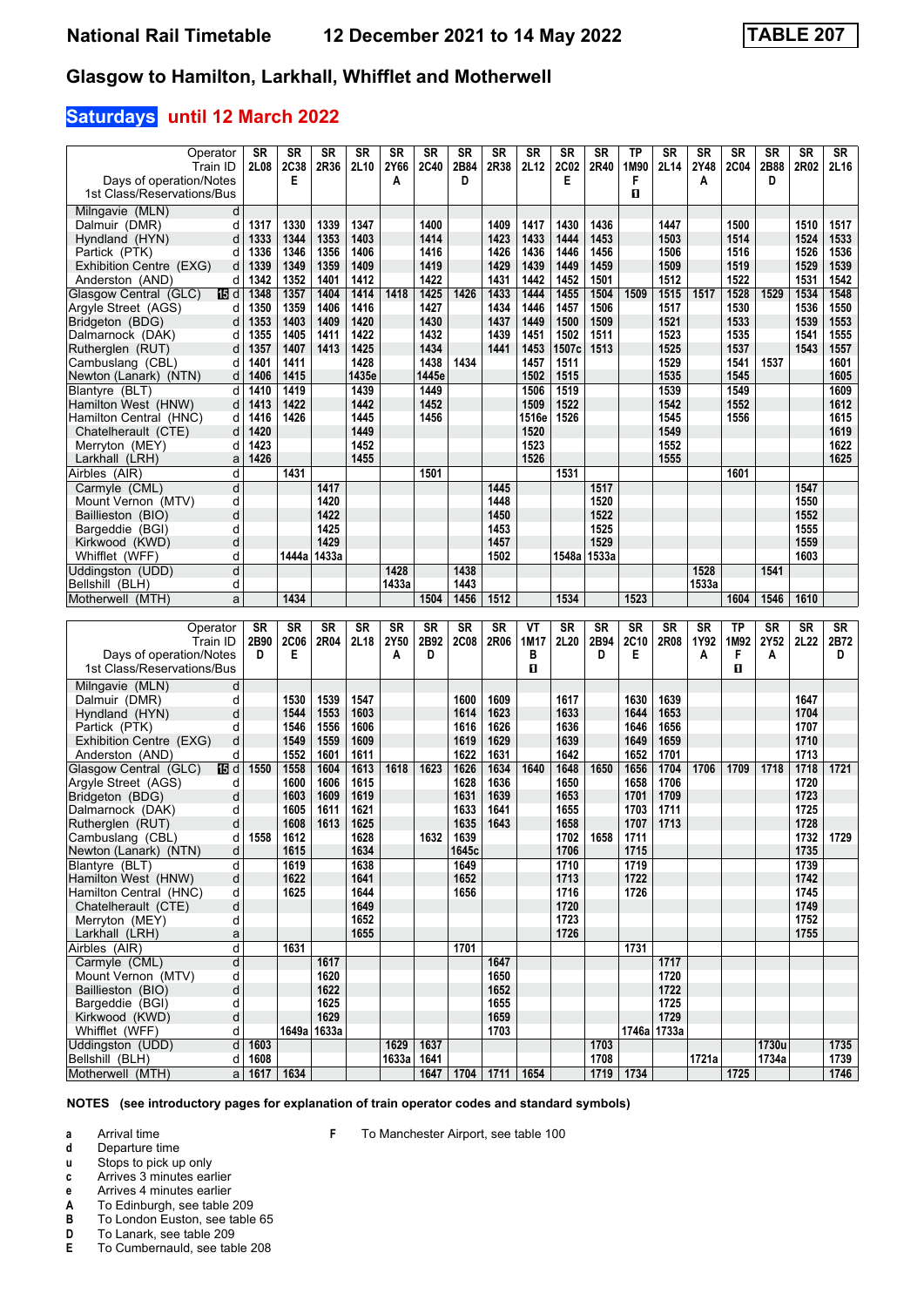# National Rail Timetable 12 December 2021 to 14 May 2022 TABLE 207

## Glasgow to Hamilton, Larkhall, Whifflet and Motherwell

### Saturdays until 12 March 2022

| Operator | | SR | SR | SR | SR | SR | SR | SR | SR | SR | SR | SR | TP | SR | SR | SR | SR | SR | SR |
|---|---|---|---|---|---|---|---|---|---|---|---|---|---|---|---|---|---|---|---|
| Train ID | | 2L08 | 2C38 | 2R36 | 2L10 | 2Y66 | 2C40 | 2B84 | 2R38 | 2L12 | 2C02 | 2R40 | 1M90 | 2L14 | 2Y48 | 2C04 | 2B88 | 2R02 | 2L16 |
| Days of operation/Notes | | | E | | | A | | D | | | E | | F | | A | | D | | |
| 1st Class/Reservations/Bus | | | | | | | | | | | | | ◘ | | | | | | |
| Milngavie (MLN) | d | | | | | | | | | | | | | | | | | | |
| Dalmuir (DMR) | d | 1317 | 1330 | 1339 | 1347 | | 1400 | | 1409 | 1417 | 1430 | 1436 | | 1447 | | 1500 | | 1510 | 1517 |
| Hyndland (HYN) | d | 1333 | 1344 | 1353 | 1403 | | 1414 | | 1423 | 1433 | 1444 | 1453 | | 1503 | | 1514 | | 1524 | 1533 |
| Partick (PTK) | d | 1336 | 1346 | 1356 | 1406 | | 1416 | | 1426 | 1436 | 1446 | 1456 | | 1506 | | 1516 | | 1526 | 1536 |
| Exhibition Centre (EXG) | d | 1339 | 1349 | 1359 | 1409 | | 1419 | | 1429 | 1439 | 1449 | 1459 | | 1509 | | 1519 | | 1529 | 1539 |
| Anderston (AND) | d | 1342 | 1352 | 1401 | 1412 | | 1422 | | 1431 | 1442 | 1452 | 1501 | | 1512 | | 1522 | | 1531 | 1542 |
| Glasgow Central (GLC) 15 | d | 1348 | 1357 | 1404 | 1414 | 1418 | 1425 | 1426 | 1433 | 1444 | 1455 | 1504 | 1509 | 1515 | 1517 | 1528 | 1529 | 1534 | 1548 |
| Argyle Street (AGS) | d | 1350 | 1359 | 1406 | 1416 | | 1427 | | 1434 | 1446 | 1457 | 1506 | | 1517 | | 1530 | | 1536 | 1550 |
| Bridgeton (BDG) | d | 1353 | 1403 | 1409 | 1420 | | 1430 | | 1437 | 1449 | 1500 | 1509 | | 1521 | | 1533 | | 1539 | 1553 |
| Dalmarnock (DAK) | d | 1355 | 1405 | 1411 | 1422 | | 1432 | | 1439 | 1451 | 1502 | 1511 | | 1523 | | 1535 | | 1541 | 1555 |
| Rutherglen (RUT) | d | 1357 | 1407 | 1413 | 1425 | | 1434 | | 1441 | 1453 | 1507c | 1513 | | 1525 | | 1537 | | 1543 | 1557 |
| Cambuslang (CBL) | d | 1401 | 1411 | | 1428 | | 1438 | 1434 | | 1457 | 1511 | | | 1529 | | 1541 | 1537 | | 1601 |
| Newton (Lanark) (NTN) | d | 1406 | 1415 | | 1435e | | 1445e | | | 1502 | 1515 | | | 1535 | | 1545 | | | 1605 |
| Blantyre (BLT) | d | 1410 | 1419 | | 1439 | | 1449 | | | 1506 | 1519 | | | 1539 | | 1549 | | | 1609 |
| Hamilton West (HNW) | d | 1413 | 1422 | | 1442 | | 1452 | | | 1509 | 1522 | | | 1542 | | 1552 | | | 1612 |
| Hamilton Central (HNC) | d | 1416 | 1426 | | 1445 | | 1456 | | | 1516e | 1526 | | | 1545 | | 1556 | | | 1615 |
| Chatelherault (CTE) | d | 1420 | | | 1449 | | | | | 1520 | | | | 1549 | | | | | 1619 |
| Merryton (MEY) | d | 1423 | | | 1452 | | | | | 1523 | | | | 1552 | | | | | 1622 |
| Larkhall (LRH) | a | 1426 | | | 1455 | | | | | 1526 | | | | 1555 | | | | | 1625 |
| Airbles (AIR) | d | | 1431 | | | | 1501 | | | | 1531 | | | | | 1601 | | | |
| Carmyle (CML) | d | | | 1417 | | | | | 1445 | | | 1517 | | | | | | 1547 | |
| Mount Vernon (MTV) | d | | | 1420 | | | | | 1448 | | | 1520 | | | | | | 1550 | |
| Baillieston (BIO) | d | | | 1422 | | | | | 1450 | | | 1522 | | | | | | 1552 | |
| Bargeddie (BGI) | d | | | 1425 | | | | | 1453 | | | 1525 | | | | | | 1555 | |
| Kirkwood (KWD) | d | | | 1429 | | | | | 1457 | | | 1529 | | | | | | 1559 | |
| Whifflet (WFF) | d | | 1444a | 1433a | | | | | 1502 | | 1548a | 1533a | | | | | | 1603 | |
| Uddingston (UDD) | d | | | | | 1428 | | 1438 | | | | | | | 1528 | | 1541 | | |
| Bellshill (BLH) | d | | | | | 1433a | | 1443 | | | | | | | 1533a | | | | |
| Motherwell (MTH) | a | | 1434 | | | | 1504 | 1456 | 1512 | | 1534 | | 1523 | | | 1604 | 1546 | 1610 | |

| Operator | | SR | SR | SR | SR | SR | SR | SR | SR | VT | SR | SR | SR | SR | SR | TP | SR | SR | SR |
|---|---|---|---|---|---|---|---|---|---|---|---|---|---|---|---|---|---|---|---|
| Train ID | | 2B90 | 2C06 | 2R04 | 2L18 | 2Y50 | 2B92 | 2C08 | 2R06 | 1M17 | 2L20 | 2B94 | 2C10 | 2R08 | 1Y92 | 1M92 | 2Y52 | 2L22 | 2B72 |
| Days of operation/Notes | | D | E | | | A | D | | | B | | D | E | | A | F | A | | D |
| 1st Class/Reservations/Bus | | | | | | | | | | ◘ | | | | | | ◘ | | | |
| Milngavie (MLN) | d | | | | | | | | | | | | | | | | | | |
| Dalmuir (DMR) | d | | 1530 | 1539 | 1547 | | | 1600 | 1609 | | 1617 | | 1630 | 1639 | | | | 1647 | |
| Hyndland (HYN) | d | | 1544 | 1553 | 1603 | | | 1614 | 1623 | | 1633 | | 1644 | 1653 | | | | 1704 | |
| Partick (PTK) | d | | 1546 | 1556 | 1606 | | | 1616 | 1626 | | 1636 | | 1646 | 1656 | | | | 1707 | |
| Exhibition Centre (EXG) | d | | 1549 | 1559 | 1609 | | | 1619 | 1629 | | 1639 | | 1649 | 1659 | | | | 1710 | |
| Anderston (AND) | d | | 1552 | 1601 | 1611 | | | 1622 | 1631 | | 1642 | | 1652 | 1701 | | | | 1713 | |
| Glasgow Central (GLC) 15 | d | 1550 | 1558 | 1604 | 1613 | 1618 | 1623 | 1626 | 1634 | 1640 | 1648 | 1650 | 1656 | 1704 | 1706 | 1709 | 1718 | 1718 | 1721 |
| Argyle Street (AGS) | d | | 1600 | 1606 | 1615 | | | 1628 | 1636 | | 1650 | | 1658 | 1706 | | | | 1720 | |
| Bridgeton (BDG) | d | | 1603 | 1609 | 1619 | | | 1631 | 1639 | | 1653 | | 1701 | 1709 | | | | 1723 | |
| Dalmarnock (DAK) | d | | 1605 | 1611 | 1621 | | | 1633 | 1641 | | 1655 | | 1703 | 1711 | | | | 1725 | |
| Rutherglen (RUT) | d | | 1608 | 1613 | 1625 | | | 1635 | 1643 | | 1658 | | 1707 | 1713 | | | | 1728 | |
| Cambuslang (CBL) | d | 1558 | 1612 | | 1628 | | 1632 | 1639 | | | 1702 | 1658 | 1711 | | | | | 1732 | 1729 |
| Newton (Lanark) (NTN) | d | | 1615 | | 1634 | | | 1645c | | | 1706 | | 1715 | | | | | 1735 | |
| Blantyre (BLT) | d | | 1619 | | 1638 | | | 1649 | | | 1710 | | 1719 | | | | | 1739 | |
| Hamilton West (HNW) | d | | 1622 | | 1641 | | | 1652 | | | 1713 | | 1722 | | | | | 1742 | |
| Hamilton Central (HNC) | d | | 1625 | | 1644 | | | 1656 | | | 1716 | | 1726 | | | | | 1745 | |
| Chatelherault (CTE) | d | | | | 1649 | | | | | | 1720 | | | | | | | 1749 | |
| Merryton (MEY) | d | | | | 1652 | | | | | | 1723 | | | | | | | 1752 | |
| Larkhall (LRH) | a | | | | 1655 | | | | | | 1726 | | | | | | | 1755 | |
| Airbles (AIR) | d | | 1631 | | | | | 1701 | | | | | 1731 | | | | | | |
| Carmyle (CML) | d | | | 1617 | | | | | 1647 | | | | | 1717 | | | | | |
| Mount Vernon (MTV) | d | | | 1620 | | | | | 1650 | | | | | 1720 | | | | | |
| Baillieston (BIO) | d | | | 1622 | | | | | 1652 | | | | | 1722 | | | | | |
| Bargeddie (BGI) | d | | | 1625 | | | | | 1655 | | | | | 1725 | | | | | |
| Kirkwood (KWD) | d | | | 1629 | | | | | 1659 | | | | | 1729 | | | | | |
| Whifflet (WFF) | d | | 1649a | 1633a | | | | | 1703 | | | | 1746a | 1733a | | | | | |
| Uddingston (UDD) | d | 1603 | | | | 1629 | 1637 | | | | | 1703 | | | | | 1730u | | 1735 |
| Bellshill (BLH) | d | 1608 | | | | 1633a | 1641 | | | | | 1708 | | | 1721a | | 1734a | | 1739 |
| Motherwell (MTH) | a | 1617 | 1634 | | | | 1647 | 1704 | 1711 | 1654 | | 1719 | 1734 | | | 1725 | | | 1746 |

**NOTES (see introductory pages for explanation of train operator codes and standard symbols)**

- **a** Arrival time
- **d** Departure time
- **u** Stops to pick up only
- **c** Arrives 3 minutes earlier
- **e** Arrives 4 minutes earlier
- **A** To Edinburgh, see table 209
- **B** To London Euston, see table 65
- **D** To Lanark, see table 209
- **E** To Cumbernauld, see table 208
- **F** To Manchester Airport, see table 100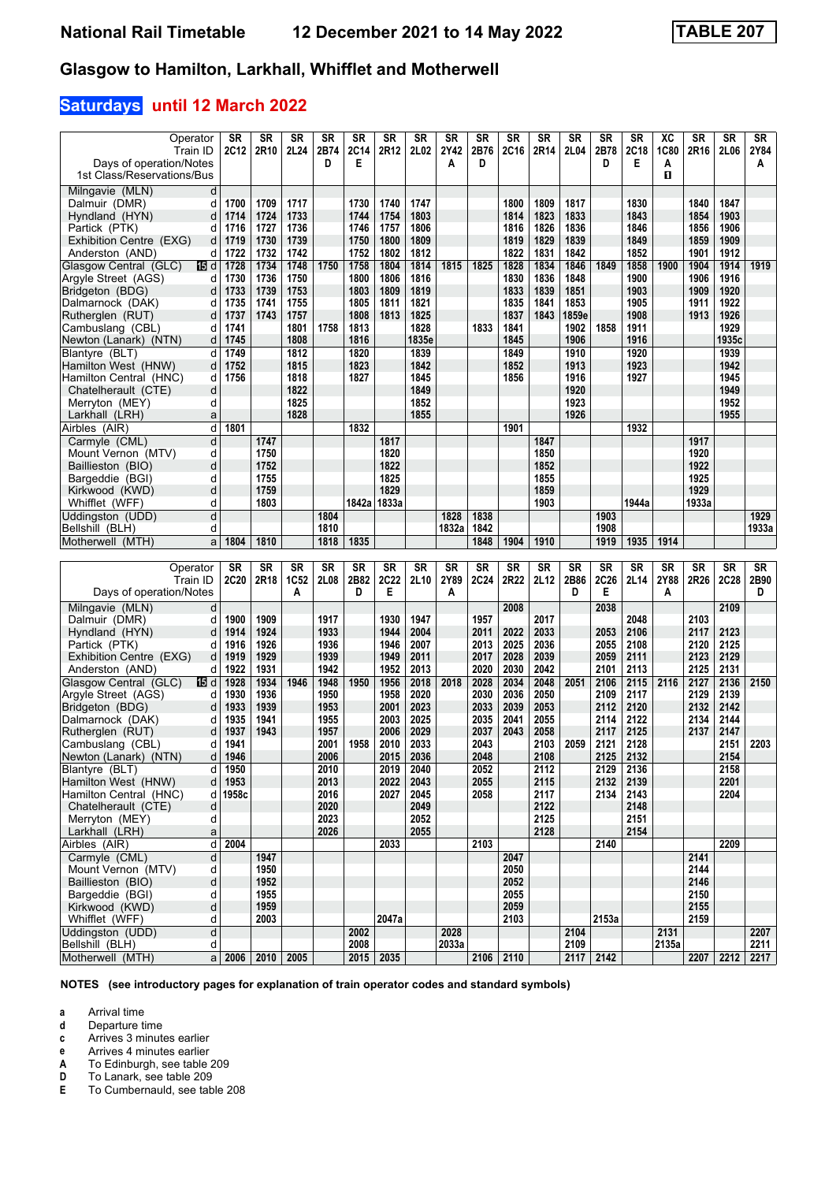# National Rail Timetable — 12 December 2021 to 14 May 2022 — TABLE 207

## Glasgow to Hamilton, Larkhall, Whifflet and Motherwell

### Saturdays until 12 March 2022

| Operator | | SR | SR | SR | SR | SR | SR | SR | SR | SR | SR | SR | SR | SR | SR | XC | SR | SR | SR |
|---|---|---|---|---|---|---|---|---|---|---|---|---|---|---|---|---|---|---|---|
| Train ID | | 2C12 | 2R10 | 2L24 | 2B74 | 2C14 | 2R12 | 2L02 | 2Y42 | 2B76 | 2C16 | 2R14 | 2L04 | 2B78 | 2C18 | 1C80 | 2R16 | 2L06 | 2Y84 |
| Days of operation/Notes | | | | | D | E | | | A | D | | | | D | E | A | | | A |
| 1st Class/Reservations/Bus | | | | | | | | | | | | | | | | ■ | | | |
| Milngavie (MLN) | d | | | | | | | | | | | | | | | | | | |
| Dalmuir (DMR) | d | 1700 | 1709 | 1717 | | 1730 | 1740 | 1747 | | | 1800 | 1809 | 1817 | | 1830 | | 1840 | 1847 | |
| Hyndland (HYN) | d | 1714 | 1724 | 1733 | | 1744 | 1754 | 1803 | | | 1814 | 1823 | 1833 | | 1843 | | 1854 | 1903 | |
| Partick (PTK) | d | 1716 | 1727 | 1736 | | 1746 | 1757 | 1806 | | | 1816 | 1826 | 1836 | | 1846 | | 1856 | 1906 | |
| Exhibition Centre (EXG) | d | 1719 | 1730 | 1739 | | 1750 | 1800 | 1809 | | | 1819 | 1829 | 1839 | | 1849 | | 1859 | 1909 | |
| Anderston (AND) | d | 1722 | 1732 | 1742 | | 1752 | 1802 | 1812 | | | 1822 | 1831 | 1842 | | 1852 | | 1901 | 1912 | |
| Glasgow Central (GLC) | 15 d | 1728 | 1734 | 1748 | 1750 | 1758 | 1804 | 1814 | 1815 | 1825 | 1828 | 1834 | 1846 | 1849 | 1858 | 1900 | 1904 | 1914 | 1919 |
| Argyle Street (AGS) | d | 1730 | 1736 | 1750 | | 1800 | 1806 | 1816 | | | 1830 | 1836 | 1848 | | 1900 | | 1906 | 1916 | |
| Bridgeton (BDG) | d | 1733 | 1739 | 1753 | | 1803 | 1809 | 1819 | | | 1833 | 1839 | 1851 | | 1903 | | 1909 | 1920 | |
| Dalmarnock (DAK) | d | 1735 | 1741 | 1755 | | 1805 | 1811 | 1821 | | | 1835 | 1841 | 1853 | | 1905 | | 1911 | 1922 | |
| Rutherglen (RUT) | d | 1737 | 1743 | 1757 | | 1808 | 1813 | 1825 | | | 1837 | 1843 | 1859e | | 1908 | | 1913 | 1926 | |
| Cambuslang (CBL) | d | 1741 | | 1801 | 1758 | 1813 | | 1828 | | 1833 | 1841 | | 1902 | 1858 | 1911 | | | 1929 | |
| Newton (Lanark) (NTN) | d | 1745 | | 1808 | | 1816 | | 1835e | | | 1845 | | 1906 | | 1916 | | | 1935c | |
| Blantyre (BLT) | d | 1749 | | 1812 | | 1820 | | 1839 | | | 1849 | | 1910 | | 1920 | | | 1939 | |
| Hamilton West (HNW) | d | 1752 | | 1815 | | 1823 | | 1842 | | | 1852 | | 1913 | | 1923 | | | 1942 | |
| Hamilton Central (HNC) | d | 1756 | | 1818 | | 1827 | | 1845 | | | 1856 | | 1916 | | 1927 | | | 1945 | |
| Chatelherault (CTE) | d | | | 1822 | | | | 1849 | | | | | 1920 | | | | | 1949 | |
| Merryton (MEY) | d | | | 1825 | | | | 1852 | | | | | 1923 | | | | | 1952 | |
| Larkhall (LRH) | a | | | 1828 | | | | 1855 | | | | | 1926 | | | | | 1955 | |
| Airbles (AIR) | d | 1801 | | | | 1832 | | | | | 1901 | | | | 1932 | | | | |
| Carmyle (CML) | d | | 1747 | | | | 1817 | | | | | 1847 | | | | | 1917 | | |
| Mount Vernon (MTV) | d | | 1750 | | | | 1820 | | | | | 1850 | | | | | 1920 | | |
| Baillieston (BIO) | d | | 1752 | | | | 1822 | | | | | 1852 | | | | | 1922 | | |
| Bargeddie (BGI) | d | | 1755 | | | | 1825 | | | | | 1855 | | | | | 1925 | | |
| Kirkwood (KWD) | d | | 1759 | | | | 1829 | | | | | 1859 | | | | | 1929 | | |
| Whifflet (WFF) | d | | 1803 | | | 1842a | 1833a | | | | | 1903 | | | 1944a | | 1933a | | |
| Uddingston (UDD) | d | | | | 1804 | | | | 1828 | 1838 | | | | 1903 | | | | | 1929 |
| Bellshill (BLH) | d | | | | 1810 | | | | 1832a | 1842 | | | | 1908 | | | | | 1933a |
| Motherwell (MTH) | a | 1804 | 1810 | | 1818 | 1835 | | | | 1848 | 1904 | 1910 | | 1919 | 1935 | 1914 | | | |

| Operator | | SR | SR | SR | SR | SR | SR | SR | SR | SR | SR | SR | SR | SR | SR | SR | SR | SR | SR |
|---|---|---|---|---|---|---|---|---|---|---|---|---|---|---|---|---|---|---|---|
| Train ID | | 2C20 | 2R18 | 1C52 | 2L08 | 2B82 | 2C22 | 2L10 | 2Y89 | 2C24 | 2R22 | 2L12 | 2B86 | 2C26 | 2L14 | 2Y88 | 2R26 | 2C28 | 2B90 |
| Days of operation/Notes | | | | A | | D | E | | A | | | | D | E | | A | | | D |
| Milngavie (MLN) | d | | | | | | | | | | 2008 | | | 2038 | | | | 2109 | |
| Dalmuir (DMR) | d | 1900 | 1909 | | 1917 | | 1930 | 1947 | | 1957 | | 2017 | | | 2048 | | 2103 | | |
| Hyndland (HYN) | d | 1914 | 1924 | | 1933 | | 1944 | 2004 | | 2011 | 2022 | 2033 | | 2053 | 2106 | | 2117 | 2123 | |
| Partick (PTK) | d | 1916 | 1926 | | 1936 | | 1946 | 2007 | | 2013 | 2025 | 2036 | | 2055 | 2108 | | 2120 | 2125 | |
| Exhibition Centre (EXG) | d | 1919 | 1929 | | 1939 | | 1949 | 2011 | | 2017 | 2028 | 2039 | | 2059 | 2111 | | 2123 | 2129 | |
| Anderston (AND) | d | 1922 | 1931 | | 1942 | | 1952 | 2013 | | 2020 | 2030 | 2042 | | 2101 | 2113 | | 2125 | 2131 | |
| Glasgow Central (GLC) | 15 d | 1928 | 1934 | 1946 | 1948 | 1950 | 1956 | 2018 | 2018 | 2028 | 2034 | 2048 | 2051 | 2106 | 2115 | 2116 | 2127 | 2136 | 2150 |
| Argyle Street (AGS) | d | 1930 | 1936 | | 1950 | | 1958 | 2020 | | 2030 | 2036 | 2050 | | 2109 | 2117 | | 2129 | 2139 | |
| Bridgeton (BDG) | d | 1933 | 1939 | | 1953 | | 2001 | 2023 | | 2033 | 2039 | 2053 | | 2112 | 2120 | | 2132 | 2142 | |
| Dalmarnock (DAK) | d | 1935 | 1941 | | 1955 | | 2003 | 2025 | | 2035 | 2041 | 2055 | | 2114 | 2122 | | 2134 | 2144 | |
| Rutherglen (RUT) | d | 1937 | 1943 | | 1957 | | 2006 | 2029 | | 2037 | 2043 | 2058 | | 2117 | 2125 | | 2137 | 2147 | |
| Cambuslang (CBL) | d | 1941 | | | 2001 | 1958 | 2010 | 2033 | | 2043 | | 2103 | 2059 | 2121 | 2128 | | | 2151 | 2203 |
| Newton (Lanark) (NTN) | d | 1946 | | | 2006 | | 2015 | 2036 | | 2048 | | 2108 | | 2125 | 2132 | | | 2154 | |
| Blantyre (BLT) | d | 1950 | | | 2010 | | 2019 | 2040 | | 2052 | | 2112 | | 2129 | 2136 | | | 2158 | |
| Hamilton West (HNW) | d | 1953 | | | 2013 | | 2022 | 2043 | | 2055 | | 2115 | | 2132 | 2139 | | | 2201 | |
| Hamilton Central (HNC) | d | 1958c | | | 2016 | | 2027 | 2045 | | 2058 | | 2117 | | 2134 | 2143 | | | 2204 | |
| Chatelherault (CTE) | d | | | | 2020 | | | 2049 | | | | 2122 | | | 2148 | | | | |
| Merryton (MEY) | d | | | | 2023 | | | 2052 | | | | 2125 | | | 2151 | | | | |
| Larkhall (LRH) | a | | | | 2026 | | | 2055 | | | | 2128 | | | 2154 | | | | |
| Airbles (AIR) | d | 2004 | | | | | 2033 | | | 2103 | | | | 2140 | | | | 2209 | |
| Carmyle (CML) | d | | 1947 | | | | | | | | 2047 | | | | | | 2141 | | |
| Mount Vernon (MTV) | d | | 1950 | | | | | | | | 2050 | | | | | | 2144 | | |
| Baillieston (BIO) | d | | 1952 | | | | | | | | 2052 | | | | | | 2146 | | |
| Bargeddie (BGI) | d | | 1955 | | | | | | | | 2055 | | | | | | 2150 | | |
| Kirkwood (KWD) | d | | 1959 | | | | | | | | 2059 | | | | | | 2155 | | |
| Whifflet (WFF) | d | | 2003 | | | | 2047a | | | | 2103 | | | 2153a | | | 2159 | | |
| Uddingston (UDD) | d | | | | | 2002 | | | 2028 | | | | 2104 | | | 2131 | | | 2207 |
| Bellshill (BLH) | d | | | | | 2008 | | | 2033a | | | | 2109 | | | 2135a | | | 2211 |
| Motherwell (MTH) | a | 2006 | 2010 | 2005 | | 2015 | 2035 | | | 2106 | 2110 | | 2117 | 2142 | | | 2207 | 2212 | 2217 |

**NOTES (see introductory pages for explanation of train operator codes and standard symbols)**

- **a** Arrival time
- **d** Departure time
- **c** Arrives 3 minutes earlier
- **e** Arrives 4 minutes earlier
- **A** To Edinburgh, see table 209
- **D** To Lanark, see table 209
- **E** To Cumbernauld, see table 208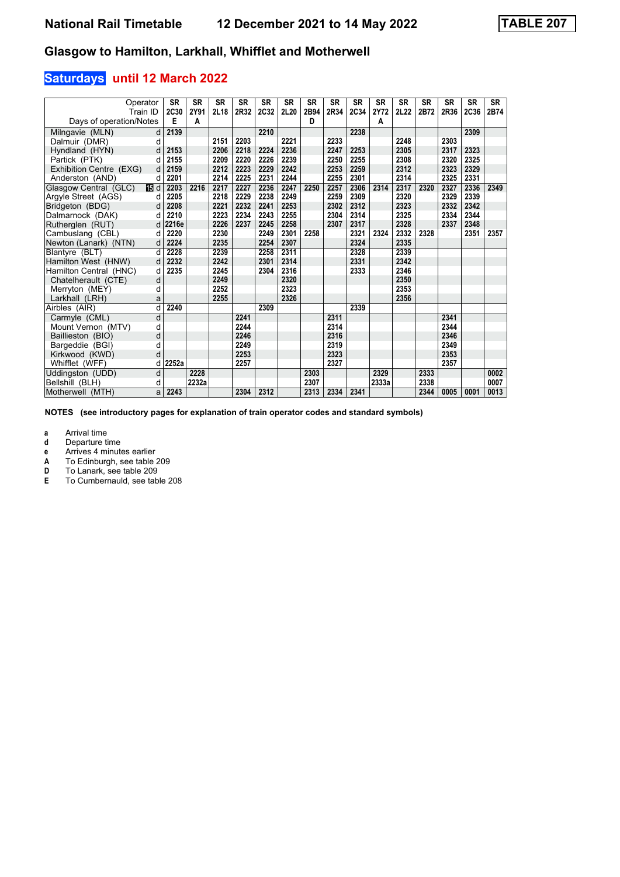# National Rail Timetable 12 December 2021 to 14 May 2022

**TABLE 207**

## Glasgow to Hamilton, Larkhall, Whifflet and Motherwell

### Saturdays until 12 March 2022

| Operator | | SR | SR | SR | SR | SR | SR | SR | SR | SR | SR | SR | SR | SR | SR | SR |
|---|---|---|---|---|---|---|---|---|---|---|---|---|---|---|---|---|
| Train ID | | 2C30 | 2Y91 | 2L18 | 2R32 | 2C32 | 2L20 | 2B94 | 2R34 | 2C34 | 2Y72 | 2L22 | 2B72 | 2R36 | 2C36 | 2B74 |
| Days of operation/Notes | | E | A | | | | | D | | | A | | | | | |
| Milngavie (MLN) | d | 2139 | | | | 2210 | | | | 2238 | | | | | 2309 | |
| Dalmuir (DMR) | d | | | 2151 | 2203 | | 2221 | | 2233 | | | 2248 | | 2303 | | |
| Hyndland (HYN) | d | 2153 | | 2206 | 2218 | 2224 | 2236 | | 2247 | 2253 | | 2305 | | 2317 | 2323 | |
| Partick (PTK) | d | 2155 | | 2209 | 2220 | 2226 | 2239 | | 2250 | 2255 | | 2308 | | 2320 | 2325 | |
| Exhibition Centre (EXG) | d | 2159 | | 2212 | 2223 | 2229 | 2242 | | 2253 | 2259 | | 2312 | | 2323 | 2329 | |
| Anderston (AND) | d | 2201 | | 2214 | 2225 | 2231 | 2244 | | 2255 | 2301 | | 2314 | | 2325 | 2331 | |
| Glasgow Central (GLC) | 15 d | 2203 | 2216 | 2217 | 2227 | 2236 | 2247 | 2250 | 2257 | 2306 | 2314 | 2317 | 2320 | 2327 | 2336 | 2349 |
| Argyle Street (AGS) | d | 2205 | | 2218 | 2229 | 2238 | 2249 | | 2259 | 2309 | | 2320 | | 2329 | 2339 | |
| Bridgeton (BDG) | d | 2208 | | 2221 | 2232 | 2241 | 2253 | | 2302 | 2312 | | 2323 | | 2332 | 2342 | |
| Dalmarnock (DAK) | d | 2210 | | 2223 | 2234 | 2243 | 2255 | | 2304 | 2314 | | 2325 | | 2334 | 2344 | |
| Rutherglen (RUT) | d | 2216e | | 2226 | 2237 | 2245 | 2258 | | 2307 | 2317 | | 2328 | | 2337 | 2348 | |
| Cambuslang (CBL) | d | 2220 | | 2230 | | 2249 | 2301 | 2258 | | 2321 | 2324 | 2332 | 2328 | | 2351 | 2357 |
| Newton (Lanark) (NTN) | d | 2224 | | 2235 | | 2254 | 2307 | | | 2324 | | 2335 | | | | |
| Blantyre (BLT) | d | 2228 | | 2239 | | 2258 | 2311 | | | 2328 | | 2339 | | | | |
| Hamilton West (HNW) | d | 2232 | | 2242 | | 2301 | 2314 | | | 2331 | | 2342 | | | | |
| Hamilton Central (HNC) | d | 2235 | | 2245 | | 2304 | 2316 | | | 2333 | | 2346 | | | | |
| Chatelherault (CTE) | d | | | 2249 | | | 2320 | | | | | 2350 | | | | |
| Merryton (MEY) | d | | | 2252 | | | 2323 | | | | | 2353 | | | | |
| Larkhall (LRH) | a | | | 2255 | | | 2326 | | | | | 2356 | | | | |
| Airbles (AIR) | d | 2240 | | | | 2309 | | | | 2339 | | | | | | |
| Carmyle (CML) | d | | | | 2241 | | | | 2311 | | | | | 2341 | | |
| Mount Vernon (MTV) | d | | | | 2244 | | | | 2314 | | | | | 2344 | | |
| Baillieston (BIO) | d | | | | 2246 | | | | 2316 | | | | | 2346 | | |
| Bargeddie (BGI) | d | | | | 2249 | | | | 2319 | | | | | 2349 | | |
| Kirkwood (KWD) | d | | | | 2253 | | | | 2323 | | | | | 2353 | | |
| Whifflet (WFF) | d | 2252a | | | 2257 | | | | 2327 | | | | | 2357 | | |
| Uddingston (UDD) | d | | 2228 | | | | | 2303 | | | 2329 | | 2333 | | | 0002 |
| Bellshill (BLH) | d | | 2232a | | | | | 2307 | | | 2333a | | 2338 | | | 0007 |
| Motherwell (MTH) | a | 2243 | | | 2304 | 2312 | | 2313 | 2334 | 2341 | | | 2344 | 0005 | 0001 | 0013 |

**NOTES (see introductory pages for explanation of train operator codes and standard symbols)**

- **a** Arrival time
- **d** Departure time
- **e** Arrives 4 minutes earlier
- **A** To Edinburgh, see table 209
- **D** To Lanark, see table 209
- **E** To Cumbernauld, see table 208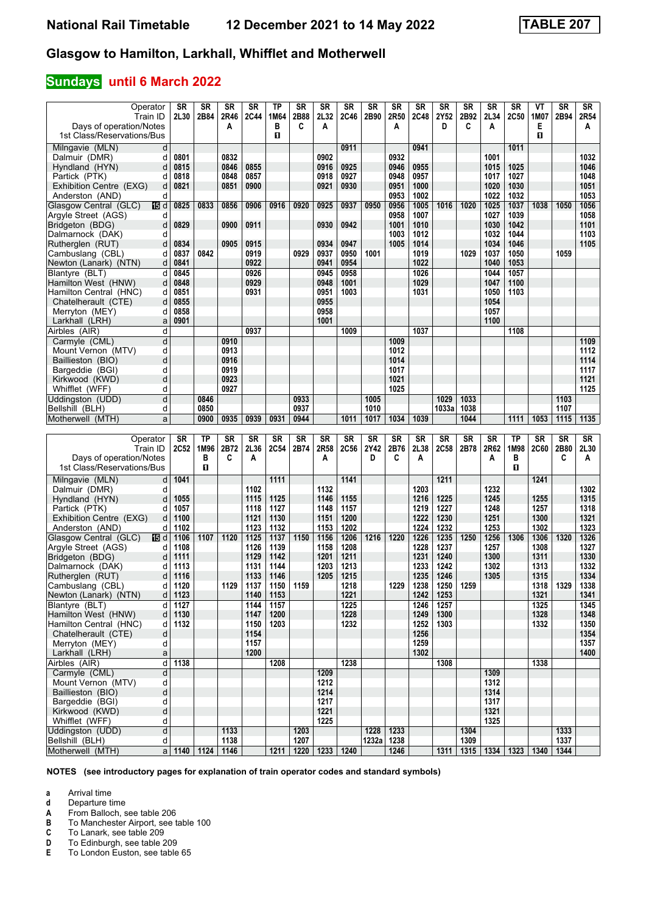# National Rail Timetable 12 December 2021 to 14 May 2022 TABLE 207

## Glasgow to Hamilton, Larkhall, Whifflet and Motherwell

**Sundays until 6 March 2022**

| Operator | | SR | SR | SR | SR | TP | SR | SR | SR | SR | SR | SR | SR | SR | SR | SR | VT | SR | SR |
|---|---|---|---|---|---|---|---|---|---|---|---|---|---|---|---|---|---|---|---|
| Train ID | | 2L30 | 2B84 | 2R46 | 2C44 | 1M64 | 2B88 | 2L32 | 2C46 | 2B90 | 2R50 | 2C48 | 2Y52 | 2B92 | 2L34 | 2C50 | 1M07 | 2B94 | 2R54 |
| Days of operation/Notes | | | | A | | B | C | A | | | A | | D | C | A | | E | | A |
| 1st Class/Reservations/Bus | | | | | | ■ | | | | | | | | | | | ■ | | |
| Milngavie (MLN) | d | | | | | | | | 0911 | | | 0941 | | | | 1011 | | | |
| Dalmuir (DMR) | d | 0801 | | 0832 | | | | 0902 | | | 0932 | | | | 1001 | | | | 1032 |
| Hyndland (HYN) | d | 0815 | | 0846 | 0855 | | | 0916 | 0925 | | 0946 | 0955 | | | 1015 | 1025 | | | 1046 |
| Partick (PTK) | d | 0818 | | 0848 | 0857 | | | 0918 | 0927 | | 0948 | 0957 | | | 1017 | 1027 | | | 1048 |
| Exhibition Centre (EXG) | d | 0821 | | 0851 | 0900 | | | 0921 | 0930 | | 0951 | 1000 | | | 1020 | 1030 | | | 1051 |
| Anderston (AND) | d | | | | | | | | | | 0953 | 1002 | | | 1022 | 1032 | | | 1053 |
| Glasgow Central (GLC) | 15 d | 0825 | 0833 | 0856 | 0906 | 0916 | 0920 | 0925 | 0937 | 0950 | 0956 | 1005 | 1016 | 1020 | 1025 | 1037 | 1038 | 1050 | 1056 |
| Argyle Street (AGS) | d | | | | | | | | | | 0958 | 1007 | | | 1027 | 1039 | | | 1058 |
| Bridgeton (BDG) | d | 0829 | | 0900 | 0911 | | | 0930 | 0942 | | 1001 | 1010 | | | 1030 | 1042 | | | 1101 |
| Dalmarnock (DAK) | d | | | | | | | | | | 1003 | 1012 | | | 1032 | 1044 | | | 1103 |
| Rutherglen (RUT) | d | 0834 | | 0905 | 0915 | | | 0934 | 0947 | | 1005 | 1014 | | | 1034 | 1046 | | | 1105 |
| Cambuslang (CBL) | d | 0837 | 0842 | | 0919 | | 0929 | 0937 | 0950 | 1001 | | 1019 | | 1029 | 1037 | 1050 | | 1059 | |
| Newton (Lanark) (NTN) | d | 0841 | | | 0922 | | | 0941 | 0954 | | | 1022 | | | 1040 | 1053 | | | |
| Blantyre (BLT) | d | 0845 | | | 0926 | | | 0945 | 0958 | | | 1026 | | | 1044 | 1057 | | | |
| Hamilton West (HNW) | d | 0848 | | | 0929 | | | 0948 | 1001 | | | 1029 | | | 1047 | 1100 | | | |
| Hamilton Central (HNC) | d | 0851 | | | 0931 | | | 0951 | 1003 | | | 1031 | | | 1050 | 1103 | | | |
| Chatelherault (CTE) | d | 0855 | | | | | | 0955 | | | | | | | 1054 | | | | |
| Merryton (MEY) | d | 0858 | | | | | | 0958 | | | | | | | 1057 | | | | |
| Larkhall (LRH) | a | 0901 | | | | | | 1001 | | | | | | | 1100 | | | | |
| Airbles (AIR) | d | | | | 0937 | | | | 1009 | | | 1037 | | | | 1108 | | | |
| Carmyle (CML) | d | | | 0910 | | | | | | | 1009 | | | | | | | | 1109 |
| Mount Vernon (MTV) | d | | | 0913 | | | | | | | 1012 | | | | | | | | 1112 |
| Baillieston (BIO) | d | | | 0916 | | | | | | | 1014 | | | | | | | | 1114 |
| Bargeddie (BGI) | d | | | 0919 | | | | | | | 1017 | | | | | | | | 1117 |
| Kirkwood (KWD) | d | | | 0923 | | | | | | | 1021 | | | | | | | | 1121 |
| Whifflet (WFF) | d | | | 0927 | | | | | | | 1025 | | | | | | | | 1125 |
| Uddingston (UDD) | d | | 0846 | | | | 0933 | | | 1005 | | | 1029 | 1033 | | | | 1103 | |
| Bellshill (BLH) | d | | 0850 | | | | 0937 | | | 1010 | | | 1033a | 1038 | | | | 1107 | |
| Motherwell (MTH) | a | | 0900 | 0935 | 0939 | 0931 | 0944 | | 1011 | 1017 | 1034 | 1039 | | 1044 | | 1111 | 1053 | 1115 | 1135 |

| Operator | | SR | TP | SR | SR | SR | SR | SR | SR | SR | SR | SR | SR | SR | SR | TP | SR | SR | SR |
|---|---|---|---|---|---|---|---|---|---|---|---|---|---|---|---|---|---|---|---|
| Train ID | | 2C52 | 1M96 | 2B72 | 2L36 | 2C54 | 2B74 | 2R58 | 2C56 | 2Y42 | 2B76 | 2L38 | 2C58 | 2B78 | 2R62 | 1M98 | 2C60 | 2B80 | 2L30 |
| Days of operation/Notes | | | B | C | A | | | A | | D | C | A | | | A | B | | C | A |
| 1st Class/Reservations/Bus | | | ■ | | | | | | | | | | | | | ■ | | | |
| Milngavie (MLN) | d | 1041 | | | | 1111 | | | 1141 | | | | 1211 | | | | 1241 | | |
| Dalmuir (DMR) | d | | | | 1102 | | | 1132 | | | | 1203 | | | 1232 | | | | 1302 |
| Hyndland (HYN) | d | 1055 | | | 1115 | 1125 | | 1146 | 1155 | | | 1216 | 1225 | | 1245 | | 1255 | | 1315 |
| Partick (PTK) | d | 1057 | | | 1118 | 1127 | | 1148 | 1157 | | | 1219 | 1227 | | 1248 | | 1257 | | 1318 |
| Exhibition Centre (EXG) | d | 1100 | | | 1121 | 1130 | | 1151 | 1200 | | | 1222 | 1230 | | 1251 | | 1300 | | 1321 |
| Anderston (AND) | d | 1102 | | | 1123 | 1132 | | 1153 | 1202 | | | 1224 | 1232 | | 1253 | | 1302 | | 1323 |
| Glasgow Central (GLC) | 15 d | 1106 | 1107 | 1120 | 1125 | 1137 | 1150 | 1156 | 1206 | 1216 | 1220 | 1226 | 1235 | 1250 | 1256 | 1306 | 1306 | 1320 | 1326 |
| Argyle Street (AGS) | d | 1108 | | | 1126 | 1139 | | 1158 | 1208 | | | 1228 | 1237 | | 1257 | | 1308 | | 1327 |
| Bridgeton (BDG) | d | 1111 | | | 1129 | 1142 | | 1201 | 1211 | | | 1231 | 1240 | | 1300 | | 1311 | | 1330 |
| Dalmarnock (DAK) | d | 1113 | | | 1131 | 1144 | | 1203 | 1213 | | | 1233 | 1242 | | 1302 | | 1313 | | 1332 |
| Rutherglen (RUT) | d | 1116 | | | 1133 | 1146 | | 1205 | 1215 | | | 1235 | 1246 | | 1305 | | 1315 | | 1334 |
| Cambuslang (CBL) | d | 1120 | | 1129 | 1137 | 1150 | 1159 | | 1218 | | 1229 | 1238 | 1250 | 1259 | | | 1318 | 1329 | 1338 |
| Newton (Lanark) (NTN) | d | 1123 | | | 1140 | 1153 | | | 1221 | | | 1242 | 1253 | | | | 1321 | | 1341 |
| Blantyre (BLT) | d | 1127 | | | 1144 | 1157 | | | 1225 | | | 1246 | 1257 | | | | 1325 | | 1345 |
| Hamilton West (HNW) | d | 1130 | | | 1147 | 1200 | | | 1228 | | | 1249 | 1300 | | | | 1328 | | 1348 |
| Hamilton Central (HNC) | d | 1132 | | | 1150 | 1203 | | | 1232 | | | 1252 | 1303 | | | | 1332 | | 1350 |
| Chatelherault (CTE) | d | | | | 1154 | | | | | | | 1256 | | | | | | | 1354 |
| Merryton (MEY) | d | | | | 1157 | | | | | | | 1259 | | | | | | | 1357 |
| Larkhall (LRH) | a | | | | 1200 | | | | | | | 1302 | | | | | | | 1400 |
| Airbles (AIR) | d | 1138 | | | | 1208 | | | 1238 | | | | 1308 | | | | 1338 | | |
| Carmyle (CML) | d | | | | | | | 1209 | | | | | | | 1309 | | | | |
| Mount Vernon (MTV) | d | | | | | | | 1212 | | | | | | | 1312 | | | | |
| Baillieston (BIO) | d | | | | | | | 1214 | | | | | | | 1314 | | | | |
| Bargeddie (BGI) | d | | | | | | | 1217 | | | | | | | 1317 | | | | |
| Kirkwood (KWD) | d | | | | | | | 1221 | | | | | | | 1321 | | | | |
| Whifflet (WFF) | d | | | | | | | 1225 | | | | | | | 1325 | | | | |
| Uddingston (UDD) | d | | | 1133 | | | 1203 | | | 1228 | 1233 | | | 1304 | | | | 1333 | |
| Bellshill (BLH) | d | | | 1138 | | | 1207 | | | 1232a | 1238 | | | 1309 | | | | 1337 | |
| Motherwell (MTH) | a | 1140 | 1124 | 1146 | | 1211 | 1220 | 1233 | 1240 | | 1246 | | 1311 | 1315 | 1334 | 1323 | 1340 | 1344 | |

**NOTES (see introductory pages for explanation of train operator codes and standard symbols)**

- **a** Arrival time
- **d** Departure time
- **A** From Balloch, see table 206
- **B** To Manchester Airport, see table 100
- **C** To Lanark, see table 209
- **D** To Edinburgh, see table 209
- **E** To London Euston, see table 65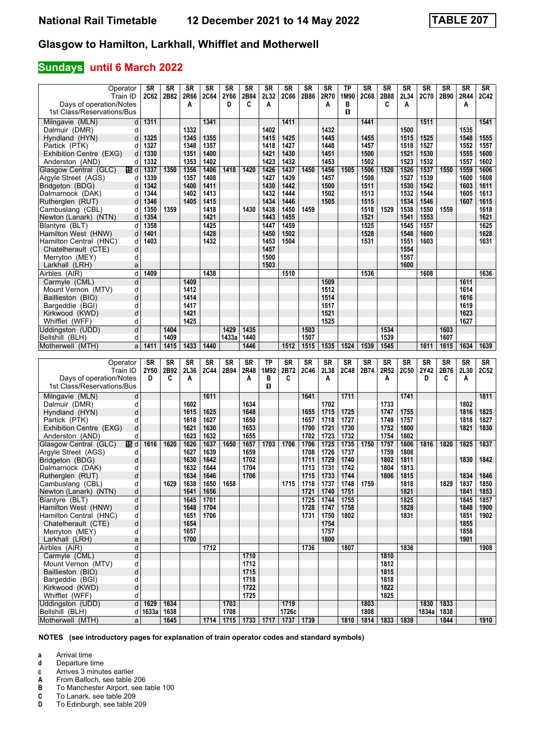# National Rail Timetable 12 December 2021 to 14 May 2022

**TABLE 207**

## Glasgow to Hamilton, Larkhall, Whifflet and Motherwell

### Sundays until 6 March 2022

| Operator | | SR | SR | SR | SR | SR | SR | SR | SR | SR | SR | TP | SR | SR | SR | SR | SR | SR | SR |
|---|---|---|---|---|---|---|---|---|---|---|---|---|---|---|---|---|---|---|---|
| Train ID | | 2C62 | 2B82 | 2R66 | 2C64 | 2Y66 | 2B84 | 2L32 | 2C66 | 2B86 | 2R70 | 1M90 | 2C68 | 2B88 | 2L34 | 2C70 | 2B90 | 2R44 | 2C42 |
| Days of operation/Notes | | | | A | | D | C | A | | | A | B | | C | A | | | A | |
| 1st Class/Reservations/Bus | | | | | | | | | | | | ■ | | | | | | | |
| Milngavie (MLN) | d | 1311 | | | 1341 | | | | 1411 | | | | 1441 | | | 1511 | | | 1541 |
| Dalmuir (DMR) | d | | | 1332 | | | | 1402 | | | 1432 | | | | 1500 | | | 1535 | |
| Hyndland (HYN) | d | 1325 | | 1345 | 1355 | | | 1415 | 1425 | | 1445 | | 1455 | | 1515 | 1525 | | 1548 | 1555 |
| Partick (PTK) | d | 1327 | | 1348 | 1357 | | | 1418 | 1427 | | 1448 | | 1457 | | 1518 | 1527 | | 1552 | 1557 |
| Exhibition Centre (EXG) | d | 1330 | | 1351 | 1400 | | | 1421 | 1430 | | 1451 | | 1500 | | 1521 | 1530 | | 1555 | 1600 |
| Anderston (AND) | d | 1332 | | 1353 | 1402 | | | 1423 | 1432 | | 1453 | | 1502 | | 1523 | 1532 | | 1557 | 1602 |
| Glasgow Central (GLC) 15 | d | 1337 | 1350 | 1356 | 1406 | 1418 | 1420 | 1426 | 1437 | 1450 | 1456 | 1505 | 1506 | 1520 | 1526 | 1537 | 1550 | 1559 | 1606 |
| Argyle Street (AGS) | d | 1339 | | 1357 | 1408 | | | 1427 | 1439 | | 1457 | | 1508 | | 1527 | 1539 | | 1600 | 1608 |
| Bridgeton (BDG) | d | 1342 | | 1400 | 1411 | | | 1430 | 1442 | | 1500 | | 1511 | | 1530 | 1542 | | 1603 | 1611 |
| Dalmarnock (DAK) | d | 1344 | | 1402 | 1413 | | | 1432 | 1444 | | 1502 | | 1513 | | 1532 | 1544 | | 1605 | 1613 |
| Rutherglen (RUT) | d | 1346 | | 1405 | 1415 | | | 1434 | 1446 | | 1505 | | 1515 | | 1534 | 1546 | | 1607 | 1615 |
| Cambuslang (CBL) | d | 1350 | 1359 | | 1418 | | 1430 | 1438 | 1450 | 1459 | | | 1518 | 1529 | 1538 | 1550 | 1559 | | 1618 |
| Newton (Lanark) (NTN) | d | 1354 | | | 1421 | | | 1443 | 1455 | | | | 1521 | | 1541 | 1553 | | | 1621 |
| Blantyre (BLT) | d | 1358 | | | 1425 | | | 1447 | 1459 | | | | 1525 | | 1545 | 1557 | | | 1625 |
| Hamilton West (HNW) | d | 1401 | | | 1428 | | | 1450 | 1502 | | | | 1528 | | 1548 | 1600 | | | 1628 |
| Hamilton Central (HNC) | d | 1403 | | | 1432 | | | 1453 | 1504 | | | | 1531 | | 1551 | 1603 | | | 1631 |
| Chatelherault (CTE) | d | | | | | | | 1457 | | | | | | | 1554 | | | | |
| Merryton (MEY) | d | | | | | | | 1500 | | | | | | | 1557 | | | | |
| Larkhall (LRH) | a | | | | | | | 1503 | | | | | | | 1600 | | | | |
| Airbles (AIR) | d | 1409 | | | 1438 | | | | 1510 | | | | 1536 | | | 1608 | | | 1636 |
| Carmyle (CML) | d | | | 1409 | | | | | | | 1509 | | | | | | | 1611 | |
| Mount Vernon (MTV) | d | | | 1412 | | | | | | | 1512 | | | | | | | 1614 | |
| Baillieston (BIO) | d | | | 1414 | | | | | | | 1514 | | | | | | | 1616 | |
| Bargeddie (BGI) | d | | | 1417 | | | | | | | 1517 | | | | | | | 1619 | |
| Kirkwood (KWD) | d | | | 1421 | | | | | | | 1521 | | | | | | | 1623 | |
| Whifflet (WFF) | d | | | 1425 | | | | | | | 1525 | | | | | | | 1627 | |
| Uddingston (UDD) | d | | 1404 | | | 1429 | 1435 | | | 1503 | | | | 1534 | | | 1603 | | |
| Bellshill (BLH) | d | | 1409 | | | 1433a | 1440 | | | 1507 | | | | 1539 | | | 1607 | | |
| Motherwell (MTH) | a | 1411 | 1415 | 1433 | 1440 | | 1446 | | 1512 | 1515 | 1535 | 1524 | 1539 | 1545 | | 1611 | 1615 | 1634 | 1639 |

| Operator | | SR | SR | SR | SR | SR | SR | TP | SR | SR | SR | SR | SR | SR | SR | SR | SR | SR | SR |
|---|---|---|---|---|---|---|---|---|---|---|---|---|---|---|---|---|---|---|---|
| Train ID | | 2Y50 | 2B92 | 2L36 | 2C44 | 2B94 | 2R48 | 1M92 | 2B72 | 2C46 | 2L38 | 2C48 | 2B74 | 2R52 | 2C50 | 2Y42 | 2B76 | 2L30 | 2C52 |
| Days of operation/Notes | | D | C | A | | | A | B | C | | A | | | A | | D | C | A | |
| 1st Class/Reservations/Bus | | | | | | | | ■ | | | | | | | | | | | |
| Milngavie (MLN) | d | | | | 1611 | | | | | 1641 | | 1711 | | | 1741 | | | | 1811 |
| Dalmuir (DMR) | d | | | 1602 | | | 1634 | | | | 1702 | | | 1733 | | | | 1802 | |
| Hyndland (HYN) | d | | | 1615 | 1625 | | 1648 | | | 1655 | 1715 | 1725 | | 1747 | 1755 | | | 1816 | 1825 |
| Partick (PTK) | d | | | 1618 | 1627 | | 1650 | | | 1657 | 1718 | 1727 | | 1749 | 1757 | | | 1818 | 1827 |
| Exhibition Centre (EXG) | d | | | 1621 | 1630 | | 1653 | | | 1700 | 1721 | 1730 | | 1752 | 1800 | | | 1821 | 1830 |
| Anderston (AND) | d | | | 1623 | 1632 | | 1655 | | | 1702 | 1723 | 1732 | | 1754 | 1802 | | | | |
| Glasgow Central (GLC) 15 | d | 1616 | 1620 | 1626 | 1637 | 1650 | 1657 | 1703 | 1706 | 1706 | 1725 | 1735 | 1750 | 1757 | 1806 | 1816 | 1820 | 1825 | 1837 |
| Argyle Street (AGS) | d | | | 1627 | 1639 | | 1659 | | | 1708 | 1726 | 1737 | | 1759 | 1808 | | | | |
| Bridgeton (BDG) | d | | | 1630 | 1642 | | 1702 | | | 1711 | 1729 | 1740 | | 1802 | 1811 | | | 1830 | 1842 |
| Dalmarnock (DAK) | d | | | 1632 | 1644 | | 1704 | | | 1713 | 1731 | 1742 | | 1804 | 1813 | | | | |
| Rutherglen (RUT) | d | | | 1634 | 1646 | | 1706 | | | 1715 | 1733 | 1744 | | 1806 | 1815 | | | 1834 | 1846 |
| Cambuslang (CBL) | d | | 1629 | 1638 | 1650 | 1658 | | | 1715 | 1718 | 1737 | 1748 | 1759 | | 1818 | | 1829 | 1837 | 1850 |
| Newton (Lanark) (NTN) | d | | | 1641 | 1656 | | | | | 1721 | 1740 | 1751 | | | 1821 | | | 1841 | 1853 |
| Blantyre (BLT) | d | | | 1645 | 1701 | | | | | 1725 | 1744 | 1755 | | | 1825 | | | 1845 | 1857 |
| Hamilton West (HNW) | d | | | 1648 | 1704 | | | | | 1728 | 1747 | 1758 | | | 1828 | | | 1848 | 1900 |
| Hamilton Central (HNC) | d | | | 1651 | 1706 | | | | | 1731 | 1750 | 1802 | | | 1831 | | | 1851 | 1902 |
| Chatelherault (CTE) | d | | | 1654 | | | | | | | 1754 | | | | | | | 1855 | |
| Merryton (MEY) | d | | | 1657 | | | | | | | 1757 | | | | | | | 1858 | |
| Larkhall (LRH) | a | | | 1700 | | | | | | | 1800 | | | | | | | 1901 | |
| Airbles (AIR) | d | | | | 1712 | | | | | 1736 | | 1807 | | | 1836 | | | | 1908 |
| Carmyle (CML) | d | | | | | | 1710 | | | | | | | 1810 | | | | | |
| Mount Vernon (MTV) | d | | | | | | 1712 | | | | | | | 1812 | | | | | |
| Baillieston (BIO) | d | | | | | | 1715 | | | | | | | 1815 | | | | | |
| Bargeddie (BGI) | d | | | | | | 1718 | | | | | | | 1818 | | | | | |
| Kirkwood (KWD) | d | | | | | | 1722 | | | | | | | 1822 | | | | | |
| Whifflet (WFF) | d | | | | | | 1725 | | | | | | | 1825 | | | | | |
| Uddingston (UDD) | d | 1629 | 1634 | | | 1703 | | | 1719 | | | | 1803 | | | 1830 | 1833 | | |
| Bellshill (BLH) | d | 1633a | 1638 | | | 1708 | | | 1726c | | | | 1808 | | | 1834a | 1838 | | |
| Motherwell (MTH) | a | | 1645 | | 1714 | 1715 | 1733 | 1717 | 1737 | 1739 | | 1810 | 1814 | 1833 | 1839 | | 1844 | | 1910 |

**NOTES (see introductory pages for explanation of train operator codes and standard symbols)**

- **a** Arrival time
- **d** Departure time
- **c** Arrives 3 minutes earlier
- **A** From Balloch, see table 206
- **B** To Manchester Airport, see table 100
- **C** To Lanark, see table 209
- **D** To Edinburgh, see table 209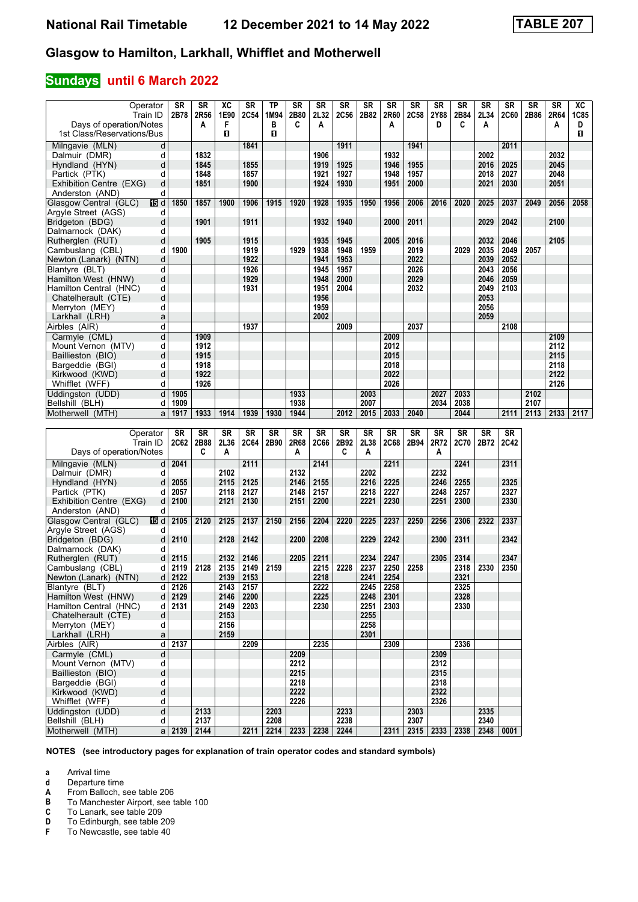# National Rail Timetable 12 December 2021 to 14 May 2022

**TABLE 207**

## Glasgow to Hamilton, Larkhall, Whifflet and Motherwell

### Sundays until 6 March 2022

| Operator | | SR | SR | XC | SR | TP | SR | SR | SR | SR | SR | SR | SR | SR | SR | SR | SR | SR | XC |
|---|---|---|---|---|---|---|---|---|---|---|---|---|---|---|---|---|---|---|---|
| Train ID | | 2B78 | 2R56 | 1E90 | 2C54 | 1M94 | 2B80 | 2L32 | 2C56 | 2B82 | 2R60 | 2C58 | 2Y88 | 2B84 | 2L34 | 2C60 | 2B86 | 2R64 | 1C85 |
| Days of operation/Notes | | | A | F | | B | C | A | | | A | | D | C | A | | | A | D |
| 1st Class/Reservations/Bus | | | | ■ | | ■ | | | | | | | | | | | | | ■ |
| Milngavie (MLN) | d | | | | 1841 | | | | 1911 | | | 1941 | | | | 2011 | | | |
| Dalmuir (DMR) | d | | 1832 | | | | | 1906 | | | 1932 | | | | 2002 | | | 2032 | |
| Hyndland (HYN) | d | | 1845 | | 1855 | | | 1919 | 1925 | | 1946 | 1955 | | | 2016 | 2025 | | 2045 | |
| Partick (PTK) | d | | 1848 | | 1857 | | | 1921 | 1927 | | 1948 | 1957 | | | 2018 | 2027 | | 2048 | |
| Exhibition Centre (EXG) | d | | 1851 | | 1900 | | | 1924 | 1930 | | 1951 | 2000 | | | 2021 | 2030 | | 2051 | |
| Anderston (AND) | d | | | | | | | | | | | | | | | | | | |
| Glasgow Central (GLC) | d | 1850 | 1857 | 1900 | 1906 | 1915 | 1920 | 1928 | 1935 | 1950 | 1956 | 2006 | 2016 | 2020 | 2025 | 2037 | 2049 | 2056 | 2058 |
| Argyle Street (AGS) | d | | | | | | | | | | | | | | | | | | |
| Bridgeton (BDG) | d | | 1901 | | 1911 | | | 1932 | 1940 | | 2000 | 2011 | | | 2029 | 2042 | | 2100 | |
| Dalmarnock (DAK) | d | | | | | | | | | | | | | | | | | | |
| Rutherglen (RUT) | d | | 1905 | | 1915 | | | 1935 | 1945 | | 2005 | 2016 | | | 2032 | 2046 | | 2105 | |
| Cambuslang (CBL) | d | 1900 | | | 1919 | | 1929 | 1938 | 1948 | 1959 | | 2019 | | 2029 | 2035 | 2049 | 2057 | | |
| Newton (Lanark) (NTN) | d | | | | 1922 | | | 1941 | 1953 | | | 2022 | | | 2039 | 2052 | | | |
| Blantyre (BLT) | d | | | | 1926 | | | 1945 | 1957 | | | 2026 | | | 2043 | 2056 | | | |
| Hamilton West (HNW) | d | | | | 1929 | | | 1948 | 2000 | | | 2029 | | | 2046 | 2059 | | | |
| Hamilton Central (HNC) | d | | | | 1931 | | | 1951 | 2004 | | | 2032 | | | 2049 | 2103 | | | |
| Chatelherault (CTE) | d | | | | | | | 1956 | | | | | | | 2053 | | | | |
| Merryton (MEY) | d | | | | | | | 1959 | | | | | | | 2056 | | | | |
| Larkhall (LRH) | a | | | | | | | 2002 | | | | | | | 2059 | | | | |
| Airbles (AIR) | d | | | | 1937 | | | | 2009 | | | 2037 | | | | 2108 | | | |
| Carmyle (CML) | d | | 1909 | | | | | | | | 2009 | | | | | | | 2109 | |
| Mount Vernon (MTV) | d | | 1912 | | | | | | | | 2012 | | | | | | | 2112 | |
| Baillieston (BIO) | d | | 1915 | | | | | | | | 2015 | | | | | | | 2115 | |
| Bargeddie (BGI) | d | | 1918 | | | | | | | | 2018 | | | | | | | 2118 | |
| Kirkwood (KWD) | d | | 1922 | | | | | | | | 2022 | | | | | | | 2122 | |
| Whifflet (WFF) | d | | 1926 | | | | | | | | 2026 | | | | | | | 2126 | |
| Uddingston (UDD) | d | 1905 | | | | | 1933 | | | 2003 | | | 2027 | 2033 | | | 2102 | | |
| Bellshill (BLH) | d | 1909 | | | | | 1938 | | | 2007 | | | 2034 | 2038 | | | 2107 | | |
| Motherwell (MTH) | a | 1917 | 1933 | 1914 | 1939 | 1930 | 1944 | | 2012 | 2015 | 2033 | 2040 | | 2044 | | 2111 | 2113 | 2133 | 2117 |

| Operator | | SR | SR | SR | SR | SR | SR | SR | SR | SR | SR | SR | SR | SR | SR | SR |
|---|---|---|---|---|---|---|---|---|---|---|---|---|---|---|---|---|
| Train ID | | 2C62 | 2B88 | 2L36 | 2C64 | 2B90 | 2R68 | 2C66 | 2B92 | 2L38 | 2C68 | 2B94 | 2R72 | 2C70 | 2B72 | 2C42 |
| Days of operation/Notes | | | C | A | | | A | | C | A | | | A | | | |
| Milngavie (MLN) | d | 2041 | | | 2111 | | | 2141 | | | 2211 | | | 2241 | | 2311 |
| Dalmuir (DMR) | d | | | 2102 | | | 2132 | | | 2202 | | | 2232 | | | |
| Hyndland (HYN) | d | 2055 | | 2115 | 2125 | | 2146 | 2155 | | 2216 | 2225 | | 2246 | 2255 | | 2325 |
| Partick (PTK) | d | 2057 | | 2118 | 2127 | | 2148 | 2157 | | 2218 | 2227 | | 2248 | 2257 | | 2327 |
| Exhibition Centre (EXG) | d | 2100 | | 2121 | 2130 | | 2151 | 2200 | | 2221 | 2230 | | 2251 | 2300 | | 2330 |
| Anderston (AND) | d | | | | | | | | | | | | | | | |
| Glasgow Central (GLC) | d | 2105 | 2120 | 2125 | 2137 | 2150 | 2156 | 2204 | 2220 | 2225 | 2237 | 2250 | 2256 | 2306 | 2322 | 2337 |
| Argyle Street (AGS) | d | | | | | | | | | | | | | | | |
| Bridgeton (BDG) | d | 2110 | | 2128 | 2142 | | 2200 | 2208 | | 2229 | 2242 | | 2300 | 2311 | | 2342 |
| Dalmarnock (DAK) | d | | | | | | | | | | | | | | | |
| Rutherglen (RUT) | d | 2115 | | 2132 | 2146 | | 2205 | 2211 | | 2234 | 2247 | | 2305 | 2314 | | 2347 |
| Cambuslang (CBL) | d | 2119 | 2128 | 2135 | 2149 | 2159 | | 2215 | 2228 | 2237 | 2250 | 2258 | | 2318 | 2330 | 2350 |
| Newton (Lanark) (NTN) | d | 2122 | | 2139 | 2153 | | | 2218 | | 2241 | 2254 | | | 2321 | | |
| Blantyre (BLT) | d | 2126 | | 2143 | 2157 | | | 2222 | | 2245 | 2258 | | | 2325 | | |
| Hamilton West (HNW) | d | 2129 | | 2146 | 2200 | | | 2225 | | 2248 | 2301 | | | 2328 | | |
| Hamilton Central (HNC) | d | 2131 | | 2149 | 2203 | | | 2230 | | 2251 | 2303 | | | 2330 | | |
| Chatelherault (CTE) | d | | | 2153 | | | | | | 2255 | | | | | | |
| Merryton (MEY) | d | | | 2156 | | | | | | 2258 | | | | | | |
| Larkhall (LRH) | a | | | 2159 | | | | | | 2301 | | | | | | |
| Airbles (AIR) | d | 2137 | | | 2209 | | | 2235 | | | 2309 | | | 2336 | | |
| Carmyle (CML) | d | | | | | | 2209 | | | | | | 2309 | | | |
| Mount Vernon (MTV) | d | | | | | | 2212 | | | | | | 2312 | | | |
| Baillieston (BIO) | d | | | | | | 2215 | | | | | | 2315 | | | |
| Bargeddie (BGI) | d | | | | | | 2218 | | | | | | 2318 | | | |
| Kirkwood (KWD) | d | | | | | | 2222 | | | | | | 2322 | | | |
| Whifflet (WFF) | d | | | | | | 2226 | | | | | | 2326 | | | |
| Uddingston (UDD) | d | | 2133 | | | 2203 | | | 2233 | | | 2303 | | | 2335 | |
| Bellshill (BLH) | d | | 2137 | | | 2208 | | | 2238 | | | 2307 | | | 2340 | |
| Motherwell (MTH) | a | 2139 | 2144 | | 2211 | 2214 | 2233 | 2238 | 2244 | | 2311 | 2315 | 2333 | 2338 | 2348 | 0001 |

**NOTES (see introductory pages for explanation of train operator codes and standard symbols)**

- **a** Arrival time
- **d** Departure time
- **A** From Balloch, see table 206
- **B** To Manchester Airport, see table 100
- **C** To Lanark, see table 209
- **D** To Edinburgh, see table 209
- **F** To Newcastle, see table 40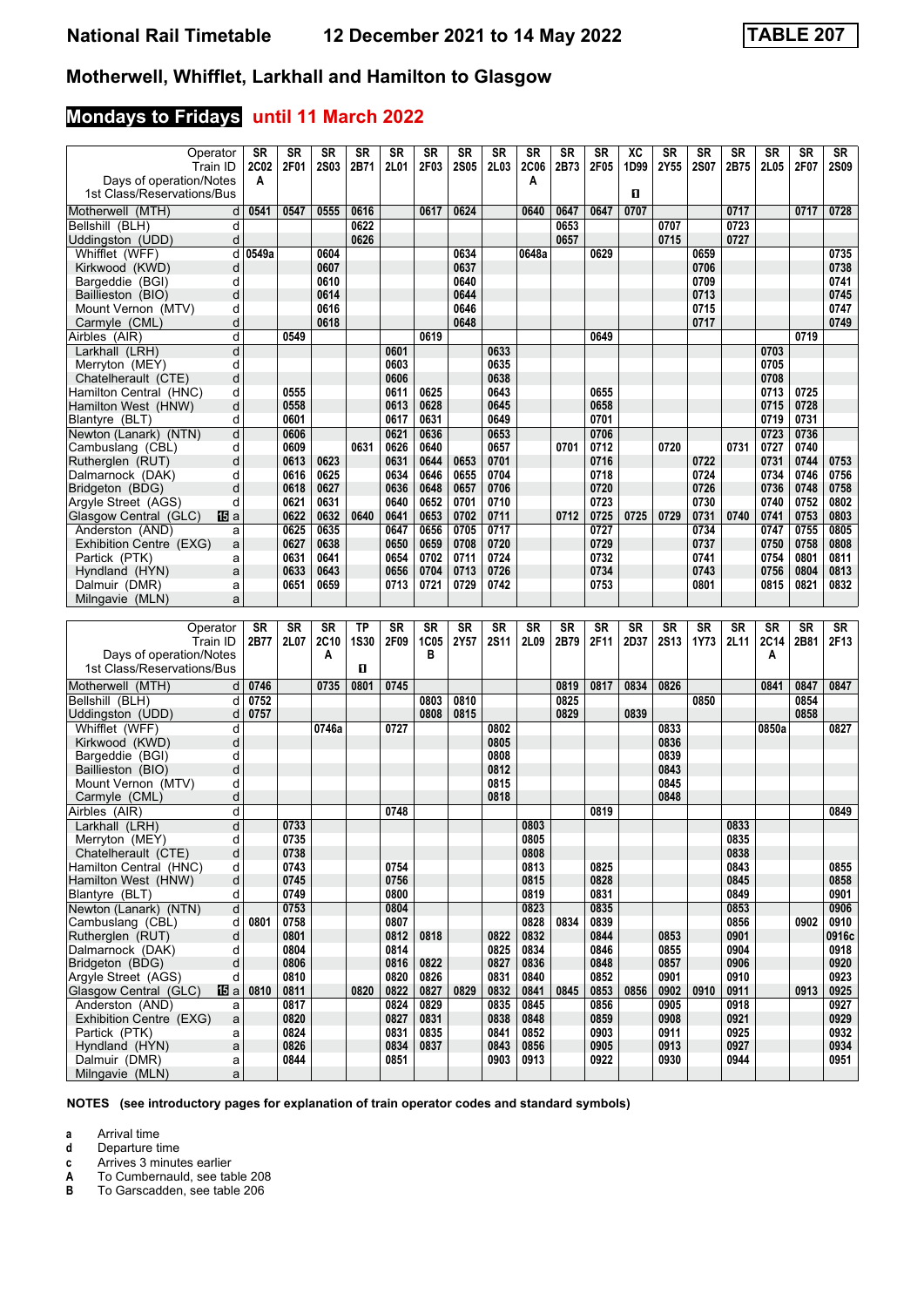# National Rail Timetable — 12 December 2021 to 14 May 2022 — TABLE 207

## Motherwell, Whifflet, Larkhall and Hamilton to Glasgow

### Mondays to Fridays until 11 March 2022

| Operator | | SR | SR | SR | SR | SR | SR | SR | SR | SR | SR | SR | XC | SR | SR | SR | SR | SR | SR |
|---|---|---|---|---|---|---|---|---|---|---|---|---|---|---|---|---|---|---|---|
| Train ID | | 2C02 | 2F01 | 2S03 | 2B71 | 2L01 | 2F03 | 2S05 | 2L03 | 2C06 | 2B73 | 2F05 | 1D99 | 2Y55 | 2S07 | 2B75 | 2L05 | 2F07 | 2S09 |
| Days of operation/Notes | | A | | | | | | | | A | | | | | | | | | |
| 1st Class/Reservations/Bus | | | | | | | | | | | | | 1 | | | | | | |
| Motherwell (MTH) | d | 0541 | 0547 | 0555 | 0616 | | 0617 | 0624 | | 0640 | 0647 | 0647 | 0707 | | | 0717 | | 0717 | 0728 |
| Bellshill (BLH) | d | | | | 0622 | | | | | | 0653 | | | 0707 | | 0723 | | | |
| Uddingston (UDD) | d | | | | 0626 | | | | | | 0657 | | | 0715 | | 0727 | | | |
| Whifflet (WFF) | d | 0549a | | 0604 | | | | 0634 | | 0648a | | 0629 | | | 0659 | | | | 0735 |
| Kirkwood (KWD) | d | | | 0607 | | | | 0637 | | | | | | | 0706 | | | | 0738 |
| Bargeddie (BGI) | d | | | 0610 | | | | 0640 | | | | | | | 0709 | | | | 0741 |
| Baillieston (BIO) | d | | | 0614 | | | | 0644 | | | | | | | 0713 | | | | 0745 |
| Mount Vernon (MTV) | d | | | 0616 | | | | 0646 | | | | | | | 0715 | | | | 0747 |
| Carmyle (CML) | d | | | 0618 | | | | 0648 | | | | | | | 0717 | | | | 0749 |
| Airbles (AIR) | d | | 0549 | | | | 0619 | | | | | 0649 | | | | | | 0719 | |
| Larkhall (LRH) | d | | | | | 0601 | | | 0633 | | | | | | | | 0703 | | |
| Merryton (MEY) | d | | | | | 0603 | | | 0635 | | | | | | | | 0705 | | |
| Chatelherault (CTE) | d | | | | | 0606 | | | 0638 | | | | | | | | 0708 | | |
| Hamilton Central (HNC) | d | | 0555 | | | 0611 | 0625 | | 0643 | | | 0655 | | | | | 0713 | 0725 | |
| Hamilton West (HNW) | d | | 0558 | | | 0613 | 0628 | | 0645 | | | 0658 | | | | | 0715 | 0728 | |
| Blantyre (BLT) | d | | 0601 | | | 0617 | 0631 | | 0649 | | | 0701 | | | | | 0719 | 0731 | |
| Newton (Lanark) (NTN) | d | | 0606 | | | 0621 | 0636 | | 0653 | | | 0706 | | | | | 0723 | 0736 | |
| Cambuslang (CBL) | d | | 0609 | | 0631 | 0626 | 0640 | | 0657 | | 0701 | 0712 | | 0720 | | 0731 | 0727 | 0740 | |
| Rutherglen (RUT) | d | | 0613 | 0623 | | 0631 | 0644 | 0653 | 0701 | | | 0716 | | | 0722 | | 0731 | 0744 | 0753 |
| Dalmarnock (DAK) | d | | 0616 | 0625 | | 0634 | 0646 | 0655 | 0704 | | | 0718 | | | 0724 | | 0734 | 0746 | 0756 |
| Bridgeton (BDG) | d | | 0618 | 0627 | | 0636 | 0648 | 0657 | 0706 | | | 0720 | | | 0726 | | 0736 | 0748 | 0758 |
| Argyle Street (AGS) | d | | 0621 | 0631 | | 0640 | 0652 | 0701 | 0710 | | | 0723 | | | 0730 | | 0740 | 0752 | 0802 |
| Glasgow Central (GLC) 15 | a | | 0622 | 0632 | 0640 | 0641 | 0653 | 0702 | 0711 | | 0712 | 0725 | 0725 | 0729 | 0731 | 0740 | 0741 | 0753 | 0803 |
| Anderston (AND) | a | | 0625 | 0635 | | 0647 | 0656 | 0705 | 0717 | | | 0727 | | | 0734 | | 0747 | 0755 | 0805 |
| Exhibition Centre (EXG) | a | | 0627 | 0638 | | 0650 | 0659 | 0708 | 0720 | | | 0729 | | | 0737 | | 0750 | 0758 | 0808 |
| Partick (PTK) | a | | 0631 | 0641 | | 0654 | 0702 | 0711 | 0724 | | | 0732 | | | 0741 | | 0754 | 0801 | 0811 |
| Hyndland (HYN) | a | | 0633 | 0643 | | 0656 | 0704 | 0713 | 0726 | | | 0734 | | | 0743 | | 0756 | 0804 | 0813 |
| Dalmuir (DMR) | a | | 0651 | 0659 | | 0713 | 0721 | 0729 | 0742 | | | 0753 | | | 0801 | | 0815 | 0821 | 0832 |
| Milngavie (MLN) | a | | | | | | | | | | | | | | | | | | |

| Operator | | SR | SR | SR | TP | SR | SR | SR | SR | SR | SR | SR | SR | SR | SR | SR | SR | SR | SR |
|---|---|---|---|---|---|---|---|---|---|---|---|---|---|---|---|---|---|---|---|
| Train ID | | 2B77 | 2L07 | 2C10 | 1S30 | 2F09 | 1C05 | 2Y57 | 2S11 | 2L09 | 2B79 | 2F11 | 2D37 | 2S13 | 1Y73 | 2L11 | 2C14 | 2B81 | 2F13 |
| Days of operation/Notes | | | | A | | | B | | | | | | | | | | A | | |
| 1st Class/Reservations/Bus | | | | | 1 | | | | | | | | | | | | | | |
| Motherwell (MTH) | d | 0746 | | 0735 | 0801 | 0745 | | | | | 0819 | 0817 | 0834 | 0826 | | | 0841 | 0847 | 0847 |
| Bellshill (BLH) | d | 0752 | | | | | 0803 | 0810 | | | 0825 | | | | 0850 | | | 0854 | |
| Uddingston (UDD) | d | 0757 | | | | | 0808 | 0815 | | | 0829 | | 0839 | | | | | 0858 | |
| Whifflet (WFF) | d | | | 0746a | | 0727 | | | 0802 | | | | | 0833 | | | 0850a | | 0827 |
| Kirkwood (KWD) | d | | | | | | | | 0805 | | | | | 0836 | | | | | |
| Bargeddie (BGI) | d | | | | | | | | 0808 | | | | | 0839 | | | | | |
| Baillieston (BIO) | d | | | | | | | | 0812 | | | | | 0843 | | | | | |
| Mount Vernon (MTV) | d | | | | | | | | 0815 | | | | | 0845 | | | | | |
| Carmyle (CML) | d | | | | | | | | 0818 | | | | | 0848 | | | | | |
| Airbles (AIR) | d | | | | | 0748 | | | | | | 0819 | | | | | | | 0849 |
| Larkhall (LRH) | d | | 0733 | | | | | | | 0803 | | | | | | 0833 | | | |
| Merryton (MEY) | d | | 0735 | | | | | | | 0805 | | | | | | 0835 | | | |
| Chatelherault (CTE) | d | | 0738 | | | | | | | 0808 | | | | | | 0838 | | | |
| Hamilton Central (HNC) | d | | 0743 | | | 0754 | | | | 0813 | | 0825 | | | | 0843 | | | 0855 |
| Hamilton West (HNW) | d | | 0745 | | | 0756 | | | | 0815 | | 0828 | | | | 0845 | | | 0858 |
| Blantyre (BLT) | d | | 0749 | | | 0800 | | | | 0819 | | 0831 | | | | 0849 | | | 0901 |
| Newton (Lanark) (NTN) | d | | 0753 | | | 0804 | | | | 0823 | | 0835 | | | | 0853 | | | 0906 |
| Cambuslang (CBL) | d | 0801 | 0758 | | | 0807 | | | | 0828 | 0834 | 0839 | | | | 0856 | | 0902 | 0910 |
| Rutherglen (RUT) | d | | 0801 | | | 0812 | 0818 | | 0822 | 0832 | | 0844 | | 0853 | | 0901 | | | 0916c |
| Dalmarnock (DAK) | d | | 0804 | | | 0814 | | | 0825 | 0834 | | 0846 | | 0855 | | 0904 | | | 0918 |
| Bridgeton (BDG) | d | | 0806 | | | 0816 | 0822 | | 0827 | 0836 | | 0848 | | 0857 | | 0906 | | | 0920 |
| Argyle Street (AGS) | d | | 0810 | | | 0820 | 0826 | | 0831 | 0840 | | 0852 | | 0901 | | 0910 | | | 0923 |
| Glasgow Central (GLC) 15 | a | 0810 | 0811 | | 0820 | 0822 | 0827 | 0829 | 0832 | 0841 | 0845 | 0853 | 0856 | 0902 | 0910 | 0911 | | 0913 | 0925 |
| Anderston (AND) | a | | 0817 | | | 0824 | 0829 | | 0835 | 0845 | | 0856 | | 0905 | | 0918 | | | 0927 |
| Exhibition Centre (EXG) | a | | 0820 | | | 0827 | 0831 | | 0838 | 0848 | | 0859 | | 0908 | | 0921 | | | 0929 |
| Partick (PTK) | a | | 0824 | | | 0831 | 0835 | | 0841 | 0852 | | 0903 | | 0911 | | 0925 | | | 0932 |
| Hyndland (HYN) | a | | 0826 | | | 0834 | 0837 | | 0843 | 0856 | | 0905 | | 0913 | | 0927 | | | 0934 |
| Dalmuir (DMR) | a | | 0844 | | | 0851 | | | 0903 | 0913 | | 0922 | | 0930 | | 0944 | | | 0951 |
| Milngavie (MLN) | a | | | | | | | | | | | | | | | | | | |

**NOTES (see introductory pages for explanation of train operator codes and standard symbols)**

- **a** Arrival time
- **d** Departure time
- **c** Arrives 3 minutes earlier
- **A** To Cumbernauld, see table 208
- **B** To Garscadden, see table 206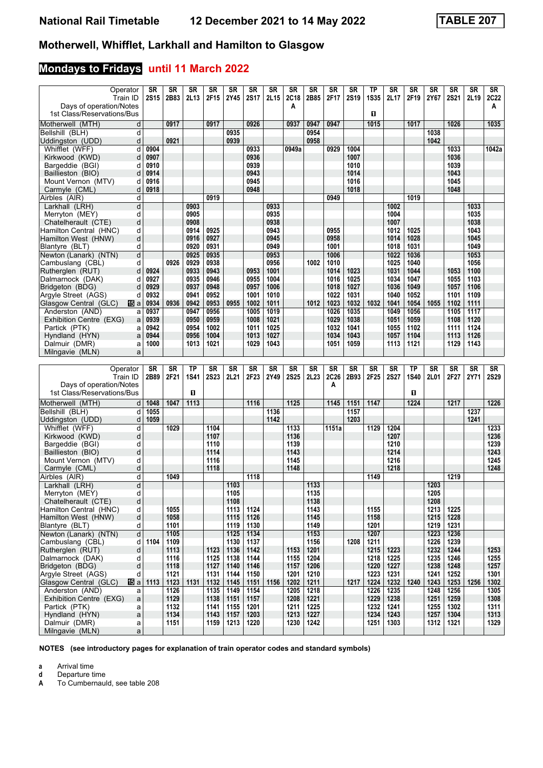# Motherwell, Whifflet, Larkhall and Hamilton to Glasgow

## Mondays to Fridays until 11 March 2022

National Rail Timetable 12 December 2021 to 14 May 2022 — TABLE 207

| Operator | | SR | SR | SR | SR | SR | SR | SR | SR | SR | SR | SR | TP | SR | SR | SR | SR | SR | SR |
|---|---|---|---|---|---|---|---|---|---|---|---|---|---|---|---|---|---|---|---|
| Train ID | | 2S15 | 2B83 | 2L13 | 2F15 | 2Y45 | 2S17 | 2L15 | 2C18 | 2B85 | 2F17 | 2S19 | 1S35 | 2L17 | 2F19 | 2Y67 | 2S21 | 2L19 | 2C22 |
| Days of operation/Notes | | | | | | | | | A | | | | | | | | | | A |
| 1st Class/Reservations/Bus | | | | | | | | | | | | | ◻ | | | | | | |
| Motherwell (MTH) | d | | 0917 | | 0917 | | 0926 | | 0937 | 0947 | 0947 | | 1015 | | 1017 | | 1026 | | 1035 |
| Bellshill (BLH) | d | | | | | 0935 | | | | 0954 | | | | | | 1038 | | | |
| Uddingston (UDD) | d | | 0921 | | | 0939 | | | | 0958 | | | | | | 1042 | | | |
| Whifflet (WFF) | d | 0904 | | | | | 0933 | | 0949a | | 0929 | 1004 | | | | | 1033 | | 1042a |
| Kirkwood (KWD) | d | 0907 | | | | | 0936 | | | | | 1007 | | | | | 1036 | | |
| Bargeddie (BGI) | d | 0910 | | | | | 0939 | | | | | 1010 | | | | | 1039 | | |
| Baillieston (BIO) | d | 0914 | | | | | 0943 | | | | | 1014 | | | | | 1043 | | |
| Mount Vernon (MTV) | d | 0916 | | | | | 0945 | | | | | 1016 | | | | | 1045 | | |
| Carmyle (CML) | d | 0918 | | | | | 0948 | | | | | 1018 | | | | | 1048 | | |
| Airbles (AIR) | d | | | | 0919 | | | | | | 0949 | | | | 1019 | | | | |
| Larkhall (LRH) | d | | | 0903 | | | | 0933 | | | | | | 1002 | | | | 1033 | |
| Merryton (MEY) | d | | | 0905 | | | | 0935 | | | | | | 1004 | | | | 1035 | |
| Chatelherault (CTE) | d | | | 0908 | | | | 0938 | | | | | | 1007 | | | | 1038 | |
| Hamilton Central (HNC) | d | | | 0914 | 0925 | | | 0943 | | | 0955 | | | 1012 | 1025 | | | 1043 | |
| Hamilton West (HNW) | d | | | 0916 | 0927 | | | 0945 | | | 0958 | | | 1014 | 1028 | | | 1045 | |
| Blantyre (BLT) | d | | | 0920 | 0931 | | | 0949 | | | 1001 | | | 1018 | 1031 | | | 1049 | |
| Newton (Lanark) (NTN) | d | | | 0925 | 0935 | | | 0953 | | | 1006 | | | 1022 | 1036 | | | 1053 | |
| Cambuslang (CBL) | d | | 0926 | 0929 | 0938 | | | 0956 | | 1002 | 1010 | | | 1025 | 1040 | | | 1056 | |
| Rutherglen (RUT) | d | 0924 | | 0933 | 0943 | | 0953 | 1001 | | | 1014 | 1023 | | 1031 | 1044 | | 1053 | 1100 | |
| Dalmarnock (DAK) | d | 0927 | | 0935 | 0946 | | 0955 | 1004 | | | 1016 | 1025 | | 1034 | 1047 | | 1055 | 1103 | |
| Bridgeton (BDG) | d | 0929 | | 0937 | 0948 | | 0957 | 1006 | | | 1018 | 1027 | | 1036 | 1049 | | 1057 | 1106 | |
| Argyle Street (AGS) | d | 0932 | | 0941 | 0952 | | 1001 | 1010 | | | 1022 | 1031 | | 1040 | 1052 | | 1101 | 1109 | |
| Glasgow Central (GLC) | a | 0934 | 0936 | 0942 | 0953 | 0955 | 1002 | 1011 | | 1012 | 1023 | 1032 | 1032 | 1041 | 1054 | 1055 | 1102 | 1111 | |
| Anderston (AND) | a | 0937 | | 0947 | 0956 | | 1005 | 1019 | | | 1026 | 1035 | | 1049 | 1056 | | 1105 | 1117 | |
| Exhibition Centre (EXG) | a | 0939 | | 0950 | 0959 | | 1008 | 1021 | | | 1029 | 1038 | | 1051 | 1059 | | 1108 | 1120 | |
| Partick (PTK) | a | 0942 | | 0954 | 1002 | | 1011 | 1025 | | | 1032 | 1041 | | 1055 | 1102 | | 1111 | 1124 | |
| Hyndland (HYN) | a | 0944 | | 0956 | 1004 | | 1013 | 1027 | | | 1034 | 1043 | | 1057 | 1104 | | 1113 | 1126 | |
| Dalmuir (DMR) | a | 1000 | | 1013 | 1021 | | 1029 | 1043 | | | 1051 | 1059 | | 1113 | 1121 | | 1129 | 1143 | |
| Milngavie (MLN) | a | | | | | | | | | | | | | | | | | | |

| Operator | | SR | SR | TP | SR | SR | SR | SR | SR | SR | SR | SR | SR | SR | TP | SR | SR | SR | SR |
|---|---|---|---|---|---|---|---|---|---|---|---|---|---|---|---|---|---|---|---|
| Train ID | | 2B89 | 2F21 | 1S41 | 2S23 | 2L21 | 2F23 | 2Y49 | 2S25 | 2L23 | 2C26 | 2B93 | 2F25 | 2S27 | 1S40 | 2L01 | 2F27 | 2Y71 | 2S29 |
| Days of operation/Notes | | | | | | | | | | | A | | | | | | | | |
| 1st Class/Reservations/Bus | | | | ◻ | | | | | | | | | | | ◻ | | | | |
| Motherwell (MTH) | d | 1048 | 1047 | 1113 | | | 1116 | | 1125 | | 1145 | 1151 | 1147 | | 1224 | | 1217 | | 1226 |
| Bellshill (BLH) | d | 1055 | | | | | | 1136 | | | | 1157 | | | | | | 1237 | |
| Uddingston (UDD) | d | 1059 | | | | | | 1142 | | | | 1203 | | | | | | 1241 | |
| Whifflet (WFF) | d | | 1029 | | 1104 | | | | 1133 | | 1151a | | 1129 | 1204 | | | | | 1233 |
| Kirkwood (KWD) | d | | | | 1107 | | | | 1136 | | | | | 1207 | | | | | 1236 |
| Bargeddie (BGI) | d | | | | 1110 | | | | 1139 | | | | | 1210 | | | | | 1239 |
| Baillieston (BIO) | d | | | | 1114 | | | | 1143 | | | | | 1214 | | | | | 1243 |
| Mount Vernon (MTV) | d | | | | 1116 | | | | 1145 | | | | | 1216 | | | | | 1245 |
| Carmyle (CML) | d | | | | 1118 | | | | 1148 | | | | | 1218 | | | | | 1248 |
| Airbles (AIR) | d | | 1049 | | | | 1118 | | | | | | 1149 | | | | 1219 | | |
| Larkhall (LRH) | d | | | | | 1103 | | | | 1133 | | | | | | 1203 | | | |
| Merryton (MEY) | d | | | | | 1105 | | | | 1135 | | | | | | 1205 | | | |
| Chatelherault (CTE) | d | | | | | 1108 | | | | 1138 | | | | | | 1208 | | | |
| Hamilton Central (HNC) | d | | 1055 | | | 1113 | 1124 | | | 1143 | | | 1155 | | | 1213 | 1225 | | |
| Hamilton West (HNW) | d | | 1058 | | | 1115 | 1126 | | | 1145 | | | 1158 | | | 1215 | 1228 | | |
| Blantyre (BLT) | d | | 1101 | | | 1119 | 1130 | | | 1149 | | | 1201 | | | 1219 | 1231 | | |
| Newton (Lanark) (NTN) | d | | 1105 | | | 1125 | 1134 | | | 1153 | | | 1207 | | | 1223 | 1236 | | |
| Cambuslang (CBL) | d | 1104 | 1109 | | | 1130 | 1137 | | | 1156 | | 1208 | 1211 | | | 1226 | 1239 | | |
| Rutherglen (RUT) | d | | 1113 | | 1123 | 1136 | 1142 | | 1153 | 1201 | | | 1215 | 1223 | | 1232 | 1244 | | 1253 |
| Dalmarnock (DAK) | d | | 1116 | | 1125 | 1138 | 1144 | | 1155 | 1204 | | | 1218 | 1225 | | 1235 | 1246 | | 1255 |
| Bridgeton (BDG) | d | | 1118 | | 1127 | 1140 | 1146 | | 1157 | 1206 | | | 1220 | 1227 | | 1238 | 1248 | | 1257 |
| Argyle Street (AGS) | d | | 1121 | | 1131 | 1144 | 1150 | | 1201 | 1210 | | | 1223 | 1231 | | 1241 | 1252 | | 1301 |
| Glasgow Central (GLC) | a | 1113 | 1123 | 1131 | 1132 | 1145 | 1151 | 1156 | 1202 | 1211 | | 1217 | 1224 | 1232 | 1240 | 1243 | 1253 | 1256 | 1302 |
| Anderston (AND) | a | | 1126 | | 1135 | 1149 | 1154 | | 1205 | 1218 | | | 1226 | 1235 | | 1248 | 1256 | | 1305 |
| Exhibition Centre (EXG) | a | | 1129 | | 1138 | 1151 | 1157 | | 1208 | 1221 | | | 1229 | 1238 | | 1251 | 1259 | | 1308 |
| Partick (PTK) | a | | 1132 | | 1141 | 1155 | 1201 | | 1211 | 1225 | | | 1232 | 1241 | | 1255 | 1302 | | 1311 |
| Hyndland (HYN) | a | | 1134 | | 1143 | 1157 | 1203 | | 1213 | 1227 | | | 1234 | 1243 | | 1257 | 1304 | | 1313 |
| Dalmuir (DMR) | a | | 1151 | | 1159 | 1213 | 1220 | | 1230 | 1242 | | | 1251 | 1303 | | 1312 | 1321 | | 1329 |
| Milngavie (MLN) | a | | | | | | | | | | | | | | | | | | |

**NOTES (see introductory pages for explanation of train operator codes and standard symbols)**

- **a** Arrival time
- **d** Departure time
- **A** To Cumbernauld, see table 208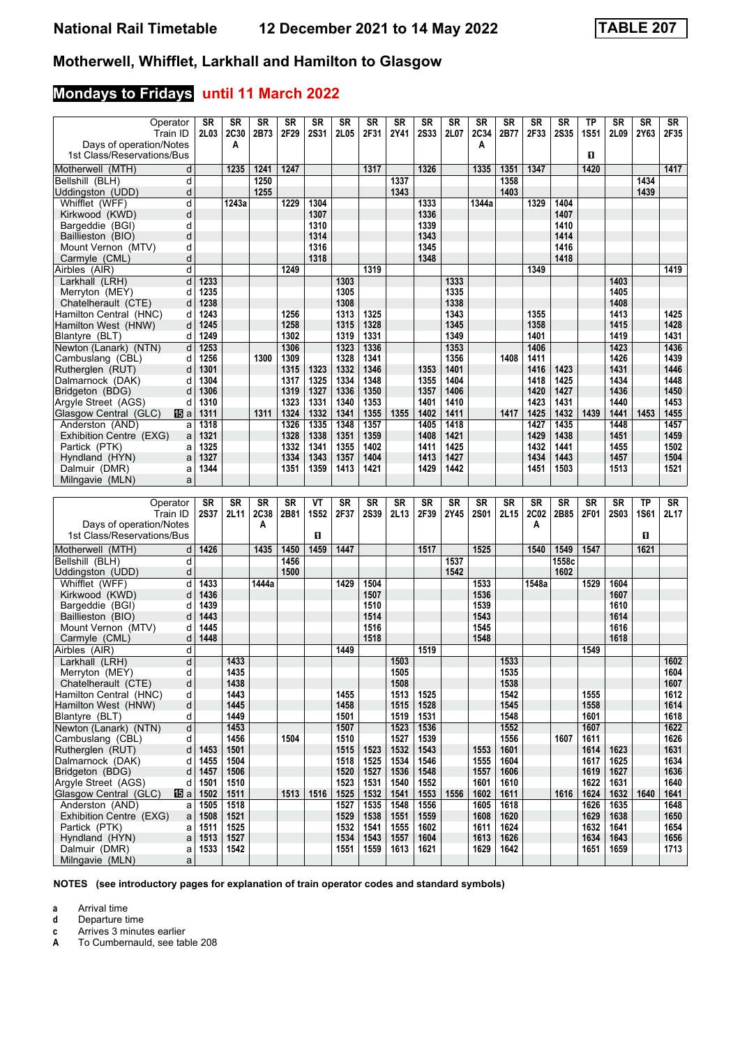# National Rail Timetable 12 December 2021 to 14 May 2022 TABLE 207

## Motherwell, Whifflet, Larkhall and Hamilton to Glasgow

### Mondays to Fridays until 11 March 2022

| Operator | | SR | SR | SR | SR | SR | SR | SR | SR | SR | SR | SR | SR | SR | SR | TP | SR | SR | SR |
|---|---|---|---|---|---|---|---|---|---|---|---|---|---|---|---|---|---|---|---|
| Train ID | | 2L03 | 2C30 | 2B73 | 2F29 | 2S31 | 2L05 | 2F31 | 2Y41 | 2S33 | 2L07 | 2C34 | 2B77 | 2F33 | 2S35 | 1S51 | 2L09 | 2Y63 | 2F35 |
| Days of operation/Notes | | | A | | | | | | | | | A | | | | | | | |
| 1st Class/Reservations/Bus | | | | | | | | | | | | | | | | 1 | | | |
| Motherwell (MTH) | d | | 1235 | 1241 | 1247 | | | 1317 | | 1326 | | 1335 | 1351 | 1347 | | 1420 | | | 1417 |
| Bellshill (BLH) | d | | | 1250 | | | | | 1337 | | | | 1358 | | | | | 1434 | |
| Uddingston (UDD) | d | | | 1255 | | | | | 1343 | | | | 1403 | | | | | 1439 | |
| Whifflet (WFF) | d | | 1243a | | 1229 | 1304 | | | | 1333 | | 1344a | | 1329 | 1404 | | | | |
| Kirkwood (KWD) | d | | | | | 1307 | | | | 1336 | | | | | 1407 | | | | |
| Bargeddie (BGI) | d | | | | | 1310 | | | | 1339 | | | | | 1410 | | | | |
| Baillieston (BIO) | d | | | | | 1314 | | | | 1343 | | | | | 1414 | | | | |
| Mount Vernon (MTV) | d | | | | | 1316 | | | | 1345 | | | | | 1416 | | | | |
| Carmyle (CML) | d | | | | | 1318 | | | | 1348 | | | | | 1418 | | | | |
| Airbles (AIR) | d | | | | 1249 | | | 1319 | | | | | | 1349 | | | | | 1419 |
| Larkhall (LRH) | d | 1233 | | | | | 1303 | | | | 1333 | | | | | | 1403 | | |
| Merryton (MEY) | d | 1235 | | | | | 1305 | | | | 1335 | | | | | | 1405 | | |
| Chatelherault (CTE) | d | 1238 | | | | | 1308 | | | | 1338 | | | | | | 1408 | | |
| Hamilton Central (HNC) | d | 1243 | | | 1256 | | 1313 | 1325 | | | 1343 | | | 1355 | | | 1413 | | 1425 |
| Hamilton West (HNW) | d | 1245 | | | 1258 | | 1315 | 1328 | | | 1345 | | | 1358 | | | 1415 | | 1428 |
| Blantyre (BLT) | d | 1249 | | | 1302 | | 1319 | 1331 | | | 1349 | | | 1401 | | | 1419 | | 1431 |
| Newton (Lanark) (NTN) | d | 1253 | | | 1306 | | 1323 | 1336 | | | 1353 | | | 1406 | | | 1423 | | 1436 |
| Cambuslang (CBL) | d | 1256 | | 1300 | 1309 | | 1328 | 1341 | | | 1356 | | 1408 | 1411 | | | 1426 | | 1439 |
| Rutherglen (RUT) | d | 1301 | | | 1315 | 1323 | 1332 | 1346 | | 1353 | 1401 | | | 1416 | 1423 | | 1431 | | 1446 |
| Dalmarnock (DAK) | d | 1304 | | | 1317 | 1325 | 1334 | 1348 | | 1355 | 1404 | | | 1418 | 1425 | | 1434 | | 1448 |
| Bridgeton (BDG) | d | 1306 | | | 1319 | 1327 | 1336 | 1350 | | 1357 | 1406 | | | 1420 | 1427 | | 1436 | | 1450 |
| Argyle Street (AGS) | d | 1310 | | | 1323 | 1331 | 1340 | 1353 | | 1401 | 1410 | | | 1423 | 1431 | | 1440 | | 1453 |
| Glasgow Central (GLC) 15 | a | 1311 | | 1311 | 1324 | 1332 | 1341 | 1355 | 1355 | 1402 | 1411 | | 1417 | 1425 | 1432 | 1439 | 1441 | 1453 | 1455 |
| Anderston (AND) | a | 1318 | | | 1326 | 1335 | 1348 | 1357 | | 1405 | 1418 | | | 1427 | 1435 | | 1448 | | 1457 |
| Exhibition Centre (EXG) | a | 1321 | | | 1328 | 1338 | 1351 | 1359 | | 1408 | 1421 | | | 1429 | 1438 | | 1451 | | 1459 |
| Partick (PTK) | a | 1325 | | | 1332 | 1341 | 1355 | 1402 | | 1411 | 1425 | | | 1432 | 1441 | | 1455 | | 1502 |
| Hyndland (HYN) | a | 1327 | | | 1334 | 1343 | 1357 | 1404 | | 1413 | 1427 | | | 1434 | 1443 | | 1457 | | 1504 |
| Dalmuir (DMR) | a | 1344 | | | 1351 | 1359 | 1413 | 1421 | | 1429 | 1442 | | | 1451 | 1503 | | 1513 | | 1521 |
| Milngavie (MLN) | a | | | | | | | | | | | | | | | | | | |

| Operator | | SR | SR | SR | SR | VT | SR | SR | SR | SR | SR | SR | SR | SR | SR | SR | SR | TP | SR |
|---|---|---|---|---|---|---|---|---|---|---|---|---|---|---|---|---|---|---|---|
| Train ID | | 2S37 | 2L11 | 2C38 | 2B81 | 1S52 | 2F37 | 2S39 | 2L13 | 2F39 | 2Y45 | 2S01 | 2L15 | 2C02 | 2B85 | 2F01 | 2S03 | 1S61 | 2L17 |
| Days of operation/Notes | | | | A | | | | | | | | | | A | | | | | |
| 1st Class/Reservations/Bus | | | | | | 1 | | | | | | | | | | | | 1 | |
| Motherwell (MTH) | d | 1426 | | 1435 | 1450 | 1459 | 1447 | | | 1517 | | 1525 | | 1540 | 1549 | 1547 | | 1621 | |
| Bellshill (BLH) | d | | | | 1456 | | | | | | 1537 | | | | 1558c | | | | |
| Uddingston (UDD) | d | | | | 1500 | | | | | | 1542 | | | | 1602 | | | | |
| Whifflet (WFF) | d | 1433 | | 1444a | | | 1429 | 1504 | | | | 1533 | | 1548a | | 1529 | 1604 | | |
| Kirkwood (KWD) | d | 1436 | | | | | | 1507 | | | | 1536 | | | | | 1607 | | |
| Bargeddie (BGI) | d | 1439 | | | | | | 1510 | | | | 1539 | | | | | 1610 | | |
| Baillieston (BIO) | d | 1443 | | | | | | 1514 | | | | 1543 | | | | | 1614 | | |
| Mount Vernon (MTV) | d | 1445 | | | | | | 1516 | | | | 1545 | | | | | 1616 | | |
| Carmyle (CML) | d | 1448 | | | | | | 1518 | | | | 1548 | | | | | 1618 | | |
| Airbles (AIR) | d | | | | | | 1449 | | | 1519 | | | | | | 1549 | | | |
| Larkhall (LRH) | d | | 1433 | | | | | | 1503 | | | | 1533 | | | | | | 1602 |
| Merryton (MEY) | d | | 1435 | | | | | | 1505 | | | | 1535 | | | | | | 1604 |
| Chatelherault (CTE) | d | | 1438 | | | | | | 1508 | | | | 1538 | | | | | | 1607 |
| Hamilton Central (HNC) | d | | 1443 | | | | 1455 | | 1513 | 1525 | | | 1542 | | | 1555 | | | 1612 |
| Hamilton West (HNW) | d | | 1445 | | | | 1458 | | 1515 | 1528 | | | 1545 | | | 1558 | | | 1614 |
| Blantyre (BLT) | d | | 1449 | | | | 1501 | | 1519 | 1531 | | | 1548 | | | 1601 | | | 1618 |
| Newton (Lanark) (NTN) | d | | 1453 | | | | 1507 | | 1523 | 1536 | | | 1552 | | | 1607 | | | 1622 |
| Cambuslang (CBL) | d | | 1456 | | 1504 | | 1510 | | 1527 | 1539 | | | 1556 | | 1607 | 1611 | | | 1626 |
| Rutherglen (RUT) | d | 1453 | 1501 | | | | 1515 | 1523 | 1532 | 1543 | | 1553 | 1601 | | | 1614 | 1623 | | 1631 |
| Dalmarnock (DAK) | d | 1455 | 1504 | | | | 1518 | 1525 | 1534 | 1546 | | 1555 | 1604 | | | 1617 | 1625 | | 1634 |
| Bridgeton (BDG) | d | 1457 | 1506 | | | | 1520 | 1527 | 1536 | 1548 | | 1557 | 1606 | | | 1619 | 1627 | | 1636 |
| Argyle Street (AGS) | d | 1501 | 1510 | | | | 1523 | 1531 | 1540 | 1552 | | 1601 | 1610 | | | 1622 | 1631 | | 1640 |
| Glasgow Central (GLC) 15 | a | 1502 | 1511 | | 1513 | 1516 | 1525 | 1532 | 1541 | 1553 | 1556 | 1602 | 1611 | | 1616 | 1624 | 1632 | 1640 | 1641 |
| Anderston (AND) | a | 1505 | 1518 | | | | 1527 | 1535 | 1548 | 1556 | | 1605 | 1618 | | | 1626 | 1635 | | 1648 |
| Exhibition Centre (EXG) | a | 1508 | 1521 | | | | 1529 | 1538 | 1551 | 1559 | | 1608 | 1620 | | | 1629 | 1638 | | 1650 |
| Partick (PTK) | a | 1511 | 1525 | | | | 1532 | 1541 | 1555 | 1602 | | 1611 | 1624 | | | 1632 | 1641 | | 1654 |
| Hyndland (HYN) | a | 1513 | 1527 | | | | 1534 | 1543 | 1557 | 1604 | | 1613 | 1626 | | | 1634 | 1643 | | 1656 |
| Dalmuir (DMR) | a | 1533 | 1542 | | | | 1551 | 1559 | 1613 | 1621 | | 1629 | 1642 | | | 1651 | 1659 | | 1713 |
| Milngavie (MLN) | a | | | | | | | | | | | | | | | | | | |

**NOTES (see introductory pages for explanation of train operator codes and standard symbols)**

- **a** Arrival time
- **d** Departure time
- **c** Arrives 3 minutes earlier
- **A** To Cumbernauld, see table 208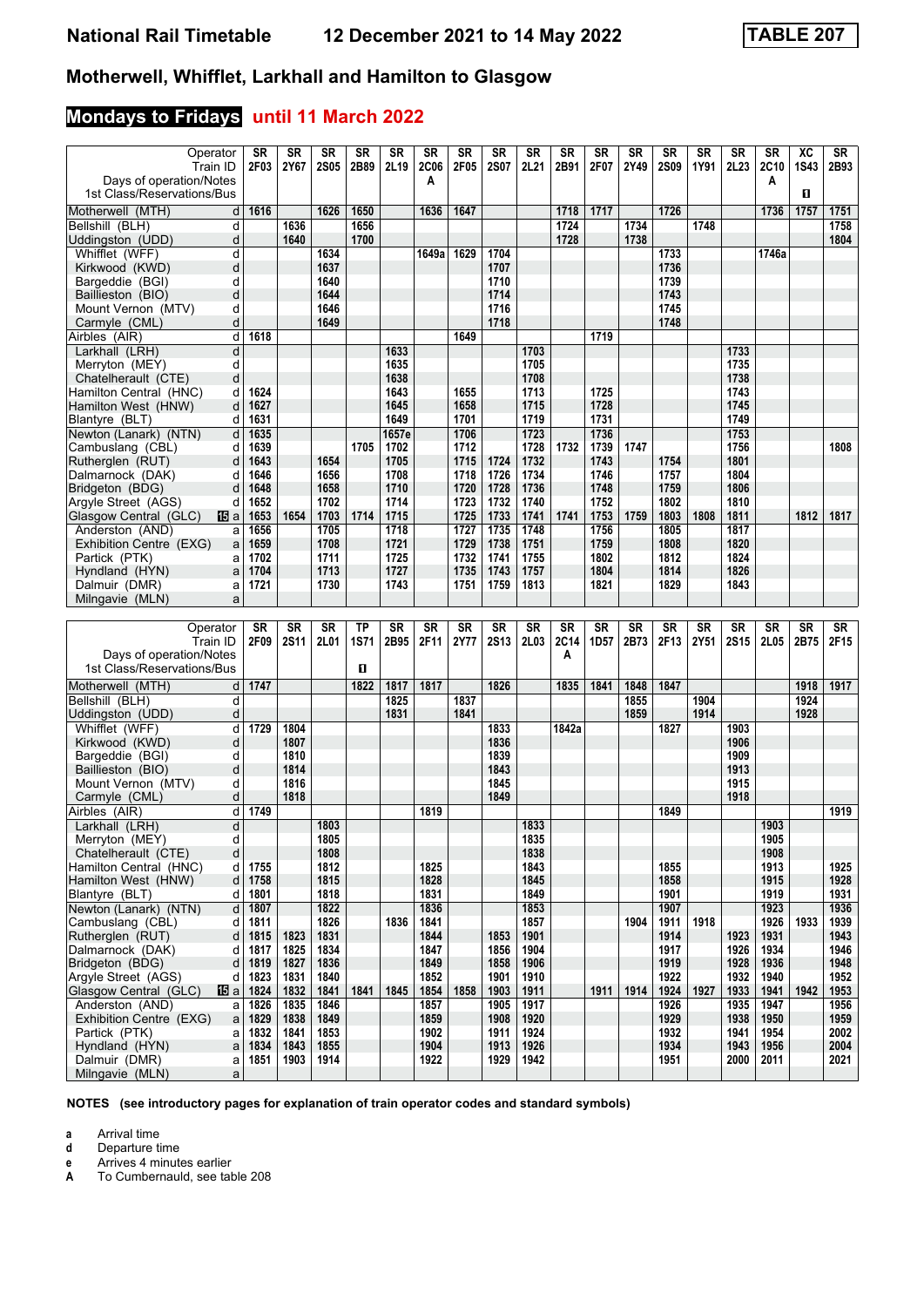# National Rail Timetable — 12 December 2021 to 14 May 2022 — TABLE 207

## Motherwell, Whifflet, Larkhall and Hamilton to Glasgow

### Mondays to Fridays until 11 March 2022

| Operator | | SR | SR | SR | SR | SR | SR | SR | SR | SR | SR | SR | SR | SR | SR | SR | SR | XC | SR |
|---|---|---|---|---|---|---|---|---|---|---|---|---|---|---|---|---|---|---|---|
| Train ID | | 2F03 | 2Y67 | 2S05 | 2B89 | 2L19 | 2C06 | 2F05 | 2S07 | 2L21 | 2B91 | 2F07 | 2Y49 | 2S09 | 1Y91 | 2L23 | 2C10 | 1S43 | 2B93 |
| Days of operation/Notes | | | | | | | A | | | | | | | | | | A | | |
| 1st Class/Reservations/Bus | | | | | | | | | | | | | | | | | | 1 | |
| Motherwell (MTH) | d | 1616 | | 1626 | 1650 | | 1636 | 1647 | | | 1718 | 1717 | | 1726 | | | 1736 | 1757 | 1751 |
| Bellshill (BLH) | d | | 1636 | | 1656 | | | | | | 1724 | | 1734 | | 1748 | | | | 1758 |
| Uddingston (UDD) | d | | 1640 | | 1700 | | | | | | 1728 | | 1738 | | | | | | 1804 |
| Whifflet (WFF) | d | | | 1634 | | | 1649a | 1629 | 1704 | | | | | 1733 | | | 1746a | | |
| Kirkwood (KWD) | d | | | 1637 | | | | | 1707 | | | | | 1736 | | | | | |
| Bargeddie (BGI) | d | | | 1640 | | | | | 1710 | | | | | 1739 | | | | | |
| Baillieston (BIO) | d | | | 1644 | | | | | 1714 | | | | | 1743 | | | | | |
| Mount Vernon (MTV) | d | | | 1646 | | | | | 1716 | | | | | 1745 | | | | | |
| Carmyle (CML) | d | | | 1649 | | | | | 1718 | | | | | 1748 | | | | | |
| Airbles (AIR) | d | 1618 | | | | | | 1649 | | | | 1719 | | | | | | | |
| Larkhall (LRH) | d | | | | | 1633 | | | | 1703 | | | | | | 1733 | | | |
| Merryton (MEY) | d | | | | | 1635 | | | | 1705 | | | | | | 1735 | | | |
| Chatelherault (CTE) | d | | | | | 1638 | | | | 1708 | | | | | | 1738 | | | |
| Hamilton Central (HNC) | d | 1624 | | | | 1643 | | 1655 | | 1713 | | 1725 | | | | 1743 | | | |
| Hamilton West (HNW) | d | 1627 | | | | 1645 | | 1658 | | 1715 | | 1728 | | | | 1745 | | | |
| Blantyre (BLT) | d | 1631 | | | | 1649 | | 1701 | | 1719 | | 1731 | | | | 1749 | | | |
| Newton (Lanark) (NTN) | d | 1635 | | | | 1657e | | 1706 | | 1723 | | 1736 | | | | 1753 | | | |
| Cambuslang (CBL) | d | 1639 | | | 1705 | 1702 | | 1712 | | 1728 | 1732 | 1739 | 1747 | | | 1756 | | | 1808 |
| Rutherglen (RUT) | d | 1643 | | 1654 | | 1705 | | 1715 | 1724 | 1732 | | 1743 | | 1754 | | 1801 | | | |
| Dalmarnock (DAK) | d | 1646 | | 1656 | | 1708 | | 1718 | 1726 | 1734 | | 1746 | | 1757 | | 1804 | | | |
| Bridgeton (BDG) | d | 1648 | | 1658 | | 1710 | | 1720 | 1728 | 1736 | | 1748 | | 1759 | | 1806 | | | |
| Argyle Street (AGS) | d | 1652 | | 1702 | | 1714 | | 1723 | 1732 | 1740 | | 1752 | | 1802 | | 1810 | | | |
| Glasgow Central (GLC) 15 | a | 1653 | 1654 | 1703 | 1714 | 1715 | | 1725 | 1733 | 1741 | 1741 | 1753 | 1759 | 1803 | 1808 | 1811 | | 1812 | 1817 |
| Anderston (AND) | a | 1656 | | 1705 | | 1718 | | 1727 | 1735 | 1748 | | 1756 | | 1805 | | 1817 | | | |
| Exhibition Centre (EXG) | a | 1659 | | 1708 | | 1721 | | 1729 | 1738 | 1751 | | 1759 | | 1808 | | 1820 | | | |
| Partick (PTK) | a | 1702 | | 1711 | | 1725 | | 1732 | 1741 | 1755 | | 1802 | | 1812 | | 1824 | | | |
| Hyndland (HYN) | a | 1704 | | 1713 | | 1727 | | 1735 | 1743 | 1757 | | 1804 | | 1814 | | 1826 | | | |
| Dalmuir (DMR) | a | 1721 | | 1730 | | 1743 | | 1751 | 1759 | 1813 | | 1821 | | 1829 | | 1843 | | | |
| Milngavie (MLN) | a | | | | | | | | | | | | | | | | | | |

| Operator | | SR | SR | SR | TP | SR | SR | SR | SR | SR | SR | SR | SR | SR | SR | SR | SR | SR | SR |
|---|---|---|---|---|---|---|---|---|---|---|---|---|---|---|---|---|---|---|---|
| Train ID | | 2F09 | 2S11 | 2L01 | 1S71 | 2B95 | 2F11 | 2Y77 | 2S13 | 2L03 | 2C14 | 1D57 | 2B73 | 2F13 | 2Y51 | 2S15 | 2L05 | 2B75 | 2F15 |
| Days of operation/Notes | | | | | | | | | | | A | | | | | | | | |
| 1st Class/Reservations/Bus | | | | | 1 | | | | | | | | | | | | | | |
| Motherwell (MTH) | d | 1747 | | | 1822 | 1817 | 1817 | | 1826 | | 1835 | 1841 | 1848 | 1847 | | | | 1918 | 1917 |
| Bellshill (BLH) | d | | | | | 1825 | | 1837 | | | | | 1855 | | 1904 | | | 1924 | |
| Uddingston (UDD) | d | | | | | 1831 | | 1841 | | | | | 1859 | | 1914 | | | 1928 | |
| Whifflet (WFF) | d | 1729 | 1804 | | | | | | 1833 | | 1842a | | | 1827 | | 1903 | | | |
| Kirkwood (KWD) | d | | 1807 | | | | | | 1836 | | | | | | | 1906 | | | |
| Bargeddie (BGI) | d | | 1810 | | | | | | 1839 | | | | | | | 1909 | | | |
| Baillieston (BIO) | d | | 1814 | | | | | | 1843 | | | | | | | 1913 | | | |
| Mount Vernon (MTV) | d | | 1816 | | | | | | 1845 | | | | | | | 1915 | | | |
| Carmyle (CML) | d | | 1818 | | | | | | 1849 | | | | | | | 1918 | | | |
| Airbles (AIR) | d | 1749 | | | | | 1819 | | | | | | | 1849 | | | | | 1919 |
| Larkhall (LRH) | d | | | 1803 | | | | | | 1833 | | | | | | | 1903 | | |
| Merryton (MEY) | d | | | 1805 | | | | | | 1835 | | | | | | | 1905 | | |
| Chatelherault (CTE) | d | | | 1808 | | | | | | 1838 | | | | | | | 1908 | | |
| Hamilton Central (HNC) | d | 1755 | | 1812 | | | 1825 | | | 1843 | | | | 1855 | | | 1913 | | 1925 |
| Hamilton West (HNW) | d | 1758 | | 1815 | | | 1828 | | | 1845 | | | | 1858 | | | 1915 | | 1928 |
| Blantyre (BLT) | d | 1801 | | 1818 | | | 1831 | | | 1849 | | | | 1901 | | | 1919 | | 1931 |
| Newton (Lanark) (NTN) | d | 1807 | | 1822 | | | 1836 | | | 1853 | | | | 1907 | | | 1923 | | 1936 |
| Cambuslang (CBL) | d | 1811 | | 1826 | | 1836 | 1841 | | | 1857 | | | 1904 | 1911 | 1918 | | 1926 | 1933 | 1939 |
| Rutherglen (RUT) | d | 1815 | 1823 | 1831 | | | 1844 | | 1853 | 1901 | | | | 1914 | | 1923 | 1931 | | 1943 |
| Dalmarnock (DAK) | d | 1817 | 1825 | 1834 | | | 1847 | | 1856 | 1904 | | | | 1917 | | 1926 | 1934 | | 1946 |
| Bridgeton (BDG) | d | 1819 | 1827 | 1836 | | | 1849 | | 1858 | 1906 | | | | 1919 | | 1928 | 1936 | | 1948 |
| Argyle Street (AGS) | d | 1823 | 1831 | 1840 | | | 1852 | | 1901 | 1910 | | | | 1922 | | 1932 | 1940 | | 1952 |
| Glasgow Central (GLC) 15 | a | 1824 | 1832 | 1841 | 1841 | 1845 | 1854 | 1858 | 1903 | 1911 | | 1911 | 1914 | 1924 | 1927 | 1933 | 1941 | 1942 | 1953 |
| Anderston (AND) | a | 1826 | 1835 | 1846 | | | 1857 | | 1905 | 1917 | | | | 1926 | | 1935 | 1947 | | 1956 |
| Exhibition Centre (EXG) | a | 1829 | 1838 | 1849 | | | 1859 | | 1908 | 1920 | | | | 1929 | | 1938 | 1950 | | 1959 |
| Partick (PTK) | a | 1832 | 1841 | 1853 | | | 1902 | | 1911 | 1924 | | | | 1932 | | 1941 | 1954 | | 2002 |
| Hyndland (HYN) | a | 1834 | 1843 | 1855 | | | 1904 | | 1913 | 1926 | | | | 1934 | | 1943 | 1956 | | 2004 |
| Dalmuir (DMR) | a | 1851 | 1903 | 1914 | | | 1922 | | 1929 | 1942 | | | | 1951 | | 2000 | 2011 | | 2021 |
| Milngavie (MLN) | a | | | | | | | | | | | | | | | | | | |

**NOTES (see introductory pages for explanation of train operator codes and standard symbols)**

- **a** Arrival time
- **d** Departure time
- **e** Arrives 4 minutes earlier
- **A** To Cumbernauld, see table 208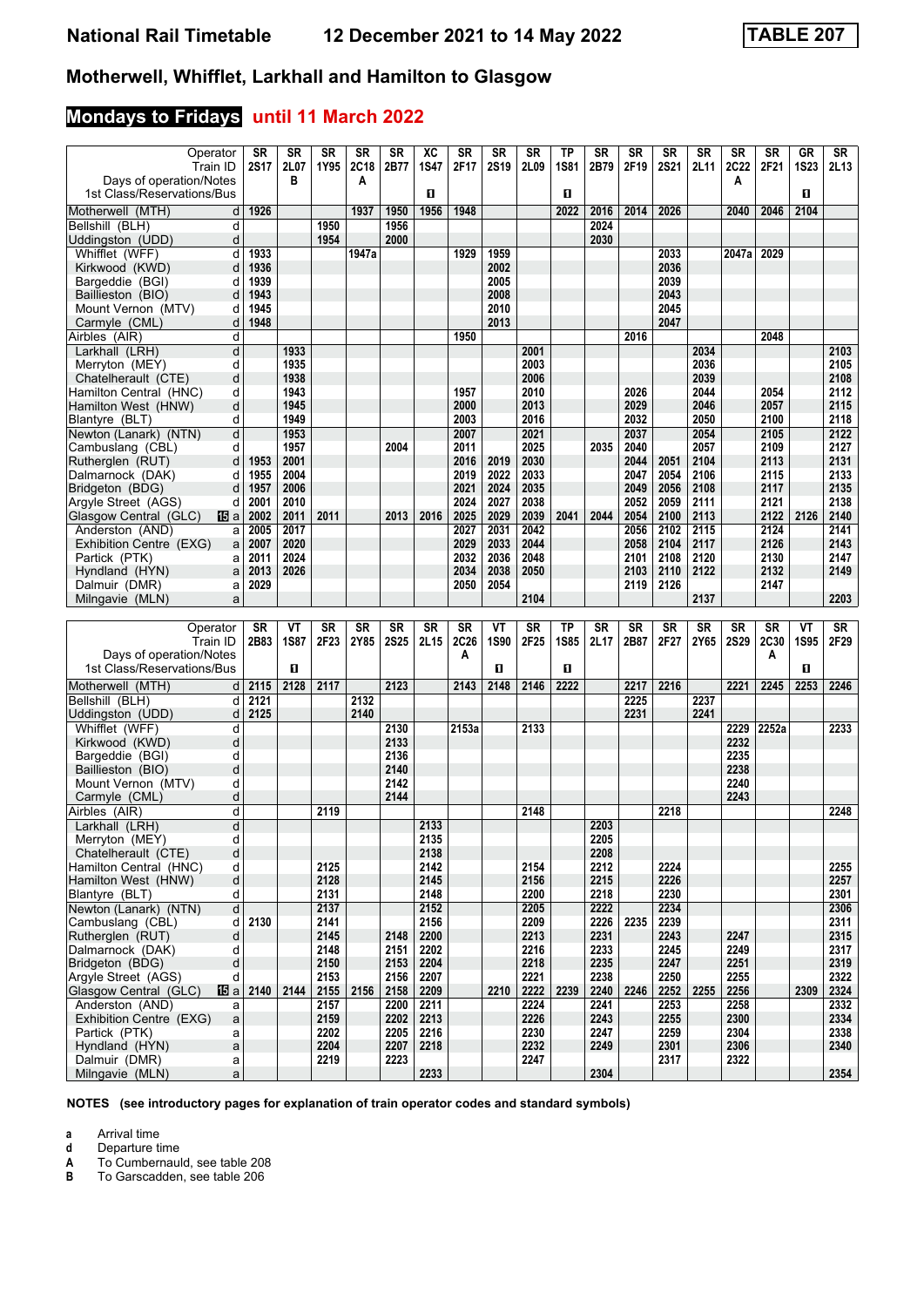# National Rail Timetable — 12 December 2021 to 14 May 2022 — TABLE 207

## Motherwell, Whifflet, Larkhall and Hamilton to Glasgow

### Mondays to Fridays until 11 March 2022

| Operator | | SR | SR | SR | SR | SR | XC | SR | SR | SR | TP | SR | SR | SR | SR | SR | SR | GR | SR |
|---|---|---|---|---|---|---|---|---|---|---|---|---|---|---|---|---|---|---|---|
| Train ID | | 2S17 | 2L07 | 1Y95 | 2C18 | 2B77 | 1S47 | 2F17 | 2S19 | 2L09 | 1S81 | 2B79 | 2F19 | 2S21 | 2L11 | 2C22 | 2F21 | 1S23 | 2L13 |
| Days of operation/Notes | | | B | | A | | | | | | | | | | | A | | | |
| 1st Class/Reservations/Bus | | | | | | | 1 | | | | 1 | | | | | | | 1 | |
| Motherwell (MTH) | d | 1926 | | | 1937 | 1950 | 1956 | 1948 | | | 2022 | 2016 | 2014 | 2026 | | 2040 | 2046 | 2104 | |
| Bellshill (BLH) | d | | | 1950 | | 1956 | | | | | | 2024 | | | | | | | |
| Uddingston (UDD) | d | | | 1954 | | 2000 | | | | | | 2030 | | | | | | | |
| Whifflet (WFF) | d | 1933 | | | 1947a | | | 1929 | 1959 | | | | | 2033 | | 2047a | 2029 | | |
| Kirkwood (KWD) | d | 1936 | | | | | | | 2002 | | | | | 2036 | | | | | |
| Bargeddie (BGI) | d | 1939 | | | | | | | 2005 | | | | | 2039 | | | | | |
| Baillieston (BIO) | d | 1943 | | | | | | | 2008 | | | | | 2043 | | | | | |
| Mount Vernon (MTV) | d | 1945 | | | | | | | 2010 | | | | | 2045 | | | | | |
| Carmyle (CML) | d | 1948 | | | | | | | 2013 | | | | | 2047 | | | | | |
| Airbles (AIR) | d | | | | | | | 1950 | | | | | 2016 | | | | 2048 | | |
| Larkhall (LRH) | d | | 1933 | | | | | | | 2001 | | | | | 2034 | | | | 2103 |
| Merryton (MEY) | d | | 1935 | | | | | | | 2003 | | | | | 2036 | | | | 2105 |
| Chatelherault (CTE) | d | | 1938 | | | | | | | 2006 | | | | | 2039 | | | | 2108 |
| Hamilton Central (HNC) | d | | 1943 | | | | | 1957 | | 2010 | | | 2026 | | 2044 | | 2054 | | 2112 |
| Hamilton West (HNW) | d | | 1945 | | | | | 2000 | | 2013 | | | 2029 | | 2046 | | 2057 | | 2115 |
| Blantyre (BLT) | d | | 1949 | | | | | 2003 | | 2016 | | | 2032 | | 2050 | | 2100 | | 2118 |
| Newton (Lanark) (NTN) | d | | 1953 | | | | | 2007 | | 2021 | | | 2037 | | 2054 | | 2105 | | 2122 |
| Cambuslang (CBL) | d | | 1957 | | | 2004 | | 2011 | | 2025 | | 2035 | 2040 | | 2057 | | 2109 | | 2127 |
| Rutherglen (RUT) | d | 1953 | 2001 | | | | | 2016 | 2019 | 2030 | | | 2044 | 2051 | 2104 | | 2113 | | 2131 |
| Dalmarnock (DAK) | d | 1955 | 2004 | | | | | 2019 | 2022 | 2033 | | | 2047 | 2054 | 2106 | | 2115 | | 2133 |
| Bridgeton (BDG) | d | 1957 | 2006 | | | | | 2021 | 2024 | 2035 | | | 2049 | 2056 | 2108 | | 2117 | | 2135 |
| Argyle Street (AGS) | d | 2001 | 2010 | | | | | 2024 | 2027 | 2038 | | | 2052 | 2059 | 2111 | | 2121 | | 2138 |
| Glasgow Central (GLC) 15 | a | 2002 | 2011 | 2011 | | 2013 | 2016 | 2025 | 2029 | 2039 | 2041 | 2044 | 2054 | 2100 | 2113 | | 2122 | 2126 | 2140 |
| Anderston (AND) | a | 2005 | 2017 | | | | | 2027 | 2031 | 2042 | | | 2056 | 2102 | 2115 | | 2124 | | 2141 |
| Exhibition Centre (EXG) | a | 2007 | 2020 | | | | | 2029 | 2033 | 2044 | | | 2058 | 2104 | 2117 | | 2126 | | 2143 |
| Partick (PTK) | a | 2011 | 2024 | | | | | 2032 | 2036 | 2048 | | | 2101 | 2108 | 2120 | | 2130 | | 2147 |
| Hyndland (HYN) | a | 2013 | 2026 | | | | | 2034 | 2038 | 2050 | | | 2103 | 2110 | 2122 | | 2132 | | 2149 |
| Dalmuir (DMR) | a | 2029 | | | | | | 2050 | 2054 | | | | 2119 | 2126 | | | 2147 | | |
| Milngavie (MLN) | a | | | | | | | | | 2104 | | | | | 2137 | | | | 2203 |

| Operator | | SR | VT | SR | SR | SR | SR | SR | VT | SR | TP | SR | SR | SR | SR | SR | SR | VT | SR |
|---|---|---|---|---|---|---|---|---|---|---|---|---|---|---|---|---|---|---|---|
| Train ID | | 2B83 | 1S87 | 2F23 | 2Y85 | 2S25 | 2L15 | 2C26 | 1S90 | 2F25 | 1S85 | 2L17 | 2B87 | 2F27 | 2Y65 | 2S29 | 2C30 | 1S95 | 2F29 |
| Days of operation/Notes | | | | | | | | A | | | | | | | | | A | | |
| 1st Class/Reservations/Bus | | | 1 | | | | | | 1 | | 1 | | | | | | | 1 | |
| Motherwell (MTH) | d | 2115 | 2128 | 2117 | | 2123 | | 2143 | 2148 | 2146 | 2222 | | 2217 | 2216 | | 2221 | 2245 | 2253 | 2246 |
| Bellshill (BLH) | d | 2121 | | | 2132 | | | | | | | | 2225 | | 2237 | | | | |
| Uddingston (UDD) | d | 2125 | | | 2140 | | | | | | | | 2231 | | 2241 | | | | |
| Whifflet (WFF) | d | | | | | 2130 | | 2153a | | 2133 | | | | | | 2229 | 2252a | | 2233 |
| Kirkwood (KWD) | d | | | | | 2133 | | | | | | | | | | 2232 | | | |
| Bargeddie (BGI) | d | | | | | 2136 | | | | | | | | | | 2235 | | | |
| Baillieston (BIO) | d | | | | | 2140 | | | | | | | | | | 2238 | | | |
| Mount Vernon (MTV) | d | | | | | 2142 | | | | | | | | | | 2240 | | | |
| Carmyle (CML) | d | | | | | 2144 | | | | | | | | | | 2243 | | | |
| Airbles (AIR) | d | | | 2119 | | | | | | 2148 | | | | 2218 | | | | | 2248 |
| Larkhall (LRH) | d | | | | | | 2133 | | | | | 2203 | | | | | | | |
| Merryton (MEY) | d | | | | | | 2135 | | | | | 2205 | | | | | | | |
| Chatelherault (CTE) | d | | | | | | 2138 | | | | | 2208 | | | | | | | |
| Hamilton Central (HNC) | d | | | 2125 | | | 2142 | | | 2154 | | 2212 | | 2224 | | | | | 2255 |
| Hamilton West (HNW) | d | | | 2128 | | | 2145 | | | 2156 | | 2215 | | 2226 | | | | | 2257 |
| Blantyre (BLT) | d | | | 2131 | | | 2148 | | | 2200 | | 2218 | | 2230 | | | | | 2301 |
| Newton (Lanark) (NTN) | d | | | 2137 | | | 2152 | | | 2205 | | 2222 | | 2234 | | | | | 2306 |
| Cambuslang (CBL) | d | 2130 | | 2141 | | | 2156 | | | 2209 | | 2226 | 2235 | 2239 | | | | | 2311 |
| Rutherglen (RUT) | d | | | 2145 | | 2148 | 2200 | | | 2213 | | 2231 | | 2243 | | 2247 | | | 2315 |
| Dalmarnock (DAK) | d | | | 2148 | | 2151 | 2202 | | | 2216 | | 2233 | | 2245 | | 2249 | | | 2317 |
| Bridgeton (BDG) | d | | | 2150 | | 2153 | 2204 | | | 2218 | | 2235 | | 2247 | | 2251 | | | 2319 |
| Argyle Street (AGS) | d | | | 2153 | | 2156 | 2207 | | | 2221 | | 2238 | | 2250 | | 2255 | | | 2322 |
| Glasgow Central (GLC) 15 | a | 2140 | 2144 | 2155 | 2156 | 2158 | 2209 | | 2210 | 2222 | 2239 | 2240 | 2246 | 2252 | 2255 | 2256 | | 2309 | 2324 |
| Anderston (AND) | a | | | 2157 | | 2200 | 2211 | | | 2224 | | 2241 | | 2253 | | 2258 | | | 2332 |
| Exhibition Centre (EXG) | a | | | 2159 | | 2202 | 2213 | | | 2226 | | 2243 | | 2255 | | 2300 | | | 2334 |
| Partick (PTK) | a | | | 2202 | | 2205 | 2216 | | | 2230 | | 2247 | | 2259 | | 2304 | | | 2338 |
| Hyndland (HYN) | a | | | 2204 | | 2207 | 2218 | | | 2232 | | 2249 | | 2301 | | 2306 | | | 2340 |
| Dalmuir (DMR) | a | | | 2219 | | 2223 | | | | 2247 | | | | 2317 | | 2322 | | | |
| Milngavie (MLN) | a | | | | | | 2233 | | | | | 2304 | | | | | | | 2354 |

**NOTES (see introductory pages for explanation of train operator codes and standard symbols)**

- **a** Arrival time
- **d** Departure time
- **A** To Cumbernauld, see table 208
- **B** To Garscadden, see table 206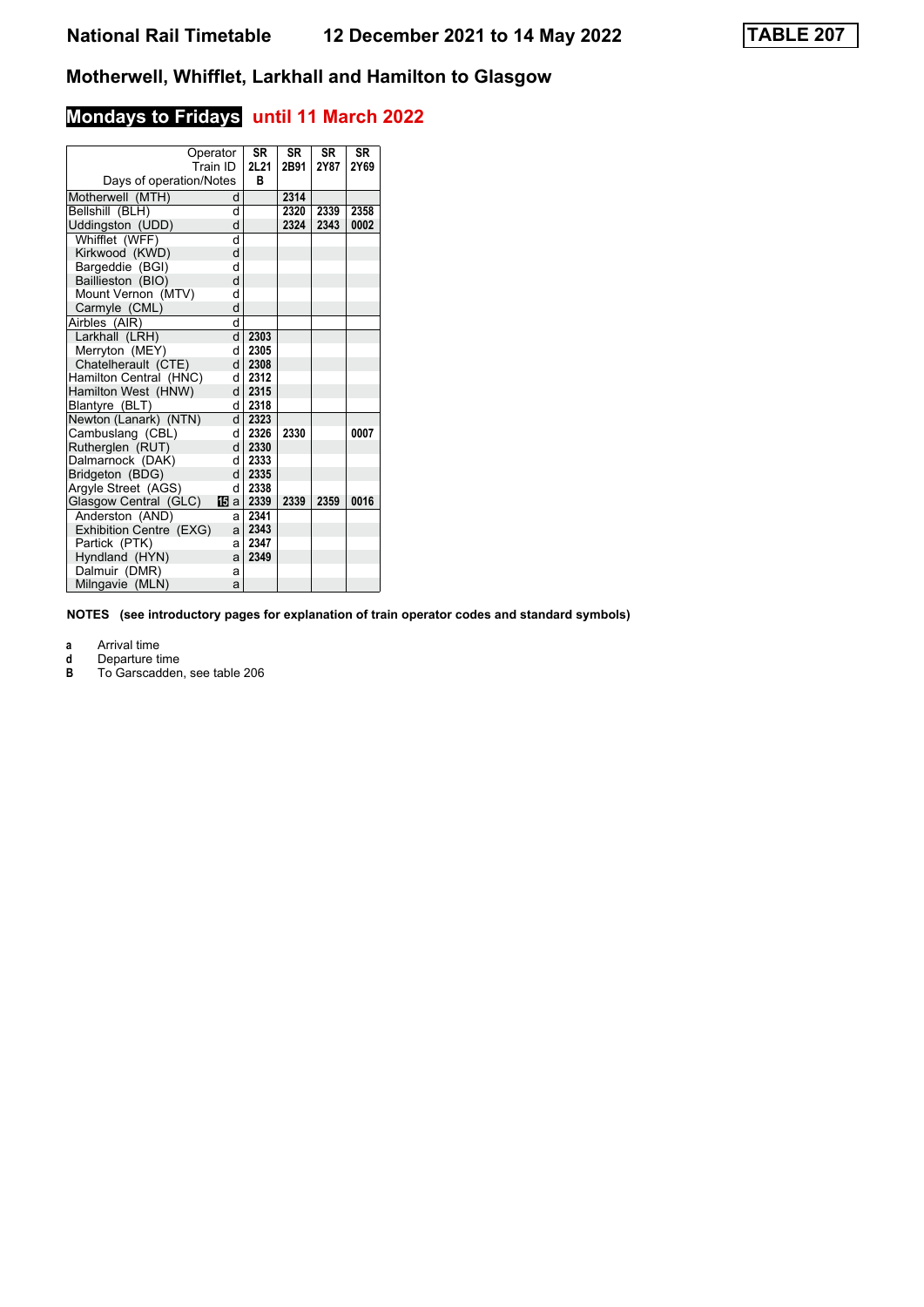# National Rail Timetable 12 December 2021 to 14 May 2022 TABLE 207

## Motherwell, Whifflet, Larkhall and Hamilton to Glasgow

### Mondays to Fridays until 11 March 2022

| Operator | | SR | SR | SR | SR |
|---|---|---|---|---|---|
| Train ID | | 2L21 | 2B91 | 2Y87 | 2Y69 |
| Days of operation/Notes | | B | | | |
| Motherwell (MTH) | d | | 2314 | | |
| Bellshill (BLH) | d | | 2320 | 2339 | 2358 |
| Uddingston (UDD) | d | | 2324 | 2343 | 0002 |
| Whifflet (WFF) | d | | | | |
| Kirkwood (KWD) | d | | | | |
| Bargeddie (BGI) | d | | | | |
| Baillieston (BIO) | d | | | | |
| Mount Vernon (MTV) | d | | | | |
| Carmyle (CML) | d | | | | |
| Airbles (AIR) | d | | | | |
| Larkhall (LRH) | d | 2303 | | | |
| Merryton (MEY) | d | 2305 | | | |
| Chatelherault (CTE) | d | 2308 | | | |
| Hamilton Central (HNC) | d | 2312 | | | |
| Hamilton West (HNW) | d | 2315 | | | |
| Blantyre (BLT) | d | 2318 | | | |
| Newton (Lanark) (NTN) | d | 2323 | | | |
| Cambuslang (CBL) | d | 2326 | 2330 | | 0007 |
| Rutherglen (RUT) | d | 2330 | | | |
| Dalmarnock (DAK) | d | 2333 | | | |
| Bridgeton (BDG) | d | 2335 | | | |
| Argyle Street (AGS) | d | 2338 | | | |
| Glasgow Central (GLC) | 15 a | 2339 | 2339 | 2359 | 0016 |
| Anderston (AND) | a | 2341 | | | |
| Exhibition Centre (EXG) | a | 2343 | | | |
| Partick (PTK) | a | 2347 | | | |
| Hyndland (HYN) | a | 2349 | | | |
| Dalmuir (DMR) | a | | | | |
| Milngavie (MLN) | a | | | | |

**NOTES (see introductory pages for explanation of train operator codes and standard symbols)**

- **a** Arrival time
- **d** Departure time
- **B** To Garscadden, see table 206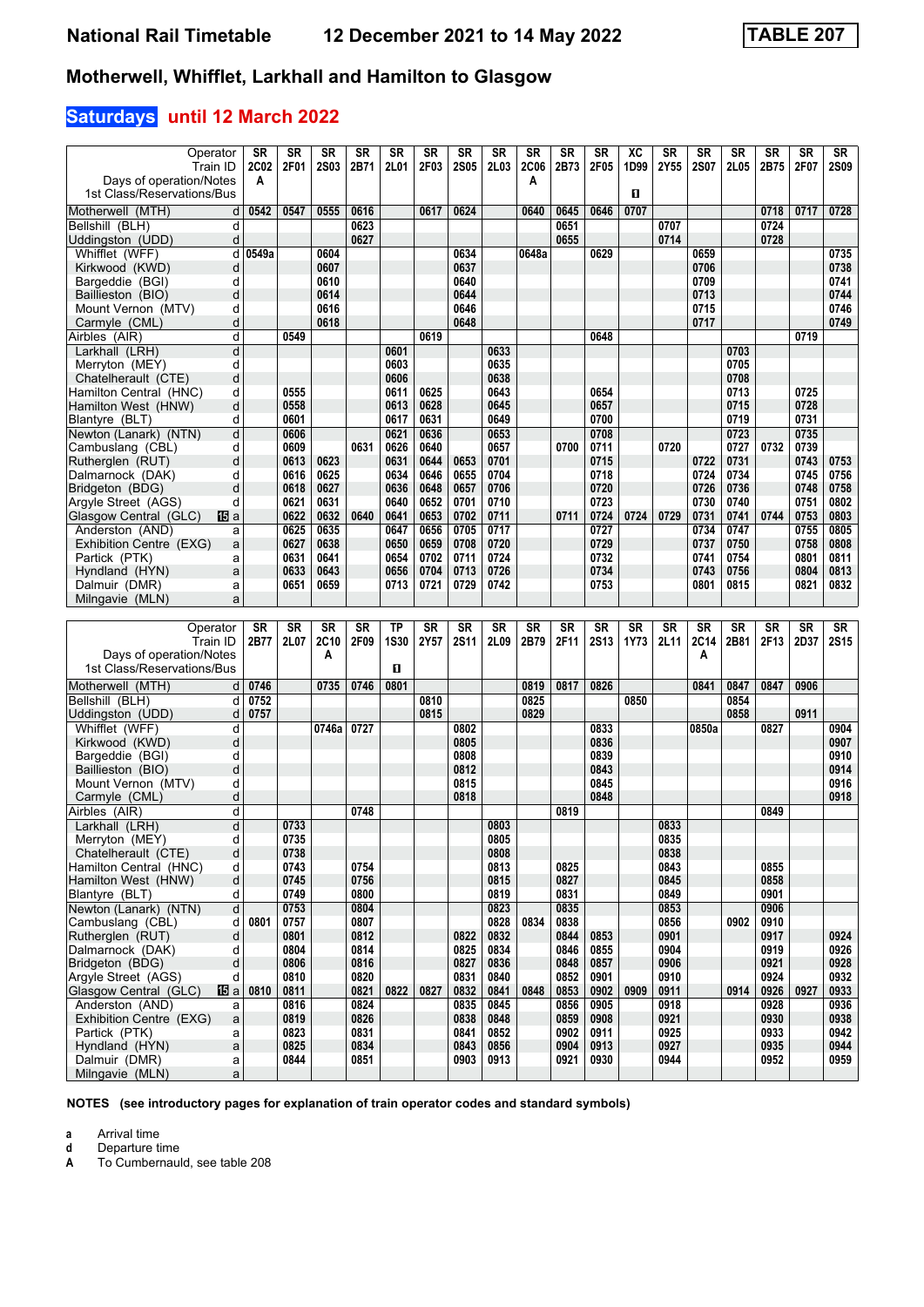# National Rail Timetable 12 December 2021 to 14 May 2022 TABLE 207

## Motherwell, Whifflet, Larkhall and Hamilton to Glasgow

### Saturdays until 12 March 2022

| Operator | | SR | SR | SR | SR | SR | SR | SR | SR | SR | SR | SR | XC | SR | SR | SR | SR | SR | SR |
|---|---|---|---|---|---|---|---|---|---|---|---|---|---|---|---|---|---|---|---|
| Train ID | | 2C02 | 2F01 | 2S03 | 2B71 | 2L01 | 2F03 | 2S05 | 2L03 | 2C06 | 2B73 | 2F05 | 1D99 | 2Y55 | 2S07 | 2L05 | 2B75 | 2F07 | 2S09 |
| Days of operation/Notes | | A | | | | | | | | A | | | | | | | | | |
| 1st Class/Reservations/Bus | | | | | | | | | | | | | 1 | | | | | | |
| Motherwell (MTH) | d | 0542 | 0547 | 0555 | 0616 | | 0617 | 0624 | | 0640 | 0645 | 0646 | 0707 | | | | 0718 | 0717 | 0728 |
| Bellshill (BLH) | d | | | | 0623 | | | | | | 0651 | | | 0707 | | | 0724 | | |
| Uddingston (UDD) | d | | | | 0627 | | | | | | 0655 | | | 0714 | | | 0728 | | |
| Whifflet (WFF) | d | 0549a | | 0604 | | | | 0634 | | 0648a | | 0629 | | | 0659 | | | | 0735 |
| Kirkwood (KWD) | d | | | 0607 | | | | 0637 | | | | | | | 0706 | | | | 0738 |
| Bargeddie (BGI) | d | | | 0610 | | | | 0640 | | | | | | | 0709 | | | | 0741 |
| Baillieston (BIO) | d | | | 0614 | | | | 0644 | | | | | | | 0713 | | | | 0744 |
| Mount Vernon (MTV) | d | | | 0616 | | | | 0646 | | | | | | | 0715 | | | | 0746 |
| Carmyle (CML) | d | | | 0618 | | | | 0648 | | | | | | | 0717 | | | | 0749 |
| Airbles (AIR) | d | | 0549 | | | | 0619 | | | | | 0648 | | | | | | 0719 | |
| Larkhall (LRH) | d | | | | | 0601 | | | 0633 | | | | | | | 0703 | | | |
| Merryton (MEY) | d | | | | | 0603 | | | 0635 | | | | | | | 0705 | | | |
| Chatelherault (CTE) | d | | | | | 0606 | | | 0638 | | | | | | | 0708 | | | |
| Hamilton Central (HNC) | d | | 0555 | | | 0611 | 0625 | | 0643 | | | 0654 | | | | 0713 | | 0725 | |
| Hamilton West (HNW) | d | | 0558 | | | 0613 | 0628 | | 0645 | | | 0657 | | | | 0715 | | 0728 | |
| Blantyre (BLT) | d | | 0601 | | | 0617 | 0631 | | 0649 | | | 0700 | | | | 0719 | | 0731 | |
| Newton (Lanark) (NTN) | d | | 0606 | | | 0621 | 0636 | | 0653 | | | 0708 | | | | 0723 | | 0735 | |
| Cambuslang (CBL) | d | | 0609 | | 0631 | 0626 | 0640 | | 0657 | | 0700 | 0711 | | 0720 | | 0727 | 0732 | 0739 | |
| Rutherglen (RUT) | d | | 0613 | 0623 | | 0631 | 0644 | 0653 | 0701 | | | 0715 | | | 0722 | 0731 | | 0743 | 0753 |
| Dalmarnock (DAK) | d | | 0616 | 0625 | | 0634 | 0646 | 0655 | 0704 | | | 0718 | | | 0724 | 0734 | | 0745 | 0756 |
| Bridgeton (BDG) | d | | 0618 | 0627 | | 0636 | 0648 | 0657 | 0706 | | | 0720 | | | 0726 | 0736 | | 0748 | 0758 |
| Argyle Street (AGS) | d | | 0621 | 0631 | | 0640 | 0652 | 0701 | 0710 | | | 0723 | | | 0730 | 0740 | | 0751 | 0802 |
| Glasgow Central (GLC) 15 | a | | 0622 | 0632 | 0640 | 0641 | 0653 | 0702 | 0711 | | 0711 | 0724 | 0724 | 0729 | 0731 | 0741 | 0744 | 0753 | 0803 |
| Anderston (AND) | a | | 0625 | 0635 | | 0647 | 0656 | 0705 | 0717 | | | 0727 | | | 0734 | 0747 | | 0755 | 0805 |
| Exhibition Centre (EXG) | a | | 0627 | 0638 | | 0650 | 0659 | 0708 | 0720 | | | 0729 | | | 0737 | 0750 | | 0758 | 0808 |
| Partick (PTK) | a | | 0631 | 0641 | | 0654 | 0702 | 0711 | 0724 | | | 0732 | | | 0741 | 0754 | | 0801 | 0811 |
| Hyndland (HYN) | a | | 0633 | 0643 | | 0656 | 0704 | 0713 | 0726 | | | 0734 | | | 0743 | 0756 | | 0804 | 0813 |
| Dalmuir (DMR) | a | | 0651 | 0659 | | 0713 | 0721 | 0729 | 0742 | | | 0753 | | | 0801 | 0815 | | 0821 | 0832 |
| Milngavie (MLN) | a | | | | | | | | | | | | | | | | | | |

| Operator | | SR | SR | SR | SR | TP | SR | SR | SR | SR | SR | SR | SR | SR | SR | SR | SR | SR | SR |
|---|---|---|---|---|---|---|---|---|---|---|---|---|---|---|---|---|---|---|---|
| Train ID | | 2B77 | 2L07 | 2C10 | 2F09 | 1S30 | 2Y57 | 2S11 | 2L09 | 2B79 | 2F11 | 2S13 | 1Y73 | 2L11 | 2C14 | 2B81 | 2F13 | 2D37 | 2S15 |
| Days of operation/Notes | | | | A | | | | | | | | | | | A | | | | |
| 1st Class/Reservations/Bus | | | | | | 1 | | | | | | | | | | | | | |
| Motherwell (MTH) | d | 0746 | | 0735 | 0746 | 0801 | | | | 0819 | 0817 | 0826 | | | 0841 | 0847 | 0847 | 0906 | |
| Bellshill (BLH) | d | 0752 | | | | | 0810 | | | 0825 | | | 0850 | | | 0854 | | | |
| Uddingston (UDD) | d | 0757 | | | | | 0815 | | | 0829 | | | | | | 0858 | | 0911 | |
| Whifflet (WFF) | d | | | 0746a | 0727 | | | 0802 | | | | 0833 | | | 0850a | | 0827 | | 0904 |
| Kirkwood (KWD) | d | | | | | | | 0805 | | | | 0836 | | | | | | | 0907 |
| Bargeddie (BGI) | d | | | | | | | 0808 | | | | 0839 | | | | | | | 0910 |
| Baillieston (BIO) | d | | | | | | | 0812 | | | | 0843 | | | | | | | 0914 |
| Mount Vernon (MTV) | d | | | | | | | 0815 | | | | 0845 | | | | | | | 0916 |
| Carmyle (CML) | d | | | | | | | 0818 | | | | 0848 | | | | | | | 0918 |
| Airbles (AIR) | d | | | | 0748 | | | | | | 0819 | | | | | | 0849 | | |
| Larkhall (LRH) | d | | 0733 | | | | | | 0803 | | | | | 0833 | | | | | |
| Merryton (MEY) | d | | 0735 | | | | | | 0805 | | | | | 0835 | | | | | |
| Chatelherault (CTE) | d | | 0738 | | | | | | 0808 | | | | | 0838 | | | | | |
| Hamilton Central (HNC) | d | | 0743 | | 0754 | | | | 0813 | | 0825 | | | 0843 | | | 0855 | | |
| Hamilton West (HNW) | d | | 0745 | | 0756 | | | | 0815 | | 0827 | | | 0845 | | | 0858 | | |
| Blantyre (BLT) | d | | 0749 | | 0800 | | | | 0819 | | 0831 | | | 0849 | | | 0901 | | |
| Newton (Lanark) (NTN) | d | | 0753 | | 0804 | | | | 0823 | | 0835 | | | 0853 | | | 0906 | | |
| Cambuslang (CBL) | d | 0801 | 0757 | | 0807 | | | | 0828 | 0834 | 0838 | | | 0856 | | 0902 | 0910 | | |
| Rutherglen (RUT) | d | | 0801 | | 0812 | | | 0822 | 0832 | | 0844 | 0853 | | 0901 | | | 0917 | | 0924 |
| Dalmarnock (DAK) | d | | 0804 | | 0814 | | | 0825 | 0834 | | 0846 | 0855 | | 0904 | | | 0919 | | 0926 |
| Bridgeton (BDG) | d | | 0806 | | 0816 | | | 0827 | 0836 | | 0848 | 0857 | | 0906 | | | 0921 | | 0928 |
| Argyle Street (AGS) | d | | 0810 | | 0820 | | | 0831 | 0840 | | 0852 | 0901 | | 0910 | | | 0924 | | 0932 |
| Glasgow Central (GLC) 15 | a | 0810 | 0811 | | 0821 | 0822 | 0827 | 0832 | 0841 | 0848 | 0853 | 0902 | 0909 | 0911 | | 0914 | 0926 | 0927 | 0933 |
| Anderston (AND) | a | | 0816 | | 0824 | | | 0835 | 0845 | | 0856 | 0905 | | 0918 | | | 0928 | | 0936 |
| Exhibition Centre (EXG) | a | | 0819 | | 0826 | | | 0838 | 0848 | | 0859 | 0908 | | 0921 | | | 0930 | | 0938 |
| Partick (PTK) | a | | 0823 | | 0831 | | | 0841 | 0852 | | 0902 | 0911 | | 0925 | | | 0933 | | 0942 |
| Hyndland (HYN) | a | | 0825 | | 0834 | | | 0843 | 0856 | | 0904 | 0913 | | 0927 | | | 0935 | | 0944 |
| Dalmuir (DMR) | a | | 0844 | | 0851 | | | 0903 | 0913 | | 0921 | 0930 | | 0944 | | | 0952 | | 0959 |
| Milngavie (MLN) | a | | | | | | | | | | | | | | | | | | |

**NOTES (see introductory pages for explanation of train operator codes and standard symbols)**

- **a** Arrival time
- **d** Departure time
- **A** To Cumbernauld, see table 208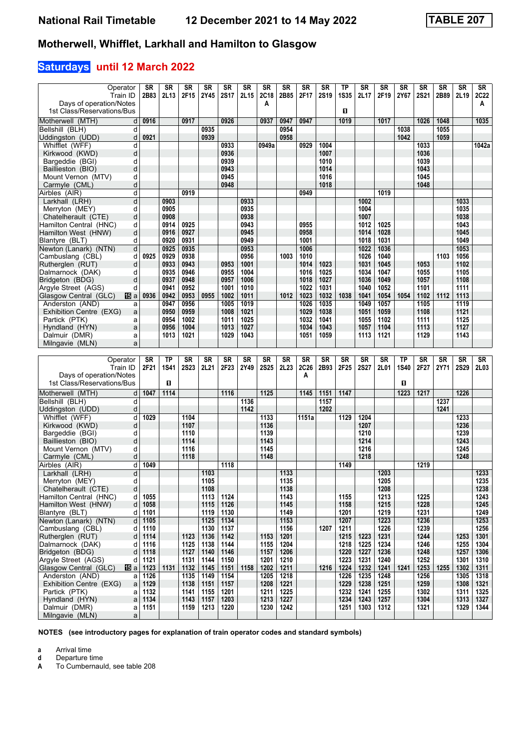## Motherwell, Whifflet, Larkhall and Hamilton to Glasgow

### Saturdays until 12 March 2022

| Operator | | SR | SR | SR | SR | SR | SR | SR | SR | SR | SR | TP | SR | SR | SR | SR | SR | SR | SR |
|---|---|---|---|---|---|---|---|---|---|---|---|---|---|---|---|---|---|---|---|
| Train ID | | 2B83 | 2L13 | 2F15 | 2Y45 | 2S17 | 2L15 | 2C18 | 2B85 | 2F17 | 2S19 | 1S35 | 2L17 | 2F19 | 2Y67 | 2S21 | 2B89 | 2L19 | 2C22 |
| Days of operation/Notes | | | | | | | | A | | | | | | | | | | | A |
| 1st Class/Reservations/Bus | | | | | | | | | | | | 1 | | | | | | | |
| Motherwell (MTH) | d | 0916 | | 0917 | | 0926 | | 0937 | 0947 | 0947 | | 1019 | | 1017 | | 1026 | 1048 | | 1035 |
| Bellshill (BLH) | d | | | | 0935 | | | | 0954 | | | | | | 1038 | | 1055 | | |
| Uddingston (UDD) | d | 0921 | | | 0939 | | | | 0958 | | | | | | 1042 | | 1059 | | |
| Whifflet (WFF) | d | | | | | 0933 | | 0949a | | 0929 | 1004 | | | | | 1033 | | | 1042a |
| Kirkwood (KWD) | d | | | | | 0936 | | | | | 1007 | | | | | 1036 | | | |
| Bargeddie (BGI) | d | | | | | 0939 | | | | | 1010 | | | | | 1039 | | | |
| Baillieston (BIO) | d | | | | | 0943 | | | | | 1014 | | | | | 1043 | | | |
| Mount Vernon (MTV) | d | | | | | 0945 | | | | | 1016 | | | | | 1045 | | | |
| Carmyle (CML) | d | | | | | 0948 | | | | | 1018 | | | | | 1048 | | | |
| Airbles (AIR) | d | | | 0919 | | | | | | 0949 | | | | 1019 | | | | | |
| Larkhall (LRH) | d | | 0903 | | | | 0933 | | | | | | 1002 | | | | | 1033 | |
| Merryton (MEY) | d | | 0905 | | | | 0935 | | | | | | 1004 | | | | | 1035 | |
| Chatelherault (CTE) | d | | 0908 | | | | 0938 | | | | | | 1007 | | | | | 1038 | |
| Hamilton Central (HNC) | d | | 0914 | 0925 | | | 0943 | | | 0955 | | | 1012 | 1025 | | | | 1043 | |
| Hamilton West (HNW) | d | | 0916 | 0927 | | | 0945 | | | 0958 | | | 1014 | 1028 | | | | 1045 | |
| Blantyre (BLT) | d | | 0920 | 0931 | | | 0949 | | | 1001 | | | 1018 | 1031 | | | | 1049 | |
| Newton (Lanark) (NTN) | d | | 0925 | 0935 | | | 0953 | | | 1006 | | | 1022 | 1036 | | | | 1053 | |
| Cambuslang (CBL) | d | 0925 | 0929 | 0938 | | | 0956 | | 1003 | 1010 | | | 1026 | 1040 | | | 1103 | 1056 | |
| Rutherglen (RUT) | d | | 0933 | 0943 | | 0953 | 1001 | | | 1014 | 1023 | | 1031 | 1045 | | 1053 | | 1102 | |
| Dalmarnock (DAK) | d | | 0935 | 0946 | | 0955 | 1004 | | | 1016 | 1025 | | 1034 | 1047 | | 1055 | | 1105 | |
| Bridgeton (BDG) | d | | 0937 | 0948 | | 0957 | 1006 | | | 1018 | 1027 | | 1036 | 1049 | | 1057 | | 1108 | |
| Argyle Street (AGS) | d | | 0941 | 0952 | | 1001 | 1010 | | | 1022 | 1031 | | 1040 | 1052 | | 1101 | | 1111 | |
| Glasgow Central (GLC) 15 | a | 0936 | 0942 | 0953 | 0955 | 1002 | 1011 | | 1012 | 1023 | 1032 | 1038 | 1041 | 1054 | 1054 | 1102 | 1112 | 1113 | |
| Anderston (AND) | a | | 0947 | 0956 | | 1005 | 1019 | | | 1026 | 1035 | | 1049 | 1057 | | 1105 | | 1119 | |
| Exhibition Centre (EXG) | a | | 0950 | 0959 | | 1008 | 1021 | | | 1029 | 1038 | | 1051 | 1059 | | 1108 | | 1121 | |
| Partick (PTK) | a | | 0954 | 1002 | | 1011 | 1025 | | | 1032 | 1041 | | 1055 | 1102 | | 1111 | | 1125 | |
| Hyndland (HYN) | a | | 0956 | 1004 | | 1013 | 1027 | | | 1034 | 1043 | | 1057 | 1104 | | 1113 | | 1127 | |
| Dalmuir (DMR) | a | | 1013 | 1021 | | 1029 | 1043 | | | 1051 | 1059 | | 1113 | 1121 | | 1129 | | 1143 | |
| Milngavie (MLN) | a | | | | | | | | | | | | | | | | | | |

| Operator | | SR | TP | SR | SR | SR | SR | SR | SR | SR | SR | SR | SR | SR | TP | SR | SR | SR | SR |
|---|---|---|---|---|---|---|---|---|---|---|---|---|---|---|---|---|---|---|---|
| Train ID | | 2F21 | 1S41 | 2S23 | 2L21 | 2F23 | 2Y49 | 2S25 | 2L23 | 2C26 | 2B93 | 2F25 | 2S27 | 2L01 | 1S40 | 2F27 | 2Y71 | 2S29 | 2L03 |
| Days of operation/Notes | | | | | | | | | | A | | | | | | | | | |
| 1st Class/Reservations/Bus | | | 1 | | | | | | | | | | | | 1 | | | | |
| Motherwell (MTH) | d | 1047 | 1114 | | | 1116 | | 1125 | | 1145 | 1151 | 1147 | | | 1223 | 1217 | | 1226 | |
| Bellshill (BLH) | d | | | | | | 1136 | | | | 1157 | | | | | | 1237 | | |
| Uddingston (UDD) | d | | | | | | 1142 | | | | 1202 | | | | | | 1241 | | |
| Whifflet (WFF) | d | 1029 | | 1104 | | | | 1133 | | 1151a | | 1129 | 1204 | | | | | 1233 | |
| Kirkwood (KWD) | d | | | 1107 | | | | 1136 | | | | | 1207 | | | | | 1236 | |
| Bargeddie (BGI) | d | | | 1110 | | | | 1139 | | | | | 1210 | | | | | 1239 | |
| Baillieston (BIO) | d | | | 1114 | | | | 1143 | | | | | 1214 | | | | | 1243 | |
| Mount Vernon (MTV) | d | | | 1116 | | | | 1145 | | | | | 1216 | | | | | 1245 | |
| Carmyle (CML) | d | | | 1118 | | | | 1148 | | | | | 1218 | | | | | 1248 | |
| Airbles (AIR) | d | 1049 | | | | 1118 | | | | | | 1149 | | | | 1219 | | | |
| Larkhall (LRH) | d | | | | 1103 | | | | 1133 | | | | | 1203 | | | | | 1233 |
| Merryton (MEY) | d | | | | 1105 | | | | 1135 | | | | | 1205 | | | | | 1235 |
| Chatelherault (CTE) | d | | | | 1108 | | | | 1138 | | | | | 1208 | | | | | 1238 |
| Hamilton Central (HNC) | d | 1055 | | | 1113 | 1124 | | | 1143 | | | 1155 | | 1213 | | 1225 | | | 1243 |
| Hamilton West (HNW) | d | 1058 | | | 1115 | 1126 | | | 1145 | | | 1158 | | 1215 | | 1228 | | | 1245 |
| Blantyre (BLT) | d | 1101 | | | 1119 | 1130 | | | 1149 | | | 1201 | | 1219 | | 1231 | | | 1249 |
| Newton (Lanark) (NTN) | d | 1105 | | | 1125 | 1134 | | | 1153 | | | 1207 | | 1223 | | 1236 | | | 1253 |
| Cambuslang (CBL) | d | 1110 | | | 1130 | 1137 | | | 1156 | | 1207 | 1211 | | 1226 | | 1239 | | | 1256 |
| Rutherglen (RUT) | d | 1114 | | 1123 | 1136 | 1142 | | 1153 | 1201 | | | 1215 | 1223 | 1231 | | 1244 | | 1253 | 1301 |
| Dalmarnock (DAK) | d | 1116 | | 1125 | 1138 | 1144 | | 1155 | 1204 | | | 1218 | 1225 | 1234 | | 1246 | | 1255 | 1304 |
| Bridgeton (BDG) | d | 1118 | | 1127 | 1140 | 1146 | | 1157 | 1206 | | | 1220 | 1227 | 1236 | | 1248 | | 1257 | 1306 |
| Argyle Street (AGS) | d | 1121 | | 1131 | 1144 | 1150 | | 1201 | 1210 | | | 1223 | 1231 | 1240 | | 1252 | | 1301 | 1310 |
| Glasgow Central (GLC) 15 | a | 1123 | 1131 | 1132 | 1145 | 1151 | 1158 | 1202 | 1211 | | 1216 | 1224 | 1232 | 1241 | 1241 | 1253 | 1255 | 1302 | 1311 |
| Anderston (AND) | a | 1126 | | 1135 | 1149 | 1154 | | 1205 | 1218 | | | 1226 | 1235 | 1248 | | 1256 | | 1305 | 1318 |
| Exhibition Centre (EXG) | a | 1129 | | 1138 | 1151 | 1157 | | 1208 | 1221 | | | 1229 | 1238 | 1251 | | 1259 | | 1308 | 1321 |
| Partick (PTK) | a | 1132 | | 1141 | 1155 | 1201 | | 1211 | 1225 | | | 1232 | 1241 | 1255 | | 1302 | | 1311 | 1325 |
| Hyndland (HYN) | a | 1134 | | 1143 | 1157 | 1203 | | 1213 | 1227 | | | 1234 | 1243 | 1257 | | 1304 | | 1313 | 1327 |
| Dalmuir (DMR) | a | 1151 | | 1159 | 1213 | 1220 | | 1230 | 1242 | | | 1251 | 1303 | 1312 | | 1321 | | 1329 | 1344 |
| Milngavie (MLN) | a | | | | | | | | | | | | | | | | | | |

**NOTES (see introductory pages for explanation of train operator codes and standard symbols)**

- **a** Arrival time
- **d** Departure time
- **A** To Cumbernauld, see table 208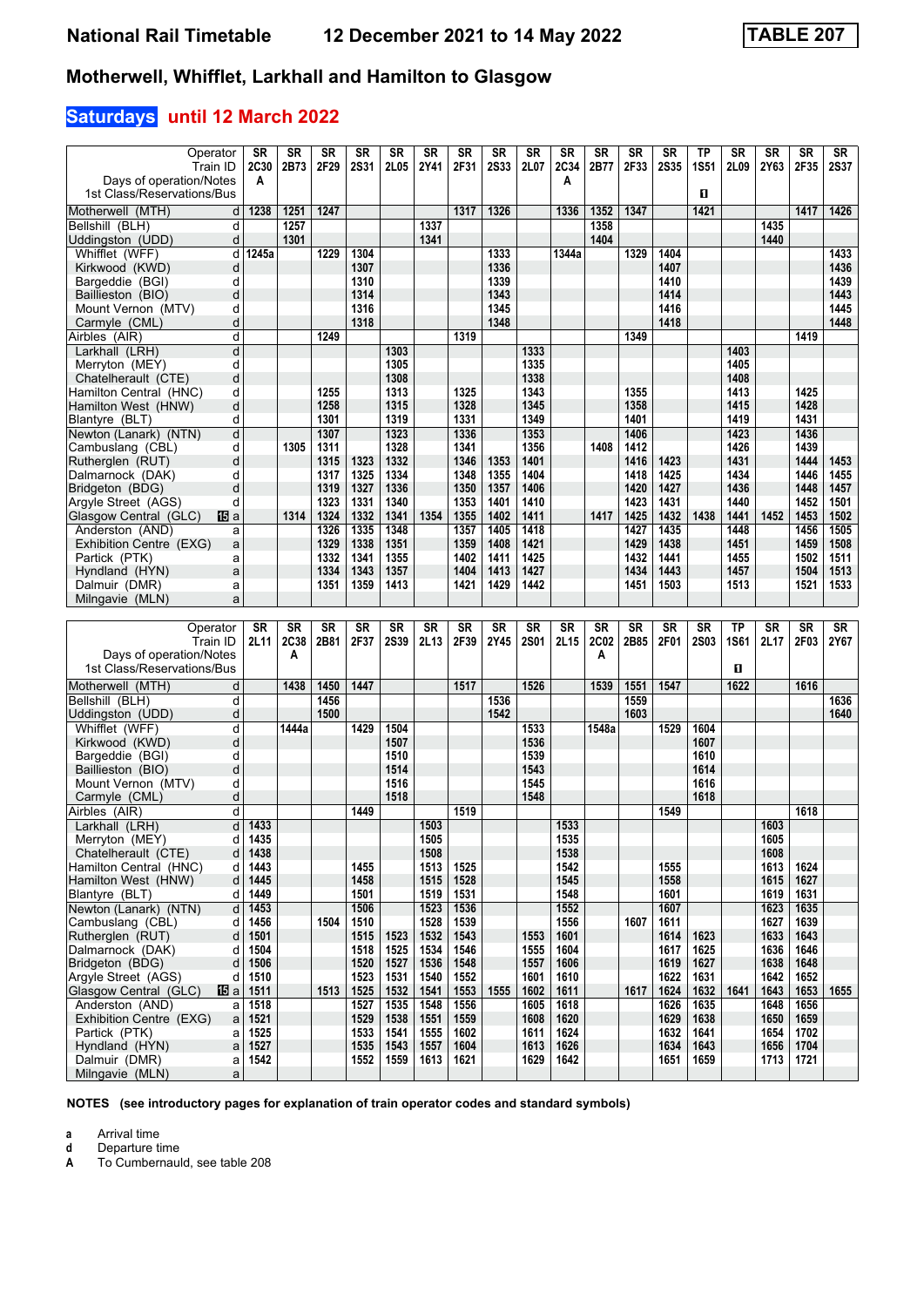# National Rail Timetable    12 December 2021 to 14 May 2022    TABLE 207

## Motherwell, Whifflet, Larkhall and Hamilton to Glasgow

### Saturdays until 12 March 2022

| Operator | | SR | SR | SR | SR | SR | SR | SR | SR | SR | SR | SR | SR | SR | TP | SR | SR | SR | SR |
|---|---|---|---|---|---|---|---|---|---|---|---|---|---|---|---|---|---|---|---|
| Train ID | | 2C30 | 2B73 | 2F29 | 2S31 | 2L05 | 2Y41 | 2F31 | 2S33 | 2L07 | 2C34 | 2B77 | 2F33 | 2S35 | 1S51 | 2L09 | 2Y63 | 2F35 | 2S37 |
| Days of operation/Notes | | A | | | | | | | | | A | | | | | | | | |
| 1st Class/Reservations/Bus | | | | | | | | | | | | | | | 1 | | | | |
| Motherwell (MTH) | d | 1238 | 1251 | 1247 | | | 1337 | 1317 | 1326 | | 1336 | 1352 | 1347 | | 1421 | | 1435 | 1417 | 1426 |
| Bellshill (BLH) | d | | 1257 | | | | | | | | | 1358 | | | | | | | |
| Uddingston (UDD) | d | | 1301 | | | | 1341 | | | | | 1404 | | | | | 1440 | | |
| Whifflet (WFF) | d | 1245a | | 1229 | 1304 | | | | 1333 | | 1344a | | 1329 | 1404 | | | | | 1433 |
| Kirkwood (KWD) | d | | | | 1307 | | | | 1336 | | | | | 1407 | | | | | 1436 |
| Bargeddie (BGI) | d | | | | 1310 | | | | 1339 | | | | | 1410 | | | | | 1439 |
| Baillieston (BIO) | d | | | | 1314 | | | | 1343 | | | | | 1414 | | | | | 1443 |
| Mount Vernon (MTV) | d | | | | 1316 | | | | 1345 | | | | | 1416 | | | | | 1445 |
| Carmyle (CML) | d | | | | 1318 | | | | 1348 | | | | | 1418 | | | | | 1448 |
| Airbles (AIR) | d | | | 1249 | | | | 1319 | | | | | 1349 | | | | | 1419 | |
| Larkhall (LRH) | d | | | | | 1303 | | | | 1333 | | | | | | 1403 | | | |
| Merryton (MEY) | d | | | | | 1305 | | | | 1335 | | | | | | 1405 | | | |
| Chatelherault (CTE) | d | | | | | 1308 | | | | 1338 | | | | | | 1408 | | | |
| Hamilton Central (HNC) | d | | | 1255 | | 1313 | | 1325 | | 1343 | | | 1355 | | | 1413 | | 1425 | |
| Hamilton West (HNW) | d | | | 1258 | | 1315 | | 1328 | | 1345 | | | 1358 | | | 1415 | | 1428 | |
| Blantyre (BLT) | d | | | 1301 | | 1319 | | 1331 | | 1349 | | | 1401 | | | 1419 | | 1431 | |
| Newton (Lanark) (NTN) | d | | | 1307 | | 1323 | | 1336 | | 1353 | | | 1406 | | | 1423 | | 1436 | |
| Cambuslang (CBL) | d | | 1305 | 1311 | | 1328 | | 1341 | | 1356 | | 1408 | 1412 | | | 1426 | | 1439 | |
| Rutherglen (RUT) | d | | | 1315 | 1323 | 1332 | | 1346 | 1353 | 1401 | | | 1416 | 1423 | | 1431 | | 1444 | 1453 |
| Dalmarnock (DAK) | d | | | 1317 | 1325 | 1334 | | 1348 | 1355 | 1404 | | | 1418 | 1425 | | 1434 | | 1446 | 1455 |
| Bridgeton (BDG) | d | | | 1319 | 1327 | 1336 | | 1350 | 1357 | 1406 | | | 1420 | 1427 | | 1436 | | 1448 | 1457 |
| Argyle Street (AGS) | d | | | 1323 | 1331 | 1340 | | 1353 | 1401 | 1410 | | | 1423 | 1431 | | 1440 | | 1452 | 1501 |
| Glasgow Central (GLC) 15 | a | | 1314 | 1324 | 1332 | 1341 | 1354 | 1355 | 1402 | 1411 | | 1417 | 1425 | 1432 | 1438 | 1441 | 1452 | 1453 | 1502 |
| Anderston (AND) | a | | | 1326 | 1335 | 1348 | | 1357 | 1405 | 1418 | | | 1427 | 1435 | | 1448 | | 1456 | 1505 |
| Exhibition Centre (EXG) | a | | | 1329 | 1338 | 1351 | | 1359 | 1408 | 1421 | | | 1429 | 1438 | | 1451 | | 1459 | 1508 |
| Partick (PTK) | a | | | 1332 | 1341 | 1355 | | 1402 | 1411 | 1425 | | | 1432 | 1441 | | 1455 | | 1502 | 1511 |
| Hyndland (HYN) | a | | | 1334 | 1343 | 1357 | | 1404 | 1413 | 1427 | | | 1434 | 1443 | | 1457 | | 1504 | 1513 |
| Dalmuir (DMR) | a | | | 1351 | 1359 | 1413 | | 1421 | 1429 | 1442 | | | 1451 | 1503 | | 1513 | | 1521 | 1533 |
| Milngavie (MLN) | a | | | | | | | | | | | | | | | | | | |

| Operator | | SR | SR | SR | SR | SR | SR | SR | SR | SR | SR | SR | SR | SR | SR | TP | SR | SR | SR |
|---|---|---|---|---|---|---|---|---|---|---|---|---|---|---|---|---|---|---|---|
| Train ID | | 2L11 | 2C38 | 2B81 | 2F37 | 2S39 | 2L13 | 2F39 | 2Y45 | 2S01 | 2L15 | 2C02 | 2B85 | 2F01 | 2S03 | 1S61 | 2L17 | 2F03 | 2Y67 |
| Days of operation/Notes | | | A | | | | | | | | | A | | | | | | | |
| 1st Class/Reservations/Bus | | | | | | | | | | | | | | | | 1 | | | |
| Motherwell (MTH) | d | | 1438 | 1450 | 1447 | | | 1517 | | 1526 | | 1539 | 1551 | 1547 | | 1622 | | 1616 | |
| Bellshill (BLH) | d | | | 1456 | | | | | 1536 | | | | 1559 | | | | | | 1636 |
| Uddingston (UDD) | d | | | 1500 | | | | | 1542 | | | | 1603 | | | | | | 1640 |
| Whifflet (WFF) | d | | 1444a | | 1429 | 1504 | | | | 1533 | | 1548a | | 1529 | 1604 | | | | |
| Kirkwood (KWD) | d | | | | | 1507 | | | | 1536 | | | | | 1607 | | | | |
| Bargeddie (BGI) | d | | | | | 1510 | | | | 1539 | | | | | 1610 | | | | |
| Baillieston (BIO) | d | | | | | 1514 | | | | 1543 | | | | | 1614 | | | | |
| Mount Vernon (MTV) | d | | | | | 1516 | | | | 1545 | | | | | 1616 | | | | |
| Carmyle (CML) | d | | | | | 1518 | | | | 1548 | | | | | 1618 | | | | |
| Airbles (AIR) | d | | | | 1449 | | | 1519 | | | | | | 1549 | | | | 1618 | |
| Larkhall (LRH) | d | 1433 | | | | | 1503 | | | | 1533 | | | | | | 1603 | | |
| Merryton (MEY) | d | 1435 | | | | | 1505 | | | | 1535 | | | | | | 1605 | | |
| Chatelherault (CTE) | d | 1438 | | | | | 1508 | | | | 1538 | | | | | | 1608 | | |
| Hamilton Central (HNC) | d | 1443 | | | 1455 | | 1513 | 1525 | | | 1542 | | | 1555 | | | 1613 | 1624 | |
| Hamilton West (HNW) | d | 1445 | | | 1458 | | 1515 | 1528 | | | 1545 | | | 1558 | | | 1615 | 1627 | |
| Blantyre (BLT) | d | 1449 | | | 1501 | | 1519 | 1531 | | | 1548 | | | 1601 | | | 1619 | 1631 | |
| Newton (Lanark) (NTN) | d | 1453 | | | 1506 | | 1523 | 1536 | | | 1552 | | | 1607 | | | 1623 | 1635 | |
| Cambuslang (CBL) | d | 1456 | | 1504 | 1510 | | 1528 | 1539 | | | 1556 | | 1607 | 1611 | | | 1627 | 1639 | |
| Rutherglen (RUT) | d | 1501 | | | 1515 | 1523 | 1532 | 1543 | | 1553 | 1601 | | | 1614 | 1623 | | 1633 | 1643 | |
| Dalmarnock (DAK) | d | 1504 | | | 1518 | 1525 | 1534 | 1546 | | 1555 | 1604 | | | 1617 | 1625 | | 1636 | 1646 | |
| Bridgeton (BDG) | d | 1506 | | | 1520 | 1527 | 1536 | 1548 | | 1557 | 1606 | | | 1619 | 1627 | | 1638 | 1648 | |
| Argyle Street (AGS) | d | 1510 | | | 1523 | 1531 | 1540 | 1552 | | 1601 | 1610 | | | 1622 | 1631 | | 1642 | 1652 | |
| Glasgow Central (GLC) 15 | a | 1511 | | 1513 | 1525 | 1532 | 1541 | 1553 | 1555 | 1602 | 1611 | | 1617 | 1624 | 1632 | 1641 | 1643 | 1653 | 1655 |
| Anderston (AND) | a | 1518 | | | 1527 | 1535 | 1548 | 1556 | | 1605 | 1618 | | | 1626 | 1635 | | 1648 | 1656 | |
| Exhibition Centre (EXG) | a | 1521 | | | 1529 | 1538 | 1551 | 1559 | | 1608 | 1620 | | | 1629 | 1638 | | 1650 | 1659 | |
| Partick (PTK) | a | 1525 | | | 1533 | 1541 | 1555 | 1602 | | 1611 | 1624 | | | 1632 | 1641 | | 1654 | 1702 | |
| Hyndland (HYN) | a | 1527 | | | 1535 | 1543 | 1557 | 1604 | | 1613 | 1626 | | | 1634 | 1643 | | 1656 | 1704 | |
| Dalmuir (DMR) | a | 1542 | | | 1552 | 1559 | 1613 | 1621 | | 1629 | 1642 | | | 1651 | 1659 | | 1713 | 1721 | |
| Milngavie (MLN) | a | | | | | | | | | | | | | | | | | | |

**NOTES (see introductory pages for explanation of train operator codes and standard symbols)**

- **a** Arrival time
- **d** Departure time
- **A** To Cumbernauld, see table 208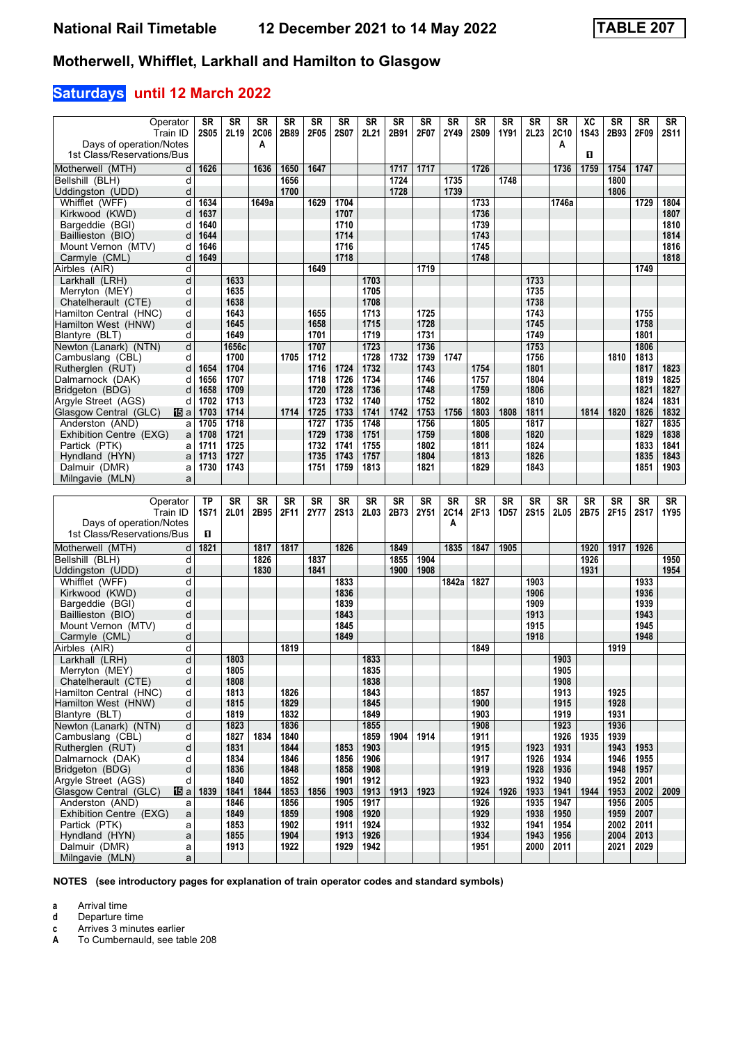# National Rail Timetable — 12 December 2021 to 14 May 2022 — TABLE 207

## Motherwell, Whifflet, Larkhall and Hamilton to Glasgow

### Saturdays until 12 March 2022

| Operator | | SR | SR | SR | SR | SR | SR | SR | SR | SR | SR | SR | SR | SR | SR | XC | SR | SR | SR |
|---|---|---|---|---|---|---|---|---|---|---|---|---|---|---|---|---|---|---|---|
| Train ID | | 2S05 | 2L19 | 2C06 | 2B89 | 2F05 | 2S07 | 2L21 | 2B91 | 2F07 | 2Y49 | 2S09 | 1Y91 | 2L23 | 2C10 | 1S43 | 2B93 | 2F09 | 2S11 |
| Days of operation/Notes | | | | A | | | | | | | | | | | A | | | | |
| 1st Class/Reservations/Bus | | | | | | | | | | | | | | | | ■ | | | |
| Motherwell (MTH) | d | 1626 | | 1636 | 1650 | 1647 | | | 1717 | 1717 | | 1726 | | | 1736 | 1759 | 1754 | 1747 | |
| Bellshill (BLH) | d | | | | 1656 | | | | 1724 | | 1735 | | 1748 | | | | 1800 | | |
| Uddingston (UDD) | d | | | | 1700 | | | | 1728 | | 1739 | | | | | | 1806 | | |
| Whifflet (WFF) | d | 1634 | | 1649a | | 1629 | 1704 | | | | | 1733 | | | 1746a | | | 1729 | 1804 |
| Kirkwood (KWD) | d | 1637 | | | | | 1707 | | | | | 1736 | | | | | | | 1807 |
| Bargeddie (BGI) | d | 1640 | | | | | 1710 | | | | | 1739 | | | | | | | 1810 |
| Baillieston (BIO) | d | 1644 | | | | | 1714 | | | | | 1743 | | | | | | | 1814 |
| Mount Vernon (MTV) | d | 1646 | | | | | 1716 | | | | | 1745 | | | | | | | 1816 |
| Carmyle (CML) | d | 1649 | | | | | 1718 | | | | | 1748 | | | | | | | 1818 |
| Airbles (AIR) | d | | | | | 1649 | | | | 1719 | | | | | | | | 1749 | |
| Larkhall (LRH) | d | | 1633 | | | | | 1703 | | | | | | 1733 | | | | | |
| Merryton (MEY) | d | | 1635 | | | | | 1705 | | | | | | 1735 | | | | | |
| Chatelherault (CTE) | d | | 1638 | | | | | 1708 | | | | | | 1738 | | | | | |
| Hamilton Central (HNC) | d | | 1643 | | | 1655 | | 1713 | | 1725 | | | | 1743 | | | | 1755 | |
| Hamilton West (HNW) | d | | 1645 | | | 1658 | | 1715 | | 1728 | | | | 1745 | | | | 1758 | |
| Blantyre (BLT) | d | | 1649 | | | 1701 | | 1719 | | 1731 | | | | 1749 | | | | 1801 | |
| Newton (Lanark) (NTN) | d | | 1656c | | | 1707 | | 1723 | | 1736 | | | | 1753 | | | | 1806 | |
| Cambuslang (CBL) | d | | 1700 | | 1705 | 1712 | | 1728 | 1732 | 1739 | 1747 | | | 1756 | | | 1810 | 1813 | |
| Rutherglen (RUT) | d | 1654 | 1704 | | | 1716 | 1724 | 1732 | | 1743 | | 1754 | | 1801 | | | | 1817 | 1823 |
| Dalmarnock (DAK) | d | 1656 | 1707 | | | 1718 | 1726 | 1734 | | 1746 | | 1757 | | 1804 | | | | 1819 | 1825 |
| Bridgeton (BDG) | d | 1658 | 1709 | | | 1720 | 1728 | 1736 | | 1748 | | 1759 | | 1806 | | | | 1821 | 1827 |
| Argyle Street (AGS) | d | 1702 | 1713 | | | 1723 | 1732 | 1740 | | 1752 | | 1802 | | 1810 | | | | 1824 | 1831 |
| Glasgow Central (GLC) | a | 1703 | 1714 | | 1714 | 1725 | 1733 | 1741 | 1742 | 1753 | 1756 | 1803 | 1808 | 1811 | | 1814 | 1820 | 1826 | 1832 |
| Anderston (AND) | a | 1705 | 1718 | | | 1727 | 1735 | 1748 | | 1756 | | 1805 | | 1817 | | | | 1827 | 1835 |
| Exhibition Centre (EXG) | a | 1708 | 1721 | | | 1729 | 1738 | 1751 | | 1759 | | 1808 | | 1820 | | | | 1829 | 1838 |
| Partick (PTK) | a | 1711 | 1725 | | | 1732 | 1741 | 1755 | | 1802 | | 1811 | | 1824 | | | | 1833 | 1841 |
| Hyndland (HYN) | a | 1713 | 1727 | | | 1735 | 1743 | 1757 | | 1804 | | 1813 | | 1826 | | | | 1835 | 1843 |
| Dalmuir (DMR) | a | 1730 | 1743 | | | 1751 | 1759 | 1813 | | 1821 | | 1829 | | 1843 | | | | 1851 | 1903 |
| Milngavie (MLN) | a | | | | | | | | | | | | | | | | | | |

| Operator | | TP | SR | SR | SR | SR | SR | SR | SR | SR | SR | SR | SR | SR | SR | SR | SR | SR | SR |
|---|---|---|---|---|---|---|---|---|---|---|---|---|---|---|---|---|---|---|---|
| Train ID | | 1S71 | 2L01 | 2B95 | 2F11 | 2Y77 | 2S13 | 2L03 | 2B73 | 2Y51 | 2C14 | 2F13 | 1D57 | 2S15 | 2L05 | 2B75 | 2F15 | 2S17 | 1Y95 |
| Days of operation/Notes | | | | | | | | | | | A | | | | | | | | |
| 1st Class/Reservations/Bus | | ■ | | | | | | | | | | | | | | | | | |
| Motherwell (MTH) | d | 1821 | | 1817 | 1817 | | 1826 | | 1849 | | 1835 | 1847 | 1905 | | | 1920 | 1917 | 1926 | |
| Bellshill (BLH) | d | | | 1826 | | 1837 | | | 1855 | 1904 | | | | | | 1926 | | | 1950 |
| Uddingston (UDD) | d | | | 1830 | | 1841 | | | 1900 | 1908 | | | | | | 1931 | | | 1954 |
| Whifflet (WFF) | d | | | | | | 1833 | | | | 1842a | 1827 | | 1903 | | | | 1933 | |
| Kirkwood (KWD) | d | | | | | | 1836 | | | | | | | 1906 | | | | 1936 | |
| Bargeddie (BGI) | d | | | | | | 1839 | | | | | | | 1909 | | | | 1939 | |
| Baillieston (BIO) | d | | | | | | 1843 | | | | | | | 1913 | | | | 1943 | |
| Mount Vernon (MTV) | d | | | | | | 1845 | | | | | | | 1915 | | | | 1945 | |
| Carmyle (CML) | d | | | | | | 1849 | | | | | | | 1918 | | | | 1948 | |
| Airbles (AIR) | d | | | | 1819 | | | | | | | 1849 | | | | | 1919 | | |
| Larkhall (LRH) | d | | 1803 | | | | | 1833 | | | | | | | 1903 | | | | |
| Merryton (MEY) | d | | 1805 | | | | | 1835 | | | | | | | 1905 | | | | |
| Chatelherault (CTE) | d | | 1808 | | | | | 1838 | | | | | | | 1908 | | | | |
| Hamilton Central (HNC) | d | | 1813 | | 1826 | | | 1843 | | | | 1857 | | | 1913 | | 1925 | | |
| Hamilton West (HNW) | d | | 1815 | | 1829 | | | 1845 | | | | 1900 | | | 1915 | | 1928 | | |
| Blantyre (BLT) | d | | 1819 | | 1832 | | | 1849 | | | | 1903 | | | 1919 | | 1931 | | |
| Newton (Lanark) (NTN) | d | | 1823 | | 1836 | | | 1855 | | | | 1908 | | | 1923 | | 1936 | | |
| Cambuslang (CBL) | d | | 1827 | 1834 | 1840 | | | 1859 | 1904 | 1914 | | 1911 | | | 1926 | 1935 | 1939 | | |
| Rutherglen (RUT) | d | | 1831 | | 1844 | | 1853 | 1903 | | | | 1915 | | 1923 | 1931 | | 1943 | 1953 | |
| Dalmarnock (DAK) | d | | 1834 | | 1846 | | 1856 | 1906 | | | | 1917 | | 1926 | 1934 | | 1946 | 1955 | |
| Bridgeton (BDG) | d | | 1836 | | 1848 | | 1858 | 1908 | | | | 1919 | | 1928 | 1936 | | 1948 | 1957 | |
| Argyle Street (AGS) | d | | 1840 | | 1852 | | 1901 | 1912 | | | | 1923 | | 1932 | 1940 | | 1952 | 2001 | |
| Glasgow Central (GLC) | a | 1839 | 1841 | 1844 | 1853 | 1856 | 1903 | 1913 | 1913 | 1923 | | 1924 | 1926 | 1933 | 1941 | 1944 | 1953 | 2002 | 2009 |
| Anderston (AND) | a | | 1846 | | 1856 | | 1905 | 1917 | | | | 1926 | | 1935 | 1947 | | 1956 | 2005 | |
| Exhibition Centre (EXG) | a | | 1849 | | 1859 | | 1908 | 1920 | | | | 1929 | | 1938 | 1950 | | 1959 | 2007 | |
| Partick (PTK) | a | | 1853 | | 1902 | | 1911 | 1924 | | | | 1932 | | 1941 | 1954 | | 2002 | 2011 | |
| Hyndland (HYN) | a | | 1855 | | 1904 | | 1913 | 1926 | | | | 1934 | | 1943 | 1956 | | 2004 | 2013 | |
| Dalmuir (DMR) | a | | 1913 | | 1922 | | 1929 | 1942 | | | | 1951 | | 2000 | 2011 | | 2021 | 2029 | |
| Milngavie (MLN) | a | | | | | | | | | | | | | | | | | | |

**NOTES (see introductory pages for explanation of train operator codes and standard symbols)**

- **a** Arrival time
- **d** Departure time
- **c** Arrives 3 minutes earlier
- **A** To Cumbernauld, see table 208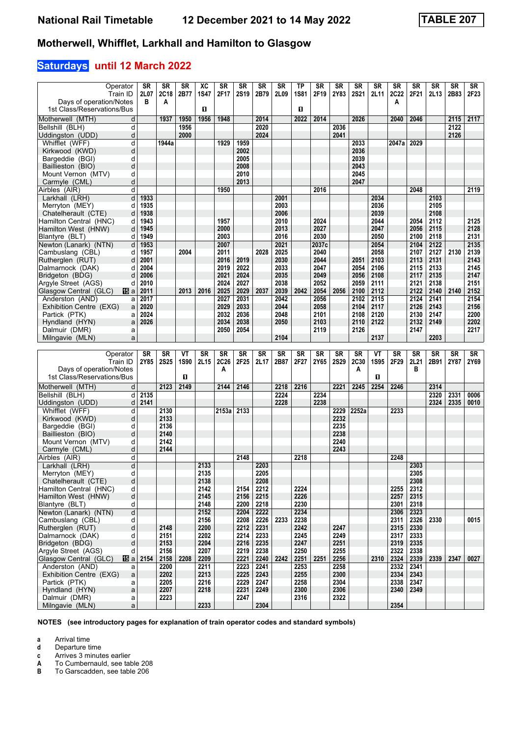# Motherwell, Whifflet, Larkhall and Hamilton to Glasgow

## Saturdays until 12 March 2022

| Operator | | SR | SR | SR | XC | SR | SR | SR | SR | TP | SR | SR | SR | SR | SR | SR | SR | SR | SR |
|---|---|---|---|---|---|---|---|---|---|---|---|---|---|---|---|---|---|---|---|
| Train ID | | 2L07 | 2C18 | 2B77 | 1S47 | 2F17 | 2S19 | 2B79 | 2L09 | 1S81 | 2F19 | 2Y83 | 2S21 | 2L11 | 2C22 | 2F21 | 2L13 | 2B83 | 2F23 |
| Days of operation/Notes | | B | A | | | | | | | | | | | | A | | | | |
| 1st Class/Reservations/Bus | | | | | ■ | | | | | ■ | | | | | | | | | |
| Motherwell (MTH) | d | | 1937 | 1950 | 1956 | 1948 | | 2014 | | 2022 | 2014 | | 2026 | | 2040 | 2046 | | 2115 | 2117 |
| Bellshill (BLH) | d | | | 1956 | | | | 2020 | | | | 2036 | | | | | | 2122 | |
| Uddingston (UDD) | d | | | 2000 | | | | 2024 | | | | 2041 | | | | | | 2126 | |
| Whifflet (WFF) | d | | 1944a | | | 1929 | 1959 | | | | | | 2033 | | 2047a | 2029 | | | |
| Kirkwood (KWD) | d | | | | | | 2002 | | | | | | 2036 | | | | | | |
| Bargeddie (BGI) | d | | | | | | 2005 | | | | | | 2039 | | | | | | |
| Baillieston (BIO) | d | | | | | | 2008 | | | | | | 2043 | | | | | | |
| Mount Vernon (MTV) | d | | | | | | 2010 | | | | | | 2045 | | | | | | |
| Carmyle (CML) | d | | | | | | 2013 | | | | | | 2047 | | | | | | |
| Airbles (AIR) | d | | | | | 1950 | | | | | 2016 | | | | | 2048 | | | 2119 |
| Larkhall (LRH) | d | 1933 | | | | | | | 2001 | | | | | 2034 | | | 2103 | | |
| Merryton (MEY) | d | 1935 | | | | | | | 2003 | | | | | 2036 | | | 2105 | | |
| Chatelherault (CTE) | d | 1938 | | | | | | | 2006 | | | | | 2039 | | | 2108 | | |
| Hamilton Central (HNC) | d | 1943 | | | | 1957 | | | 2010 | | 2024 | | | 2044 | | 2054 | 2112 | | 2125 |
| Hamilton West (HNW) | d | 1945 | | | | 2000 | | | 2013 | | 2027 | | | 2047 | | 2056 | 2115 | | 2128 |
| Blantyre (BLT) | d | 1949 | | | | 2003 | | | 2016 | | 2030 | | | 2050 | | 2100 | 2118 | | 2131 |
| Newton (Lanark) (NTN) | d | 1953 | | | | 2007 | | | 2021 | | 2037c | | | 2054 | | 2104 | 2122 | | 2135 |
| Cambuslang (CBL) | d | 1957 | | 2004 | | 2011 | | 2028 | 2025 | | 2040 | | | 2058 | | 2107 | 2127 | 2130 | 2139 |
| Rutherglen (RUT) | d | 2001 | | | | 2016 | 2019 | | 2030 | | 2044 | | 2051 | 2103 | | 2113 | 2131 | | 2143 |
| Dalmarnock (DAK) | d | 2004 | | | | 2019 | 2022 | | 2033 | | 2047 | | 2054 | 2106 | | 2115 | 2133 | | 2145 |
| Bridgeton (BDG) | d | 2006 | | | | 2021 | 2024 | | 2035 | | 2049 | | 2056 | 2108 | | 2117 | 2135 | | 2147 |
| Argyle Street (AGS) | d | 2010 | | | | 2024 | 2027 | | 2038 | | 2052 | | 2059 | 2111 | | 2121 | 2138 | | 2151 |
| Glasgow Central (GLC) 15 | a | 2011 | | 2013 | 2016 | 2025 | 2029 | 2037 | 2039 | 2042 | 2054 | 2056 | 2100 | 2112 | | 2122 | 2140 | 2140 | 2152 |
| Anderston (AND) | a | 2017 | | | | 2027 | 2031 | | 2042 | | 2056 | | 2102 | 2115 | | 2124 | 2141 | | 2154 |
| Exhibition Centre (EXG) | a | 2020 | | | | 2029 | 2033 | | 2044 | | 2058 | | 2104 | 2117 | | 2126 | 2143 | | 2156 |
| Partick (PTK) | a | 2024 | | | | 2032 | 2036 | | 2048 | | 2101 | | 2108 | 2120 | | 2130 | 2147 | | 2200 |
| Hyndland (HYN) | a | 2026 | | | | 2034 | 2038 | | 2050 | | 2103 | | 2110 | 2122 | | 2132 | 2149 | | 2202 |
| Dalmuir (DMR) | a | | | | | 2050 | 2054 | | | | 2119 | | 2126 | | | 2147 | | | 2217 |
| Milngavie (MLN) | a | | | | | | | | 2104 | | | | | 2137 | | | 2203 | | |

| Operator | | SR | SR | VT | SR | SR | SR | SR | SR | SR | SR | SR | SR | VT | SR | SR | SR | SR | SR |
|---|---|---|---|---|---|---|---|---|---|---|---|---|---|---|---|---|---|---|---|
| Train ID | | 2Y85 | 2S25 | 1S90 | 2L15 | 2C26 | 2F25 | 2L17 | 2B87 | 2F27 | 2Y65 | 2S29 | 2C30 | 1S95 | 2F29 | 2L21 | 2B91 | 2Y87 | 2Y69 |
| Days of operation/Notes | | | | | | A | | | | | | | A | | | B | | | |
| 1st Class/Reservations/Bus | | | | ■ | | | | | | | | | | ■ | | | | | |
| Motherwell (MTH) | d | | 2123 | 2149 | | 2144 | 2146 | | 2218 | 2216 | | 2221 | 2245 | 2254 | 2246 | | 2314 | | |
| Bellshill (BLH) | d | 2135 | | | | | | | 2224 | | 2234 | | | | | | 2320 | 2331 | 0006 |
| Uddingston (UDD) | d | 2141 | | | | | | | 2228 | | 2238 | | | | | | 2324 | 2335 | 0010 |
| Whifflet (WFF) | d | | 2130 | | | 2153a | 2133 | | | | | 2229 | 2252a | | 2233 | | | | |
| Kirkwood (KWD) | d | | 2133 | | | | | | | | | 2232 | | | | | | | |
| Bargeddie (BGI) | d | | 2136 | | | | | | | | | 2235 | | | | | | | |
| Baillieston (BIO) | d | | 2140 | | | | | | | | | 2238 | | | | | | | |
| Mount Vernon (MTV) | d | | 2142 | | | | | | | | | 2240 | | | | | | | |
| Carmyle (CML) | d | | 2144 | | | | | | | | | 2243 | | | | | | | |
| Airbles (AIR) | d | | | | | | 2148 | | | 2218 | | | | | 2248 | | | | |
| Larkhall (LRH) | d | | | | 2133 | | | 2203 | | | | | | | | 2303 | | | |
| Merryton (MEY) | d | | | | 2135 | | | 2205 | | | | | | | | 2305 | | | |
| Chatelherault (CTE) | d | | | | 2138 | | | 2208 | | | | | | | | 2308 | | | |
| Hamilton Central (HNC) | d | | | | 2142 | | 2154 | 2212 | | 2224 | | | | | 2255 | 2312 | | | |
| Hamilton West (HNW) | d | | | | 2145 | | 2156 | 2215 | | 2226 | | | | | 2257 | 2315 | | | |
| Blantyre (BLT) | d | | | | 2148 | | 2200 | 2218 | | 2230 | | | | | 2301 | 2318 | | | |
| Newton (Lanark) (NTN) | d | | | | 2152 | | 2204 | 2222 | | 2234 | | | | | 2306 | 2323 | | | |
| Cambuslang (CBL) | d | | | | 2156 | | 2208 | 2226 | 2233 | 2238 | | | | | 2311 | 2326 | 2330 | | 0015 |
| Rutherglen (RUT) | d | | 2148 | | 2200 | | 2212 | 2231 | | 2242 | | 2247 | | | 2315 | 2330 | | | |
| Dalmarnock (DAK) | d | | 2151 | | 2202 | | 2214 | 2233 | | 2245 | | 2249 | | | 2317 | 2333 | | | |
| Bridgeton (BDG) | d | | 2153 | | 2204 | | 2216 | 2235 | | 2247 | | 2251 | | | 2319 | 2335 | | | |
| Argyle Street (AGS) | d | | 2156 | | 2207 | | 2219 | 2238 | | 2250 | | 2255 | | | 2322 | 2338 | | | |
| Glasgow Central (GLC) 15 | a | 2154 | 2158 | 2208 | 2209 | | 2221 | 2240 | 2242 | 2251 | 2251 | 2256 | | 2310 | 2324 | 2339 | 2339 | 2347 | 0027 |
| Anderston (AND) | a | | 2200 | | 2211 | | 2223 | 2241 | | 2253 | | 2258 | | | 2332 | 2341 | | | |
| Exhibition Centre (EXG) | a | | 2202 | | 2213 | | 2225 | 2243 | | 2255 | | 2300 | | | 2334 | 2343 | | | |
| Partick (PTK) | a | | 2205 | | 2216 | | 2229 | 2247 | | 2258 | | 2304 | | | 2338 | 2347 | | | |
| Hyndland (HYN) | a | | 2207 | | 2218 | | 2231 | 2249 | | 2300 | | 2306 | | | 2340 | 2349 | | | |
| Dalmuir (DMR) | a | | 2223 | | | | 2247 | | | 2316 | | 2322 | | | | | | | |
| Milngavie (MLN) | a | | | | 2233 | | | 2304 | | | | | | | 2354 | | | | |

**NOTES (see introductory pages for explanation of train operator codes and standard symbols)**

- **a** Arrival time
- **d** Departure time
- **c** Arrives 3 minutes earlier
- **A** To Cumbernauld, see table 208
- **B** To Garscadden, see table 206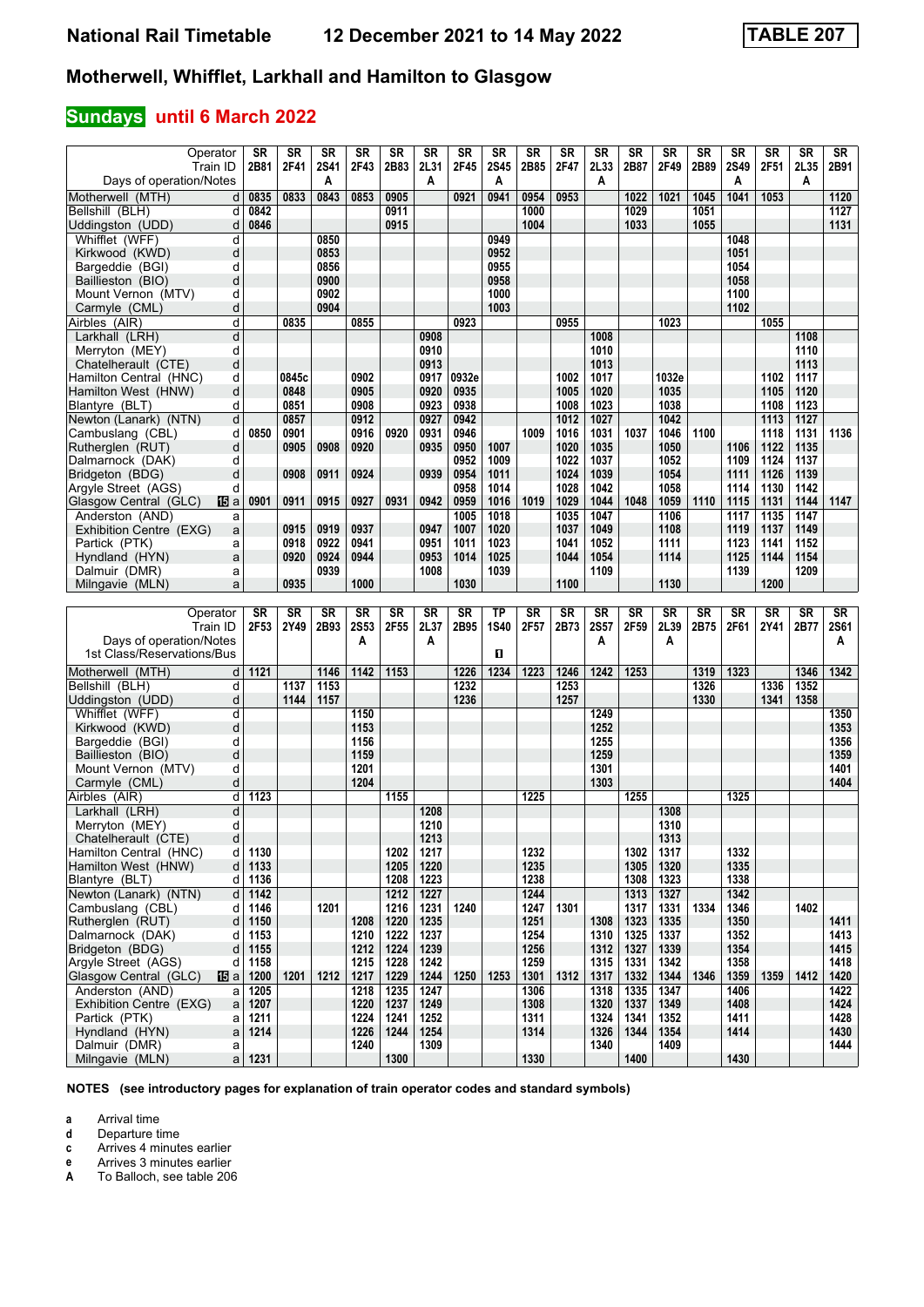# National Rail Timetable 12 December 2021 to 14 May 2022 TABLE 207

## Motherwell, Whifflet, Larkhall and Hamilton to Glasgow

### Sundays until 6 March 2022

| Operator | | SR | SR | SR | SR | SR | SR | SR | SR | SR | SR | SR | SR | SR | SR | SR | SR | SR | SR |
|---|---|---|---|---|---|---|---|---|---|---|---|---|---|---|---|---|---|---|---|
| Train ID | | 2B81 | 2F41 | 2S41 | 2F43 | 2B83 | 2L31 | 2F45 | 2S45 | 2B85 | 2F47 | 2L33 | 2B87 | 2F49 | 2B89 | 2S49 | 2F51 | 2L35 | 2B91 |
| Days of operation/Notes | | | | A | | | A | | A | | | A | | | | A | | A | |
| Motherwell (MTH) | d | 0835 | 0833 | 0843 | 0853 | 0905 | | 0921 | 0941 | 0954 | 0953 | | 1022 | 1021 | 1045 | 1041 | 1053 | | 1120 |
| Bellshill (BLH) | d | 0842 | | | | 0911 | | | | 1000 | | | 1029 | | 1051 | | | | 1127 |
| Uddingston (UDD) | d | 0846 | | | | 0915 | | | | 1004 | | | 1033 | | 1055 | | | | 1131 |
| Whifflet (WFF) | d | | | 0850 | | | | | 0949 | | | | | | | 1048 | | | |
| Kirkwood (KWD) | d | | | 0853 | | | | | 0952 | | | | | | | 1051 | | | |
| Bargeddie (BGI) | d | | | 0856 | | | | | 0955 | | | | | | | 1054 | | | |
| Baillieston (BIO) | d | | | 0900 | | | | | 0958 | | | | | | | 1058 | | | |
| Mount Vernon (MTV) | d | | | 0902 | | | | | 1000 | | | | | | | 1100 | | | |
| Carmyle (CML) | d | | | 0904 | | | | | 1003 | | | | | | | 1102 | | | |
| Airbles (AIR) | d | | 0835 | | 0855 | | | 0923 | | | 0955 | | | 1023 | | | 1055 | | |
| Larkhall (LRH) | d | | | | | | 0908 | | | | | 1008 | | | | | | 1108 | |
| Merryton (MEY) | d | | | | | | 0910 | | | | | 1010 | | | | | | 1110 | |
| Chatelherault (CTE) | d | | | | | | 0913 | | | | | 1013 | | | | | | 1113 | |
| Hamilton Central (HNC) | d | | 0845c | | 0902 | | 0917 | 0932e | | | 1002 | 1017 | | 1032e | | | 1102 | 1117 | |
| Hamilton West (HNW) | d | | 0848 | | 0905 | | 0920 | 0935 | | | 1005 | 1020 | | 1035 | | | 1105 | 1120 | |
| Blantyre (BLT) | d | | 0851 | | 0908 | | 0923 | 0938 | | | 1008 | 1023 | | 1038 | | | 1108 | 1123 | |
| Newton (Lanark) (NTN) | d | | 0857 | | 0912 | | 0927 | 0942 | | | 1012 | 1027 | | 1042 | | | 1113 | 1127 | |
| Cambuslang (CBL) | d | 0850 | 0901 | | 0916 | 0920 | 0931 | 0946 | | 1009 | 1016 | 1031 | 1037 | 1046 | 1100 | | 1118 | 1131 | 1136 |
| Rutherglen (RUT) | d | | 0905 | 0908 | 0920 | | 0935 | 0950 | 1007 | | 1020 | 1035 | | 1050 | | 1106 | 1122 | 1135 | |
| Dalmarnock (DAK) | d | | | | | | | 0952 | 1009 | | 1022 | 1037 | | 1052 | | 1109 | 1124 | 1137 | |
| Bridgeton (BDG) | d | | 0908 | 0911 | 0924 | | 0939 | 0954 | 1011 | | 1024 | 1039 | | 1054 | | 1111 | 1126 | 1139 | |
| Argyle Street (AGS) | d | | | | | | | 0958 | 1014 | | 1028 | 1042 | | 1058 | | 1114 | 1130 | 1142 | |
| Glasgow Central (GLC) | a | 0901 | 0911 | 0915 | 0927 | 0931 | 0942 | 0959 | 1016 | 1019 | 1029 | 1044 | 1048 | 1059 | 1110 | 1115 | 1131 | 1144 | 1147 |
| Anderston (AND) | a | | | | | | | 1005 | 1018 | | 1035 | 1047 | | 1106 | | 1117 | 1135 | 1147 | |
| Exhibition Centre (EXG) | a | | 0915 | 0919 | 0937 | | 0947 | 1007 | 1020 | | 1037 | 1049 | | 1108 | | 1119 | 1137 | 1149 | |
| Partick (PTK) | a | | 0918 | 0922 | 0941 | | 0951 | 1011 | 1023 | | 1041 | 1052 | | 1111 | | 1123 | 1141 | 1152 | |
| Hyndland (HYN) | a | | 0920 | 0924 | 0944 | | 0953 | 1014 | 1025 | | 1044 | 1054 | | 1114 | | 1125 | 1144 | 1154 | |
| Dalmuir (DMR) | a | | | 0939 | | | 1008 | | 1039 | | | 1109 | | | | 1139 | | 1209 | |
| Milngavie (MLN) | a | | 0935 | | 1000 | | | 1030 | | | 1100 | | | 1130 | | | 1200 | | |

| Operator | | SR | SR | SR | SR | SR | SR | SR | TP | SR | SR | SR | SR | SR | SR | SR | SR | SR | SR |
|---|---|---|---|---|---|---|---|---|---|---|---|---|---|---|---|---|---|---|---|
| Train ID | | 2F53 | 2Y49 | 2B93 | 2S53 | 2F55 | 2L37 | 2B95 | 1S40 | 2F57 | 2B73 | 2S57 | 2F59 | 2L39 | 2B75 | 2F61 | 2Y41 | 2B77 | 2S61 |
| Days of operation/Notes | | | | | A | | A | | | | | A | | A | | | | | A |
| 1st Class/Reservations/Bus | | | | | | | | | 1 | | | | | | | | | | |
| Motherwell (MTH) | d | 1121 | | 1146 | 1142 | 1153 | | 1226 | 1234 | 1223 | 1246 | 1242 | 1253 | | 1319 | 1323 | | 1346 | 1342 |
| Bellshill (BLH) | d | | 1137 | 1153 | | | | 1232 | | | 1253 | | | | 1326 | | 1336 | 1352 | |
| Uddingston (UDD) | d | | 1144 | 1157 | | | | 1236 | | | 1257 | | | | 1330 | | 1341 | 1358 | |
| Whifflet (WFF) | d | | | | 1150 | | | | | | | 1249 | | | | | | | 1350 |
| Kirkwood (KWD) | d | | | | 1153 | | | | | | | 1252 | | | | | | | 1353 |
| Bargeddie (BGI) | d | | | | 1156 | | | | | | | 1255 | | | | | | | 1356 |
| Baillieston (BIO) | d | | | | 1159 | | | | | | | 1259 | | | | | | | 1359 |
| Mount Vernon (MTV) | d | | | | 1201 | | | | | | | 1301 | | | | | | | 1401 |
| Carmyle (CML) | d | | | | 1204 | | | | | | | 1303 | | | | | | | 1404 |
| Airbles (AIR) | d | 1123 | | | | 1155 | | | | 1225 | | | 1255 | | | 1325 | | | |
| Larkhall (LRH) | d | | | | | | 1208 | | | | | | | 1308 | | | | | |
| Merryton (MEY) | d | | | | | | 1210 | | | | | | | 1310 | | | | | |
| Chatelherault (CTE) | d | | | | | | 1213 | | | | | | | 1313 | | | | | |
| Hamilton Central (HNC) | d | 1130 | | | | 1202 | 1217 | | | 1232 | | | 1302 | 1317 | | 1332 | | | |
| Hamilton West (HNW) | d | 1133 | | | | 1205 | 1220 | | | 1235 | | | 1305 | 1320 | | 1335 | | | |
| Blantyre (BLT) | d | 1136 | | | | 1208 | 1223 | | | 1238 | | | 1308 | 1323 | | 1338 | | | |
| Newton (Lanark) (NTN) | d | 1142 | | | | 1212 | 1227 | | | 1244 | | | 1313 | 1327 | | 1342 | | | |
| Cambuslang (CBL) | d | 1146 | | 1201 | | 1216 | 1231 | 1240 | | 1247 | 1301 | | 1317 | 1331 | 1334 | 1346 | | 1402 | |
| Rutherglen (RUT) | d | 1150 | | | 1208 | 1220 | 1235 | | | 1251 | | 1308 | 1323 | 1335 | | 1350 | | | 1411 |
| Dalmarnock (DAK) | d | 1153 | | | 1210 | 1222 | 1237 | | | 1254 | | 1310 | 1325 | 1337 | | 1352 | | | 1413 |
| Bridgeton (BDG) | d | 1155 | | | 1212 | 1224 | 1239 | | | 1256 | | 1312 | 1327 | 1339 | | 1354 | | | 1415 |
| Argyle Street (AGS) | d | 1158 | | | 1215 | 1228 | 1242 | | | 1259 | | 1315 | 1331 | 1342 | | 1358 | | | 1418 |
| Glasgow Central (GLC) | a | 1200 | 1201 | 1212 | 1217 | 1229 | 1244 | 1250 | 1253 | 1301 | 1312 | 1317 | 1332 | 1344 | 1346 | 1359 | 1359 | 1412 | 1420 |
| Anderston (AND) | a | 1205 | | | 1218 | 1235 | 1247 | | | 1306 | | 1318 | 1335 | 1347 | | 1406 | | | 1422 |
| Exhibition Centre (EXG) | a | 1207 | | | 1220 | 1237 | 1249 | | | 1308 | | 1320 | 1337 | 1349 | | 1408 | | | 1424 |
| Partick (PTK) | a | 1211 | | | 1224 | 1241 | 1252 | | | 1311 | | 1324 | 1341 | 1352 | | 1411 | | | 1428 |
| Hyndland (HYN) | a | 1214 | | | 1226 | 1244 | 1254 | | | 1314 | | 1326 | 1344 | 1354 | | 1414 | | | 1430 |
| Dalmuir (DMR) | a | | | | 1240 | | 1309 | | | | | 1340 | | 1409 | | | | | 1444 |
| Milngavie (MLN) | a | 1231 | | | | 1300 | | | | 1330 | | | 1400 | | | 1430 | | | |

**NOTES (see introductory pages for explanation of train operator codes and standard symbols)**

- **a** Arrival time
- **d** Departure time
- **c** Arrives 4 minutes earlier
- **e** Arrives 3 minutes earlier
- **A** To Balloch, see table 206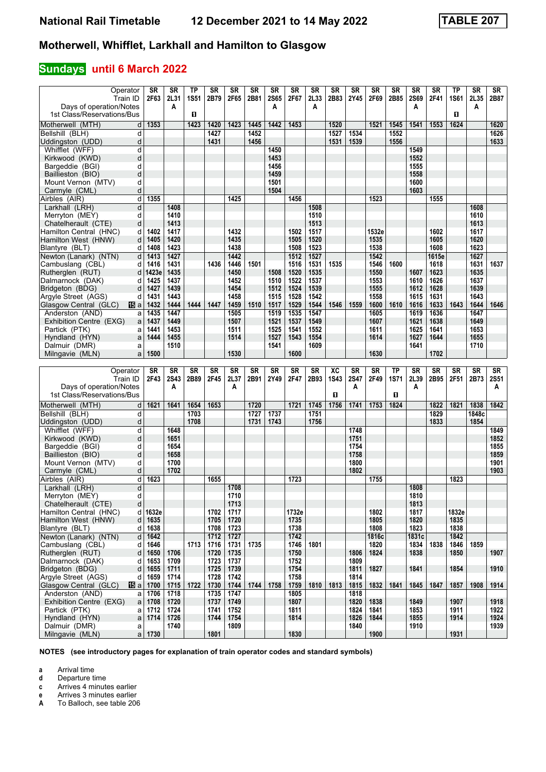# Motherwell, Whifflet, Larkhall and Hamilton to Glasgow

**TABLE 207**

## Sundays until 6 March 2022

| Operator | | SR | SR | TP | SR | SR | SR | SR | SR | SR | SR | SR | SR | SR | SR | SR | TP | SR | SR |
|---|---|---|---|---|---|---|---|---|---|---|---|---|---|---|---|---|---|---|---|
| Train ID | | 2F63 | 2L31 | 1S51 | 2B79 | 2F65 | 2B81 | 2S65 | 2F67 | 2L33 | 2B83 | 2Y45 | 2F69 | 2B85 | 2S69 | 2F41 | 1S61 | 2L35 | 2B87 |
| Days of operation/Notes | | | A | | | | | A | | A | | | | | A | | | A | |
| 1st Class/Reservations/Bus | | | | 1 | | | | | | | | | | | | | 1 | | |
| Motherwell (MTH) | d | 1353 | | 1423 | 1420 | 1423 | 1445 | 1442 | 1453 | | 1520 | | 1521 | 1545 | 1541 | 1553 | 1624 | | 1620 |
| Bellshill (BLH) | d | | | | 1427 | | 1452 | | | | 1527 | 1534 | | 1552 | | | | | 1626 |
| Uddingston (UDD) | d | | | | 1431 | | 1456 | | | | 1531 | 1539 | | 1556 | | | | | 1633 |
| Whifflet (WFF) | d | | | | | | | 1450 | | | | | | | 1549 | | | | |
| Kirkwood (KWD) | d | | | | | | | 1453 | | | | | | | 1552 | | | | |
| Bargeddie (BGI) | d | | | | | | | 1456 | | | | | | | 1555 | | | | |
| Baillieston (BIO) | d | | | | | | | 1459 | | | | | | | 1558 | | | | |
| Mount Vernon (MTV) | d | | | | | | | 1501 | | | | | | | 1600 | | | | |
| Carmyle (CML) | d | | | | | | | 1504 | | | | | | | 1603 | | | | |
| Airbles (AIR) | d | 1355 | | | | 1425 | | | 1456 | | | | 1523 | | | 1555 | | | |
| Larkhall (LRH) | d | | 1408 | | | | | | | 1508 | | | | | | | | 1608 | |
| Merryton (MEY) | d | | 1410 | | | | | | | 1510 | | | | | | | | 1610 | |
| Chatelherault (CTE) | d | | 1413 | | | | | | | 1513 | | | | | | | | 1613 | |
| Hamilton Central (HNC) | d | 1402 | 1417 | | | 1432 | | | 1502 | 1517 | | | 1532e | | | 1602 | | 1617 | |
| Hamilton West (HNW) | d | 1405 | 1420 | | | 1435 | | | 1505 | 1520 | | | 1535 | | | 1605 | | 1620 | |
| Blantyre (BLT) | d | 1408 | 1423 | | | 1438 | | | 1508 | 1523 | | | 1538 | | | 1608 | | 1623 | |
| Newton (Lanark) (NTN) | d | 1413 | 1427 | | | 1442 | | | 1512 | 1527 | | | 1542 | | | 1615e | | 1627 | |
| Cambuslang (CBL) | d | 1416 | 1431 | | 1436 | 1446 | 1501 | | 1516 | 1531 | 1535 | | 1546 | 1600 | | 1618 | | 1631 | 1637 |
| Rutherglen (RUT) | d | 1423e | 1435 | | | 1450 | | 1508 | 1520 | 1535 | | | 1550 | | 1607 | 1623 | | 1635 | |
| Dalmarnock (DAK) | d | 1425 | 1437 | | | 1452 | | 1510 | 1522 | 1537 | | | 1553 | | 1610 | 1626 | | 1637 | |
| Bridgeton (BDG) | d | 1427 | 1439 | | | 1454 | | 1512 | 1524 | 1539 | | | 1555 | | 1612 | 1628 | | 1639 | |
| Argyle Street (AGS) | d | 1431 | 1443 | | | 1458 | | 1515 | 1528 | 1542 | | | 1558 | | 1615 | 1631 | | 1643 | |
| Glasgow Central (GLC) | a | 1432 | 1444 | 1444 | 1447 | 1459 | 1510 | 1517 | 1529 | 1544 | 1546 | 1559 | 1600 | 1610 | 1616 | 1633 | 1643 | 1644 | 1646 |
| Anderston (AND) | a | 1435 | 1447 | | | 1505 | | 1519 | 1535 | 1547 | | | 1605 | | 1619 | 1636 | | 1647 | |
| Exhibition Centre (EXG) | a | 1437 | 1449 | | | 1507 | | 1521 | 1537 | 1549 | | | 1607 | | 1621 | 1638 | | 1649 | |
| Partick (PTK) | a | 1441 | 1453 | | | 1511 | | 1525 | 1541 | 1552 | | | 1611 | | 1625 | 1641 | | 1653 | |
| Hyndland (HYN) | a | 1444 | 1455 | | | 1514 | | 1527 | 1543 | 1554 | | | 1614 | | 1627 | 1644 | | 1655 | |
| Dalmuir (DMR) | a | | 1510 | | | | | 1541 | | 1609 | | | | | 1641 | | | 1710 | |
| Milngavie (MLN) | a | 1500 | | | | 1530 | | | 1600 | | | | 1630 | | | 1702 | | | |

| Operator | | SR | SR | SR | SR | SR | SR | SR | SR | SR | XC | SR | SR | TP | SR | SR | SR | SR | SR |
|---|---|---|---|---|---|---|---|---|---|---|---|---|---|---|---|---|---|---|---|
| Train ID | | 2F43 | 2S43 | 2B89 | 2F45 | 2L37 | 2B91 | 2Y49 | 2F47 | 2B93 | 1S43 | 2S47 | 2F49 | 1S71 | 2L39 | 2B95 | 2F51 | 2B73 | 2S51 |
| Days of operation/Notes | | | A | | | A | | | | | | A | | | A | | | | A |
| 1st Class/Reservations/Bus | | | | | | | | | | | 1 | | | 1 | | | | | |
| Motherwell (MTH) | d | 1621 | 1641 | 1654 | 1653 | | 1720 | | 1721 | 1745 | 1756 | 1741 | 1753 | 1824 | | 1822 | 1821 | 1838 | 1842 |
| Bellshill (BLH) | d | | | 1703 | | | 1727 | 1737 | | 1751 | | | | | | 1829 | | 1848c | |
| Uddingston (UDD) | d | | | 1708 | | | 1731 | 1743 | | 1756 | | | | | | 1833 | | 1854 | |
| Whifflet (WFF) | d | | 1648 | | | | | | | | | 1748 | | | | | | | 1849 |
| Kirkwood (KWD) | d | | 1651 | | | | | | | | | 1751 | | | | | | | 1852 |
| Bargeddie (BGI) | d | | 1654 | | | | | | | | | 1754 | | | | | | | 1855 |
| Baillieston (BIO) | d | | 1658 | | | | | | | | | 1758 | | | | | | | 1859 |
| Mount Vernon (MTV) | d | | 1700 | | | | | | | | | 1800 | | | | | | | 1901 |
| Carmyle (CML) | d | | 1702 | | | | | | | | | 1802 | | | | | | | 1903 |
| Airbles (AIR) | d | 1623 | | | 1655 | | | | 1723 | | | | 1755 | | | | 1823 | | |
| Larkhall (LRH) | d | | | | | 1708 | | | | | | | | | 1808 | | | | |
| Merryton (MEY) | d | | | | | 1710 | | | | | | | | | 1810 | | | | |
| Chatelherault (CTE) | d | | | | | 1713 | | | | | | | | | 1813 | | | | |
| Hamilton Central (HNC) | d | 1632e | | | 1702 | 1717 | | | 1732e | | | | 1802 | | 1817 | | 1832e | | |
| Hamilton West (HNW) | d | 1635 | | | 1705 | 1720 | | | 1735 | | | | 1805 | | 1820 | | 1835 | | |
| Blantyre (BLT) | d | 1638 | | | 1708 | 1723 | | | 1738 | | | | 1808 | | 1823 | | 1838 | | |
| Newton (Lanark) (NTN) | d | 1642 | | | 1712 | 1727 | | | 1742 | | | | 1816c | | 1831c | | 1842 | | |
| Cambuslang (CBL) | d | 1646 | | 1713 | 1716 | 1731 | 1735 | | 1746 | 1801 | | | 1820 | | 1834 | 1838 | 1846 | 1859 | |
| Rutherglen (RUT) | d | 1650 | 1706 | | 1720 | 1735 | | | 1750 | | | 1806 | 1824 | | 1838 | | 1850 | | 1907 |
| Dalmarnock (DAK) | d | 1653 | 1709 | | 1723 | 1737 | | | 1752 | | | 1809 | | | | | | | |
| Bridgeton (BDG) | d | 1655 | 1711 | | 1725 | 1739 | | | 1754 | | | 1811 | 1827 | | 1841 | | 1854 | | 1910 |
| Argyle Street (AGS) | d | 1659 | 1714 | | 1728 | 1742 | | | 1758 | | | 1814 | | | | | | | |
| Glasgow Central (GLC) | a | 1700 | 1715 | 1722 | 1730 | 1744 | 1744 | 1758 | 1759 | 1810 | 1813 | 1815 | 1832 | 1841 | 1845 | 1847 | 1857 | 1908 | 1914 |
| Anderston (AND) | a | 1706 | 1718 | | 1735 | 1747 | | | 1805 | | | 1818 | | | | | | | |
| Exhibition Centre (EXG) | a | 1708 | 1720 | | 1737 | 1749 | | | 1807 | | | 1820 | 1838 | | 1849 | | 1907 | | 1918 |
| Partick (PTK) | a | 1712 | 1724 | | 1741 | 1752 | | | 1811 | | | 1824 | 1841 | | 1853 | | 1911 | | 1922 |
| Hyndland (HYN) | a | 1714 | 1726 | | 1744 | 1754 | | | 1814 | | | 1826 | 1844 | | 1855 | | 1914 | | 1924 |
| Dalmuir (DMR) | a | | 1740 | | | 1809 | | | | | | 1840 | | | 1910 | | | | 1939 |
| Milngavie (MLN) | a | 1730 | | | 1801 | | | | 1830 | | | | 1900 | | | | 1931 | | |

**NOTES (see introductory pages for explanation of train operator codes and standard symbols)**

- **a** Arrival time
- **d** Departure time
- **c** Arrives 4 minutes earlier
- **e** Arrives 3 minutes earlier
- **A** To Balloch, see table 206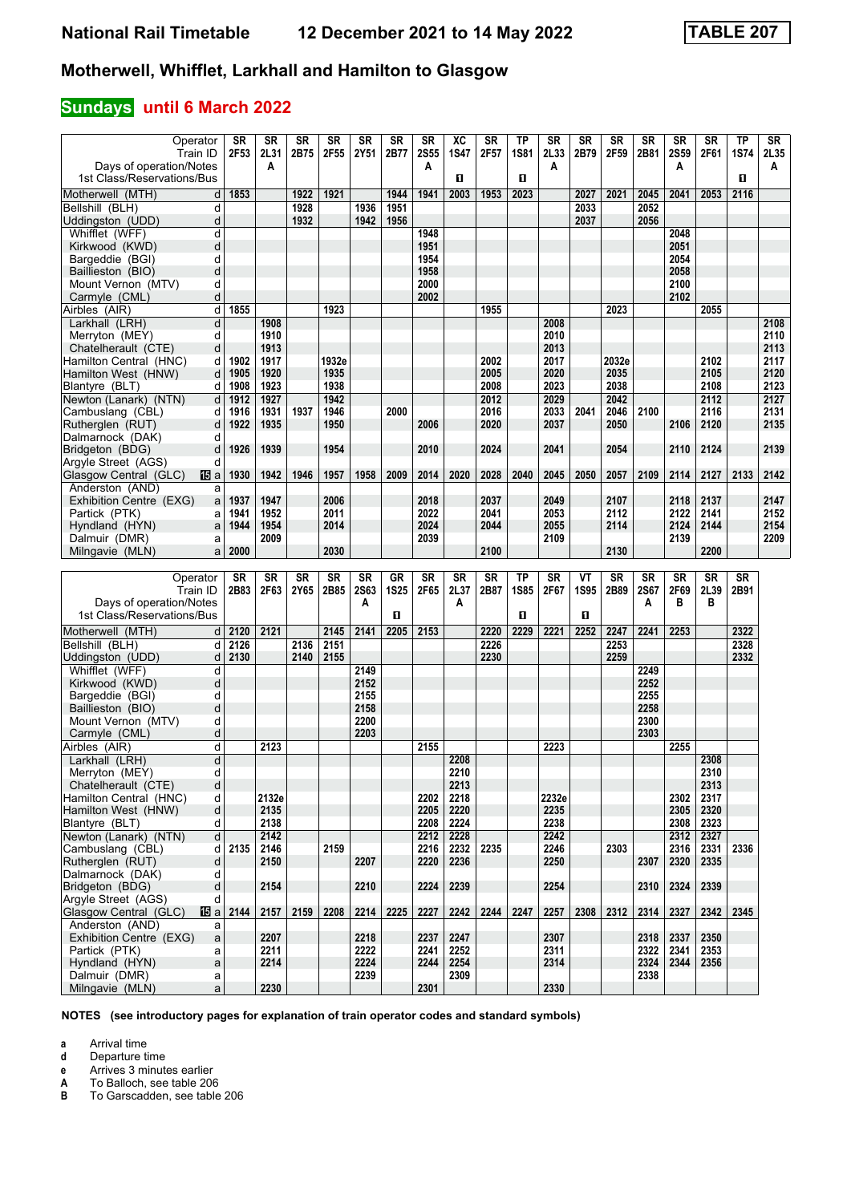# National Rail Timetable 12 December 2021 to 14 May 2022 TABLE 207

## Motherwell, Whifflet, Larkhall and Hamilton to Glasgow

### Sundays until 6 March 2022

| Operator | | SR | SR | SR | SR | SR | SR | SR | XC | SR | TP | SR | SR | SR | SR | SR | SR | TP | SR |
|---|---|---|---|---|---|---|---|---|---|---|---|---|---|---|---|---|---|---|---|
| Train ID | | 2F53 | 2L31 | 2B75 | 2F55 | 2Y51 | 2B77 | 2S55 | 1S47 | 2F57 | 1S81 | 2L33 | 2B79 | 2F59 | 2B81 | 2S59 | 2F61 | 1S74 | 2L35 |
| Days of operation/Notes | | | A | | | | | A | | | | A | | | | A | | | A |
| 1st Class/Reservations/Bus | | | | | | | | | 1 | | 1 | | | | | | | 1 | |
| Motherwell (MTH) | d | 1853 | | 1922 | 1921 | | 1944 | 1941 | 2003 | 1953 | 2023 | | 2027 | 2021 | 2045 | 2041 | 2053 | 2116 | |
| Bellshill (BLH) | d | | | 1928 | | 1936 | 1951 | | | | | | 2033 | | 2052 | | | | |
| Uddingston (UDD) | d | | | 1932 | | 1942 | 1956 | | | | | | 2037 | | 2056 | | | | |
| Whifflet (WFF) | d | | | | | | | 1948 | | | | | | | | 2048 | | | |
| Kirkwood (KWD) | d | | | | | | | 1951 | | | | | | | | 2051 | | | |
| Bargeddie (BGI) | d | | | | | | | 1954 | | | | | | | | 2054 | | | |
| Baillieston (BIO) | d | | | | | | | 1958 | | | | | | | | 2058 | | | |
| Mount Vernon (MTV) | d | | | | | | | 2000 | | | | | | | | 2100 | | | |
| Carmyle (CML) | d | | | | | | | 2002 | | | | | | | | 2102 | | | |
| Airbles (AIR) | d | 1855 | | | 1923 | | | | | 1955 | | | | 2023 | | | 2055 | | |
| Larkhall (LRH) | d | | 1908 | | | | | | | | | 2008 | | | | | | | 2108 |
| Merryton (MEY) | d | | 1910 | | | | | | | | | 2010 | | | | | | | 2110 |
| Chatelherault (CTE) | d | | 1913 | | | | | | | | | 2013 | | | | | | | 2113 |
| Hamilton Central (HNC) | d | 1902 | 1917 | | 1932e | | | | | 2002 | | 2017 | | 2032e | | | 2102 | | 2117 |
| Hamilton West (HNW) | d | 1905 | 1920 | | 1935 | | | | | 2005 | | 2020 | | 2035 | | | 2105 | | 2120 |
| Blantyre (BLT) | d | 1908 | 1923 | | 1938 | | | | | 2008 | | 2023 | | 2038 | | | 2108 | | 2123 |
| Newton (Lanark) (NTN) | d | 1912 | 1927 | | 1942 | | | | | 2012 | | 2029 | | 2042 | | | 2112 | | 2127 |
| Cambuslang (CBL) | d | 1916 | 1931 | 1937 | 1946 | | 2000 | | | 2016 | | 2033 | 2041 | 2046 | 2100 | | 2116 | | 2131 |
| Rutherglen (RUT) | d | 1922 | 1935 | | 1950 | | | 2006 | | 2020 | | 2037 | | 2050 | | 2106 | 2120 | | 2135 |
| Dalmarnock (DAK) | d | | | | | | | | | | | | | | | | | | |
| Bridgeton (BDG) | d | 1926 | 1939 | | 1954 | | | 2010 | | 2024 | | 2041 | | 2054 | | 2110 | 2124 | | 2139 |
| Argyle Street (AGS) | d | | | | | | | | | | | | | | | | | | |
| Glasgow Central (GLC) | 15 a | 1930 | 1942 | 1946 | 1957 | 1958 | 2009 | 2014 | 2020 | 2028 | 2040 | 2045 | 2050 | 2057 | 2109 | 2114 | 2127 | 2133 | 2142 |
| Anderston (AND) | a | | | | | | | | | | | | | | | | | | |
| Exhibition Centre (EXG) | a | 1937 | 1947 | | 2006 | | | 2018 | | 2037 | | 2049 | | 2107 | | 2118 | 2137 | | 2147 |
| Partick (PTK) | a | 1941 | 1952 | | 2011 | | | 2022 | | 2041 | | 2053 | | 2112 | | 2122 | 2141 | | 2152 |
| Hyndland (HYN) | a | 1944 | 1954 | | 2014 | | | 2024 | | 2044 | | 2055 | | 2114 | | 2124 | 2144 | | 2154 |
| Dalmuir (DMR) | a | | 2009 | | | | | 2039 | | | | 2109 | | | | 2139 | | | 2209 |
| Milngavie (MLN) | a | 2000 | | | 2030 | | | | | 2100 | | | | 2130 | | | 2200 | | |

| Operator | | SR | SR | SR | SR | SR | GR | SR | SR | SR | TP | SR | VT | SR | SR | SR | SR | SR |
|---|---|---|---|---|---|---|---|---|---|---|---|---|---|---|---|---|---|---|
| Train ID | | 2B83 | 2F63 | 2Y65 | 2B85 | 2S63 | 1S25 | 2F65 | 2L37 | 2B87 | 1S85 | 2F67 | 1S95 | 2B89 | 2S67 | 2F69 | 2L39 | 2B91 |
| Days of operation/Notes | | | | | | A | | | A | | | | | | A | B | B | |
| 1st Class/Reservations/Bus | | | | | | | 1 | | | | 1 | | 1 | | | | | |
| Motherwell (MTH) | d | 2120 | 2121 | | 2145 | 2141 | 2205 | 2153 | | 2220 | 2229 | 2221 | 2252 | 2247 | 2241 | 2253 | | 2322 |
| Bellshill (BLH) | d | 2126 | | 2136 | 2151 | | | | | 2226 | | | | 2253 | | | | 2328 |
| Uddingston (UDD) | d | 2130 | | 2140 | 2155 | | | | | 2230 | | | | 2259 | | | | 2332 |
| Whifflet (WFF) | d | | | | | 2149 | | | | | | | | | 2249 | | | |
| Kirkwood (KWD) | d | | | | | 2152 | | | | | | | | | 2252 | | | |
| Bargeddie (BGI) | d | | | | | 2155 | | | | | | | | | 2255 | | | |
| Baillieston (BIO) | d | | | | | 2158 | | | | | | | | | 2258 | | | |
| Mount Vernon (MTV) | d | | | | | 2200 | | | | | | | | | 2300 | | | |
| Carmyle (CML) | d | | | | | 2203 | | | | | | | | | 2303 | | | |
| Airbles (AIR) | d | | 2123 | | | | | 2155 | | | | 2223 | | | | 2255 | | |
| Larkhall (LRH) | d | | | | | | | | 2208 | | | | | | | | 2308 | |
| Merryton (MEY) | d | | | | | | | | 2210 | | | | | | | | 2310 | |
| Chatelherault (CTE) | d | | | | | | | | 2213 | | | | | | | | 2313 | |
| Hamilton Central (HNC) | d | | 2132e | | | | | 2202 | 2218 | | | 2232e | | | | 2302 | 2317 | |
| Hamilton West (HNW) | d | | 2135 | | | | | 2205 | 2220 | | | 2235 | | | | 2305 | 2320 | |
| Blantyre (BLT) | d | | 2138 | | | | | 2208 | 2224 | | | 2238 | | | | 2308 | 2323 | |
| Newton (Lanark) (NTN) | d | | 2142 | | | | | 2212 | 2228 | | | 2242 | | | | 2312 | 2327 | |
| Cambuslang (CBL) | d | 2135 | 2146 | | 2159 | | | 2216 | 2232 | 2235 | | 2246 | | 2303 | | 2316 | 2331 | 2336 |
| Rutherglen (RUT) | d | | 2150 | | | 2207 | | 2220 | 2236 | | | 2250 | | | 2307 | 2320 | 2335 | |
| Dalmarnock (DAK) | d | | | | | | | | | | | | | | | | | |
| Bridgeton (BDG) | d | | 2154 | | | 2210 | | 2224 | 2239 | | | 2254 | | | 2310 | 2324 | 2339 | |
| Argyle Street (AGS) | d | | | | | | | | | | | | | | | | | |
| Glasgow Central (GLC) | 15 a | 2144 | 2157 | 2159 | 2208 | 2214 | 2225 | 2227 | 2242 | 2244 | 2247 | 2257 | 2308 | 2312 | 2314 | 2327 | 2342 | 2345 |
| Anderston (AND) | a | | | | | | | | | | | | | | | | | |
| Exhibition Centre (EXG) | a | | 2207 | | | 2218 | | 2237 | 2247 | | | 2307 | | | 2318 | 2337 | 2350 | |
| Partick (PTK) | a | | 2211 | | | 2222 | | 2241 | 2252 | | | 2311 | | | 2322 | 2341 | 2353 | |
| Hyndland (HYN) | a | | 2214 | | | 2224 | | 2244 | 2254 | | | 2314 | | | 2324 | 2344 | 2356 | |
| Dalmuir (DMR) | a | | | | | 2239 | | | 2309 | | | | | | 2338 | | | |
| Milngavie (MLN) | a | | 2230 | | | | | 2301 | | | | 2330 | | | | | | |

**NOTES (see introductory pages for explanation of train operator codes and standard symbols)**

- **a** Arrival time
- **d** Departure time
- **e** Arrives 3 minutes earlier
- **A** To Balloch, see table 206
- **B** To Garscadden, see table 206